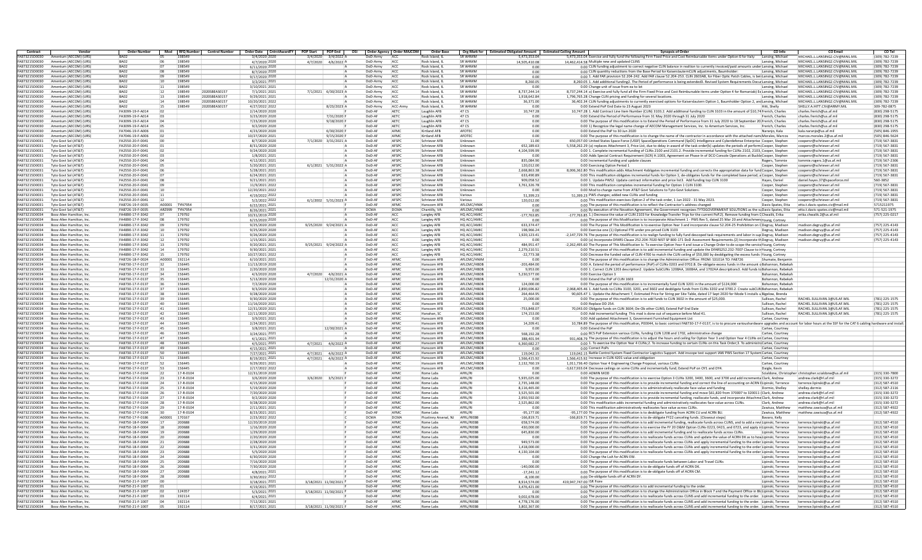| Contract | Vendor | Order Number | Mod | RFQ Number | Control Number | Order Date | CntrctAwardFY | POP Start | POP End | OSI | Order Agency | Order MAJCOM | Order Base | Org Mark for | Estimated Obligated Amount | Estimated Ceiling Amount | Synopsis of Order | CO Info | CO Email | CO Tel |
|---|---|---|---|---|---|---|---|---|---|---|---|---|---|---|---|---|---|---|---|---|
| FA873215D0030 | Amentum (AECOM) (URS) | BA02 | 05 | 198549 | | 3/4/2020 | 2020 | 3/4/2020 | 3/4/2022 | A | DoD-Army | ACC | Rock Island, IL | SR W4MM | 5,473,353.04 | | 5,473,353.04 Exercise and fully fund the following Firm Fixed Price and Cost Reimbursable Items under Option 6 for Italy: | Lansing, Michael | MICHAEL.J.LANSING2.CIV@MAIL.MIL | (309) 782-7239 |
| FA873215D0030 | Amentum (AECOM) (URS) | BA02 | 06 | 198549 | | 4/7/2020 | 2020 | 4/7/2020 | 4/6/2022 | A | DoD-Army | ACC | Rock Island, IL | SR W4MM | 14,505,410.08 | | 14,462,414.58 Multiple new and updated CLINS | Lansing, Michael | MICHAEL.J.LANSING2.CIV@MAIL.MIL | (309) 782-7239 |
| FA873215D0030 | Amentum (AECOM) (URS) | BA02 | 07 | 198549 | | 6/11/2020 | 2020 | | | A | DoD-Army | ACC | Rock Island, IL | SR W4MM | 0.00 | | 0.00 CLIN funding adjustment to correct negative CLIN balance in realtion to currently invoiced/paid amounts under | Lansing, Michael | MICHAEL.J.LANSING2.CIV@MAIL.MIL | (309) 782-7239 |
| FA873215D0030 | Amentum (AECOM) (URS) | BA02 | 08 | 198549 | | 8/7/2020 | 2020 | | | A | DoD-Army | ACC | Rock Island, IL | SR W4MM | 0.00 | | 0.00 CLIN quantity reductions from the Base Period for KaiserslauternCLIN adjustments, Baumholder: | Lansing, Michael | MICHAEL.J.LANSING2.CIV@MAIL.MIL | (309) 782-7239 |
| FA873215D0030 | Amentum (AECOM) (URS) | BA02 | 09 | 198549 | | 9/17/2020 | 2020 | | | A | DoD-Army | ACC | Rock Island, IL | SR W4MM | 0.00 | | 0.00 1. Add FAR provision 52.204-242. Add FAR clause 52.204-253. CLIN 2603AB, for Fiber Optic Patch Cables, is be | Lansing, Michael | MICHAEL.J.LANSING2.CIV@MAIL.MIL | (309) 782-7239 |
| FA873215D0030 | Amentum (AECOM) (URS) | BA02 | 10 | 198549 | | 3/2/2021 | 2021 | | | A | DoD-Army | ACC | Rock Island, IL | SR W4MM | 8,260.05 | | 8,260.05 1. Add additional funding2. The Period of performance is being extended3. Revised System Requirements Docu | Lansing, Michael | MICHAEL.J.LANSING2.CIV@MAIL.MIL | (309) 782-7239 |
| FA873215D0030 | Amentum (AECOM) (URS) | BA02 | 11 | 198549 | | 3/10/2021 | 2021 | | | A | DoD-Army | ACC | Rock Island, IL | SR W4MM | 0.00 | | 0.00 Change unit of issue from ea to lot | Lansing, Michael | MICHAEL.J.LANSING2.CIV@MAIL.MIL | (309) 782-7239 |
| FA873215D0030 | Amentum (AECOM) (URS) | BA02 | 12 | 198549 | 2020588EAS0157 | 7/1/2021 | 2021 | 7/1/2021 | 6/30/2023 | A | DoD-Army | ACC | Rock Island, IL | SR W4MM | 8,737,244.14 | | 8,737,244.14 a) Exercise and fully fund all the Firm Fixed Price and Cost Reimbursable Items under Option 4 for Romania b) Ex | Lansing, Michael | MICHAEL.J.LANSING2.CIV@MAIL.MIL | (309) 782-7239 |
| FA873215D0030 | Amentum (AECOM) (URS) | BA02 | 13 | 198549 | 2020588EAS0157 | 9/29/2021 | 2021 | | | A | DoD-Army | ACC | Rock Island, IL | SR W4MM | 1,918,642.84 | | 1,796,765.28 Change CLIN pricing and funding for several locations. | Lansing, Michael | MICHAEL.J.LANSING2.CIV@MAIL.MIL | (309) 782-7239 |
| FA873215D0030 | Amentum (AECOM) (URS) | BA02 | 14 | 198549 | 2020588EAS0157 | 10/20/2021 | 2022 | | | A | DoD-Army | ACC | Rock Island, IL | SR W4MM | 36,371.00 | | 36,402.34 CLIN funding adjustments to currently exercised options for Kaiserslautern Option 1, Baumholder Option 2, and | Lansing, Michael | MICHAEL.J.LANSING2.CIV@MAIL.MIL | (309) 782-7239 |
| FA873215D0030 | Amentum (AECOM) (URS) | BA02 | 15 | 198549 | 2020588EAS0157 | 4/27/2022 | 2022 | | 8/23/2023 | A | DoD-Army | ACC-Army | Rock Island, IL | SR W4MM | 0.00 | | 0.00 Extend PoP End Date to 23 August 2023 | Hitt, Shelly | SHELLY.A.HITT.CIV@ARMY.MIL | 309-782-0875 |
| FA873215D0030 | Amentum (AECOM) (URS) | FA3099-19-F-A014 | 02 | | | 2/14/2020 | 2020 | | | F | DoD-AF | AETC | Laughlin AFB | 47 CS | 10,747.28 | | 10,747.28 1. Add Contract Line Item Number (CLIN) 3103.2. Add additional funding to CLIN 3103 in the amount of $10,74 | Frerich, Charles | charles.frerich@us.af.mil | (830) 298-5175 |
| FA873215D0030 | Amentum (AECOM) (URS) | FA3099-19-F-A014 | 03 | | | 3/23/2020 | 2020 | | 7/31/2020 | F | DoD-AF | AETC | Laughlin AFB | 47 CS | 0.00 | | 0.00 Extend the Period of Performance from 31 May 2020 through 31 July 2020 | Frerich, Charles | charles.frerich@us.af.mil | (830) 298-5175 |
| FA873215D0030 | Amentum (AECOM) (URS) | FA3099-19-F-A014 | 04 | | | 7/23/2020 | 2020 | | 9/18/2020 | F | DoD-AF | AETC | Laughlin AFB | 47 CS | 0.00 | | 0.00 The purpose of this modification is to Extend the Period of Performance from 31 July 2020 to 18 September 20 | Frerich, Charles | charles.frerich@us.af.mil | (830) 298-5175 |
| FA873215D0030 | Amentum (AECOM) (URS) | FA3099-19-F-A014 | 05 | | | 9/2/2020 | 2020 | | | F | DoD-AF | AETC | Laughlin AFB | 47 CS | 0.00 | | 0.00 1) Recognize the legal name change of AECOM Management Services, Inc. to Amentum Services, Inc. | Frerich, Charles | charles.frerich@us.af.mil | (830) 298-5175 |
| FA873215D0030 | Amentum (AECOM) (URS) | FA7046-19-F-A006 | 01 | | | 4/23/2020 | 2020 | | 6/30/2020 | F | DoD-AF | AFMC | Kirtland AFB | AFOTEC | 0.00 | | 0.00 Extend the PoP to 30 Jun 2020 | Naranjo, Kala | kala.naranjo@us.af.mil | (505) 846-1905 |
| FA873215D0030 | Amentum (AECOM) (URS) | FA7046-19-F-A006 | 02 | | | 10/27/2020 | 2021 | | 9/15/2020 | F | DoD-AF | AFMC | Kirtland AFB | AFOTEC | 0.00 | | 0.00 The purpose of this modification is to change the name of the contractor in accordance with the attached nam | Morales, Marcos | marcos.morales.2@us.af.mil | (505) 846-5624 |
| FA873215D0031 | Tyto Govt Sol (AT&T) | FA2550-20-F-0041 | 00 | | | 8/7/2020 | 2020 | 7/1/2020 | 3/31/2021 | A | DoD-AF | AFSPC | Schriever AFB | Unknown | 11.00 | | 650,057.00 United States Space Force (USSF) SpaceOperations Command (SpOC) Intelligence and Cyberdefense Enterprise | Cooper, Stephen | cooperst@schriever.af.mil | (719) 567-3831 |
| FA873215D0031 | Tyto Govt Sol (AT&T) | FA2550-20-F-0041 | 01 | | | 8/31/2020 | 2020 | | | A | DoD-AF | AFSPC | Schriever AFB | Unknown | 652,189.63 | | 5,558,262.29 (a) replaces Attachment 1, Price List, due to delay in award of the task order(b) updates the periods of perform | Cooper, Stephen | cooperst@schriever.af.mil | (719) 567-3831 |
| FA873215D0031 | Tyto Govt Sol (AT&T) | FA2550-20-F-0041 | 02 | | | 9/24/2020 | 2020 | | | A | DoD-AF | AFSPC | Schriever AFB | Unknown | 4,104,599.99 | | 0.00 1. Complete incremental funding of CLINs 2100 and 2101.2. Provide incremental funding for CLINs 2102, 2103, | Cooper, Stephen | cooperst@schriever.af.mil | (719) 567-3831 |
| FA873215D0031 | Tyto Govt Sol (AT&T) | FA2550-20-F-0041 | 03 | | | 1/8/2021 | 2021 | | | A | DoD-AF | AFSPC | Schriever AFB | Unknown | 0.00 | | 0.00 Adds Special Contract Requirement (SCR) H.1003, Agreement on Phase-In of DCO Console Operations at Buckle | Cooper, Stephen | cooperst@schriever.af.mil | (719) 567-3831 |
| FA873215D0031 | Tyto Govt Sol (AT&T) | FA2550-20-F-0041 | 04 | | | 4/12/2021 | 2021 | | | A | DoD-AF | AFSPC | Schriever AFB | Unknown | 835,084.90 | | 0.00 Incremental funding and update clauses | Rogers, Tommie | tommie.rogers.1@us.af.mil | (719) 567-2306 |
| FA873215D0031 | Tyto Govt Sol (AT&T) | FA2550-20-F-0041 | 05 | | | 5/20/2021 | 2021 | 6/1/2021 | 5/31/2022 | A | DoD-AF | AFSPC | Schriever AFB | Unknown | 120,012.00 | | 0.00 Exercising Option Period 1 | Cooper, Stephen | cooperst@schriever.af.mil | (719) 567-3831 |
| FA873215D0031 | Tyto Govt Sol (AT&T) | FA2550-20-F-0041 | 06 | | | 5/28/2021 | 2021 | | | A | DoD-AF | AFSPC | Schriever AFB | Unknown | 2,668,863.38 | | 8,006,362.80 This modification adds Attachment 4obligates incremental funding and corrects the appropriation data for fund | Cooper, Stephen | cooperst@schriever.af.mil | (719) 567-3831 |
| FA873215D0031 | Tyto Govt Sol (AT&T) | FA2550-20-F-0041 | 07 | | | 6/24/2021 | 2021 | | | A | DoD-AF | AFSPC | Schriever AFB | Unknown | 633,490.89 | | 0.00 This modification obligates incremental funds for Option 1; de-obligates funds for the completed base period; a | Cooper, Stephen | cooperst@schriever.af.mil | (719) 567-3831 |
| FA873215D0031 | Tyto Govt Sol (AT&T) | FA2550-20-F-0041 | 08 | | | 9/21/2021 | 2021 | | | A | DoD-AF | AFSPC | Schriever AFB | Unknown | 909,058.52 | | 0.00 1. Update PWS2. Update contract information and price list3. Add funding top CLIN 3100 | Hayes, Daniel | daniel.hayes.37@spaceforce.mil | 560-3852 |
| FA873215D0031 | Tyto Govt Sol (AT&T) | FA2550-20-F-0041 | 09 | | | 11/9/2021 | 2022 | | | A | DoD-AF | AFSPC | Schriever AFB | Unknown | 3,761,326.78 | | 0.00 This modification completes incremental funding for Option 1 CLIN 3100. | Cooper, Stephen | cooperst@schriever.af.mil | (719) 567-3831 |
| FA873215D0031 | Tyto Govt Sol (AT&T) | FA2550-20-F-0041 | 10 | | | 12/20/2021 | 2022 | | | A | DoD-AF | AFSPC | Schriever AFB | Unknown | 0.00 | | 0.00 Mod to change name from AT&T Govt Solutions to Tyto Govt Solutions. | Cooper, Stephen | cooperst@schriever.af.mil | (719) 567-3831 |
| FA873215D0031 | Tyto Govt Sol (AT&T) | FA2550-20-F-0041 | 11 | | | 4/19/2022 | 2022 | | | A | DoD-AF | AFSPC | Schriever AFB | Various | 51,399.23 | | 51,399.23 PWS changes; added new CLINs and funding | Cooper, Stephen | cooperst@schriever.af.mil | (719) 567-3831 |
| FA873215D0031 | Tyto Govt Sol (AT&T) | FA2550-20-F-0041 | 12 | | | 5/2/2022 | 2022 | 6/1/2022 | 5/31/2023 | A | DoD-AF | AFSPC | Schriever AFB | Various | 120,012.00 | | 0.00 This modification exercises Option 2 of the task order, 1 Jun 2022 - 31 May 2023. | Cooper, Stephen | cooperst@schriever.af.mil | (719) 567-3831 |
| FA873215D0031 | Tyto Govt Sol (AT&T) | FA8726-19-F-0035 | A00001 | TYN7954 | | 6/22/2021 | 2021 | | | F | DoD-AF | AFMC | Hanscom AFB | AFLCMC/HNIK | 0.00 | | 0.00 The purpose of this modification is to reflect the Contractor's address changed | Davis-Spates, Etta | etta.t.davis-spates.civ@mail.mil | 5715211975 |
| FA873215D0031 | Tyto Govt Sol (AT&T) | FA8726-19-F-0035 | AKZ999 | TYN7954 | | 8/26/2021 | 2021 | | | F | DCMA | DCMA | Chantilly, VA | AFLCMC/HNIK | 0.00 | | 0.00 By execution of the Novation Agreement, the Government recognizes TYTOGOVERNMENT SOLUTIONS as the su | Davis-Spates, Etta | etta.t.davis-spates.civ@mail.mil | 571-521-1975 |
| FA873215D0034 | Booz Allen Hamilton, Inc. | FA4890-17-F-3042 | 07 | 179792 | | 10/31/2019 | 2020 | | | A | DoD-AF | ACC | Langley AFB | HQ ACC/AMIC | -177,763.85 | | -177,763.85 1.) Decrease the value of CLIN 2103 for Knowledge Transfer Trips for the current PoP.2). Remove funding from C | Chwalik, Erika | erika.chwalik.2@us.af.mil | (757) 225-0217 |
| FA873215D0034 | Booz Allen Hamilton, Inc. | FA4890-17-F-3042 | 08 | 179792 | | 6/15/2020 | 2020 | | | A | DoD-AF | ACC | Langley AFB | HQ ACC/AMIC | 0.00 | | 0.00 The purpose of this Modification is to incorporate Attachment 1 - PWS Rev 5, dated 25 Mar 20 and Attachmen | Young, Cortney | | |
| FA873215D0034 | Booz Allen Hamilton, Inc. | FA4890-17-F-3042 | 09 | 179792 | | 9/25/2020 | 2020 | 9/25/2020 | 9/24/2021 | A | DoD-AF | ACC | Langley AFB | HQ ACC/AMIC | 633,374.47 | | 0.00 The Purpose of This Modification Is to exercise Option Year 3 and incorporate clause 52.204-25 Prohibition on C | Degruy, Madison | madison.degruy@us.af.mil | (757) 225-4143 |
| FA873215D0034 | Booz Allen Hamilton, Inc. | FA4890-17-F-3042 | 10 | 179792 | | 9/25/2020 | 2020 | | | A | DoD-AF | ACC | Langley AFB | HQ ACC/AMIC | 198,066.24 | | 0.00 Exercise one (1) Optional FTE under pre-priced CLIN 3103 | Degruy, Madison | madison.degruy@us.af.mil | (757) 225-4143 |
| FA873215D0034 | Booz Allen Hamilton, Inc. | FA4890-17-F-3042 | 11 | 179792 | | 9/26/2020 | 2020 | | | A | DoD-AF | ACC | Langley AFB | HQ ACC/AMIC | 1,920,123.41 | | -2,147,729.74 The purpose of this modification is to realign funding to fully fund descoped task requirements and labor in sup | Degruy, Madison | madison.degruy@us.af.mil | (757) 225-4143 |
| FA873215D0034 | Booz Allen Hamilton, Inc. | FA4890-17-F-3042 | 12 | 179792 | | 1/15/2021 | 2021 | | | A | DoD-AF | ACC | Langley AFB | HQ ACC/AMIC | 0.00 | | 0.00 (a) Incorporate DFARS Clause 252.204-7020 NIST SP 800-171 DoD Assessment Requirements (2) Incorporate th | Degruy, Madison | madison.degruy@us.af.mil | (757) 225-4143 |
| FA873215D0034 | Booz Allen Hamilton, Inc. | FA4890-17-F-3042 | 13 | 179792 | | 9/20/2021 | 2021 | 9/25/2021 | 9/24/2022 | A | DoD-AF | ACC | Langley AFB | HQ ACC/AMIC | 484,951.47 | | -2,262,495.60 The Purpose of This Modification Is: To exercise Option Year 4 and issue a Change Order to de-scope the service | Young, Cortney | | |
| FA873215D0034 | Booz Allen Hamilton, Inc. | FA4890-17-F-3042 | 14 | 179792 | | 9/30/2021 | 2021 | | | A | DoD-AF | ACC | Langley AFB | HQ ACC/AMIC | 2,279,210.51 | | 0.00 The purpose of this modification is to add incremental funding and update the DFARS252.232-7007 Clause to r | Young, Cortney | | |
| FA873215D0034 | Booz Allen Hamilton, Inc. | FA4890-17-F-3042 | 15 | 179792 | | 10/27/2021 | 2022 | | | A | DoD-AF | ACC | Langley AFB | HQ ACC/AMIC | -22,773.38 | | 0.00 Decrease the funded value of CLIN 4700 to match the CLIN ceiling of $50,000 by deobligating the excess funds | Young, Cortney | | |
| FA873215D0034 | Booz Allen Hamilton, Inc. | FA8726-18-F-0024 | A00001 | 192114 | | 6/10/2021 | 2021 | | | F | DoD-AF | AFMC | Hanscom AFB | AFLCMC/HNIM | 0.00 | | 0.00 The purpose of this modification is to change the Administration Office: FROM: S3101A TO: FA8726 | Shumate, Benjamin | | |
| FA873215D0034 | Booz Allen Hamilton, Inc. | FA8730-17-F-0137 | 32 | 156445 | | 4/15/2020 | 2020 | | | A | DoD-AF | AFMC | Hanscom AFB | AFLCMC/HBDB | -203,494.00 | | 0.00 A. Extend the period of performance (PoP) of CLINs 0203 and 0702.B. De-obligate excess funds in the amount o | Bohannon, Rebekah | | |
| FA873215D0034 | Booz Allen Hamilton, Inc. | FA8730-17-F-0137 | 33 | 156445 | | 2/20/2020 | 2020 | | | A | DoD-AF | AFMC | Hanscom AFB | AFLCMC/HBDB | 9,953.00 | | 0.00 1. Correct CLIN 1203 description2. Update SubCLINs 1208AA, 1608AA, and 1702AA descriptions3. Add funds to | Bohannon, Rebekah | | |
| FA873215D0034 | Booz Allen Hamilton, Inc. | FA8730-17-F-0137 | 34 | 156445 | | 4/3/2020 | 2020 | 4/7/2020 | 4/6/2021 | A | DoD-AF | AFMC | Hanscom AFB | AFLCMC/HBDB | 5,230,577.00 | | 0.00 Exercise Option 3 | Bohannon, Rebekah | | |
| FA873215D0034 | Booz Allen Hamilton, Inc. | FA8730-17-F-0137 | 35 | 156445 | | 5/13/2020 | 2020 | | 12/31/2020 | A | DoD-AF | AFMC | Hanscom AFB | AFLCMC/HBDB | 0.00 | | 0.00 Extend the PoP of CLIN 1603 | Bohannon, Rebekah | | |
| FA873215D0034 | Booz Allen Hamilton, Inc. | FA8730-17-F-0137 | 36 | 156445 | | 7/2/2020 | 2020 | | | A | DoD-AF | AFMC | Hanscom AFB | AFLCMC/HBDB | 124,000.00 | | 0.00 The purpose of this modification is to incrementally fund CLIN 3201 in the amount of $124,000 | Bohannon, Rebekah | | |
| FA873215D0034 | Booz Allen Hamilton, Inc. | FA8730-17-F-0137 | 37 | 156445 | | 9/3/2020 | 2020 | | | A | DoD-AF | AFMC | Hanscom AFB | AFLCMC/HBDB | 2,890,696.82 | | 2,068,405.46 1. Add funds to CLINs 3100, 3201, and 3602 and deobligate funds from CLINs 3202 and 3700.2. Create subCLIN | Bohannon, Rebekah | | |
| FA873215D0034 | Booz Allen Hamilton, Inc. | FA8730-17-F-0137 | 38 | 156445 | | 9/28/2020 | 2020 | | | A | DoD-AF | AFMC | Hanscom AFB | AFLCMC/HBDB | 264,464.95 | | 90,605.47 1. Update the Attachment 7, Estimated Price for String per Site Table, dated 17 Sept 2020 for Mode 5 installs u | Bigelow, Brenda | | |
| FA873215D0034 | Booz Allen Hamilton, Inc. | FA8730-17-F-0137 | 39 | 156445 | | 9/30/2020 | 2020 | | | A | DoD-AF | AFMC | Hanscom AFB | AFLCMC/HBDB | 25,000.00 | | 0.00 The purpose of this modification is to add funds to CLIN 3602 in the amount of $25,000. | Sullivan, Rachel | RACHEL.SULLIVAN.3@US.AF.MIL | (781) 225-1575 |
| FA873215D0034 | Booz Allen Hamilton, Inc. | FA8730-17-F-0137 | 40 | 156445 | | 11/16/2020 | 2021 | | | A | DoD-AF | AFMC | Hanscom AFB | AFLCMC/HBDB | 0.00 | | 0.00 Replace DD 254. | Sullivan, Rachel | RACHEL.SULLIVAN.3@US.AF.MIL | (781) 225-1575 |
| FA873215D0034 | Booz Allen Hamilton, Inc. | FA8730-17-F-0137 | 41 | 156445 | | 12/11/2020 | 2021 | | | A | DoD-AF | AFMC | Hanscom AFB | AFLCMC/HBDB | -753,848.07 | | 70,043.00 Obligate funds on CLIN 3604; De-Ob other CLINS; Extend PoP End Date | Sullivan, Rachel | RACHEL.SULLIVAN.3@US.AF.MIL | (781) 225-1575 |
| FA873215D0034 | Booz Allen Hamilton, Inc. | FA8730-17-F-0137 | 42 | 156445 | | 12/11/2020 | 2021 | | | A | DoD-AF | AFMC | Hanahan, SC | AFLCMC/HBDB | 174,153.00 | | 0.00 Add incremental funding This mod is done out of sequence before Mod 41. | Sullivan, Rachel | RACHEL.SULLIVAN.3@US.AF.MIL | (781) 225-1575 |
| FA873215D0034 | Booz Allen Hamilton, Inc. | FA8730-17-F-0137 | 43 | 156445 | | 3/9/2021 | 2021 | | | A | DoD-AF | AFMC | Hanscom AFB | AFLCMC/HBDB | 0.00 | | 0.00 Add updated Attachment 3, Government Furnished Equipment List | Cartee, Courtney | | |
| FA873215D0034 | Booz Allen Hamilton, Inc. | FA8730-17-F-0137 | 44 | 156445 | | 2/24/2021 | 2021 | | | A | DoD-AF | AFMC | Hanscom AFB | AFLCMC/HBDB | 14,209.41 | | 10,784.89 The purpose of this modification, P00044, to basic contract FA8730-17-F-0137, is to procure variousha rdware upgrades and account for labor hours at the SSF for the CAT 6 cabling hardware and install. | | | |
| FA873215D0034 | Booz Allen Hamilton, Inc. | FA8730-17-F-0137 | 45 | 156445 | | 3/8/2021 | 2021 | | 12/30/2021 | A | DoD-AF | AFMC | Hanscom AFB | AFLCMC/HBDB | 0.00 | | 0.00 Extend the PoP | Cartee, Courtney | | |
| FA873215D0034 | Booz Allen Hamilton, Inc. | FA8730-17-F-0137 | 46 | 156445 | | 3/24/2021 | 2021 | | | A | DoD-AF | AFMC | Hanscom AFB | AFLCMC/HBDB | 568,192.28 | | 0.00 BCS PoP Extension various CLINs, funding CLIN 1208 and 1702, administrative change | Cartee, Courtney | | |
| FA873215D0034 | Booz Allen Hamilton, Inc. | FA8730-17-F-0137 | 47 | 156445 | | 4/1/2021 | 2021 | | | A | DoD-AF | AFMC | Hanscom AFB | AFLCMC/HBDB | 388,401.94 | | 931,408.79 The purpose of this modification is to adjust the hours and ceiling for Option Year 3 and Option Year 4 CLINs on | Cartee, Courtney | | |
| FA873215D0034 | Booz Allen Hamilton, Inc. | FA8730-17-F-0137 | 48 | 156445 | | 4/5/2021 | 2021 | 4/7/2021 | 4/6/2022 | A | DoD-AF | AFMC | Hanscom AFB | AFLCMC/HBDB | 6,369,682.27 | | 0.00 1. To exercise the Option Year 4 CLINs;2. To increase funding to certain CLINs on this Task Order;3. To administ | Cartee, Courtney | | |
| FA873215D0034 | Booz Allen Hamilton, Inc. | FA8730-17-F-0137 | 49 | 156445 | | 4/15/2021 | 2021 | | | A | DoD-AF | AFMC | Hanscom AFB | AFLCMC/HBDB | 0.00 | | 0.00 Correct PoPs | Cartee, Courtney | | |
| FA873215D0034 | Booz Allen Hamilton, Inc. | FA8730-17-F-0137 | 50 | 156445 | | 7/27/2021 | 2021 | 4/7/2021 | 4/6/2022 | A | DoD-AF | AFMC | Hanscom AFB | AFLCMC/HBDB | 119,042.15 | | 119,042.15 Battle Control System Fixed Contractor Logistics Support. Add Inscope test support IAW PWS Section 17 System | Cartee, Courtney | | |
| FA873215D0034 | Booz Allen Hamilton, Inc. | FA8730-17-F-0137 | 51 | 156445 | | 8/19/2021 | 2021 | 4/7/2021 | 4/6/2022 | A | DoD-AF | AFMC | Hanscom AFB | AFLCMC/HBDB | 1,566,415.92 | | 1,566,415.92 Increase in CLIN 4201 value and obligation | Cartee, Courtney | | |
| FA873215D0034 | Booz Allen Hamilton, Inc. | FA8730-17-F-0137 | 52 | 156445 | | 9/29/2021 | 2021 | | | A | DoD-AF | AFMC | Hanscom AFB | AFLCMC/HBDB | 2,132,760.19 | | 1,011,736.40 Option Year 4 Engineering Change Proposal, various CLINs | Cartee, Courtney | | |
| FA873215D0034 | Booz Allen Hamilton, Inc. | FA8730-17-F-0137 | 53 | 156445 | | 2/17/2022 | 2022 | | | A | DoD-AF | AFMC | Hanscom AFB | AFLCMC/HBDB | 0.00 | | -3,617,933.04 Decrease ceilings on some CLINs and incrementally fund; Extend PoP on OY1 and OY4. | Daigle, Kevin | | |
| FA873215D0034 | Booz Allen Hamilton, Inc. | FA8750-17-F-0104 | 22 | 17-R-0104 | | 12/31/2019 | 2020 | | | A | DoD-AF | AFMC | Rome Labs | AFRL/RI | 0.00 | | 0.00 ADMIN MOD | Scialdone, Christopher | christopher.scialdone@us.af.mil | (315) 330-7800 |
| FA873215D0034 | Booz Allen Hamilton, Inc. | FA8750-17-F-0104 | 23 | 17-R-0104 | | 3/6/2020 | 2020 | 3/6/2020 | 3/5/2021 | F | DoD-AF | AFMC | Rome Labs | AFRL/RI | 5,935,025.00 | | 0.00 The purpose of this modification is to exercise Option 3 CLINs 3200, 3400, 3600, and 3700 and add incrementa | Clark, Andrew | andrew.clark@rl.af.mil | (315) 330-3272 |
| FA873215D0034 | Booz Allen Hamilton, Inc. | FA8750-17-F-0104 | 24 | 17-R-0104 | | 4/15/2020 | 2020 | | | F | DoD-AF | AFMC | Rome Labs | AFRL/RI | 2,735,348.00 | | 0.00 The purpose of this modification is to provide incremental funding and correct the line of accounting on ACRN B | Lipinski, Terrence | terrence.lipinski@us.af.mil | (312) 587-4510 |
| FA873215D0034 | Booz Allen Hamilton, Inc. | FA8750-17-F-0104 | 25 | 17-R-0104 | | 5/19/2020 | 2020 | | | F | DoD-AF | AFMC | Rome Labs | AFRL/RI | 8,116,465.00 | | 0.00 The purpose of this modification is to administratively reallocate face value and funding | Dormio, Shelley | shelley.dormio | (312) 587-2116 |
| FA873215D0034 | Booz Allen Hamilton, Inc. | FA8750-17-F-0104 | 26 | 17-R-0104 | | 7/20/2020 | 2020 | | | F | DoD-AF | AFMC | Rome Labs | AFRL/RI | 3,525,501.00 | | 0.00 The purpose of this modification is to provide incremental funding and move $61,800 from 370007 to 320011 | Clark, Andrew | andrew.clark@rl.af.mil | (315) 330-3272 |
| FA873215D0034 | Booz Allen Hamilton, Inc. | FA8750-17-F-0104 | 27 | 17-R-0104 | | 9/2/2020 | 2020 | | | F | DoD-AF | AFMC | Rome Labs | AFRL/RI | 2,950,592.00 | | 0.00 The purpose of this modification is to provide incremental funding, reallocate funds, and incorporate Attachme | Clark, Andrew | andrew.clark@rl.af.mil | (315) 330-3272 |
| FA873215D0034 | Booz Allen Hamilton, Inc. | FA8750-17-F-0104 | 28 | 17-R-0104 | | 9/28/2020 | 2020 | | | F | DoD-AF | AFMC | Rome Labs | AFRL/RI | 2,525,862.00 | | 0.00 This modification adds incremental funding and administratively reallocates face value across CLINs. | Clark, Andrew | andrew.clark@rl.af.mil | (315) 330-3272 |
| FA873215D0034 | Booz Allen Hamilton, Inc. | FA8750-17-F-0104 | 29 | 17-R-0104 | | 2/11/2021 | 2021 | | | F | DoD-AF | AFMC | Rome Labs | AFRL/RI | 0.00 | | 0.00 This modification administratively reallocates face value across CLINs. | Zawisza, Matthew | matthew.zawisza@us.af.mil | (312) 587-4922 |
| FA873215D0034 | Booz Allen Hamilton, Inc. | FA8750-17-F-0104 | 30 | 17-R-0104 | | 8/23/2021 | 2021 | | | F | DoD-AF | AFMC | Rome Labs | AFRL/RI | -95,177.00 | | -95,177.00 The purpose of this modification is to deobligate funding from ACRN CU and ACRN BU. | Zawisza, Matthew | matthew.zawisza@us.af.mil | (312) 587-4922 |
| FA873215D0034 | Booz Allen Hamilton, Inc. | FA8750-17-F-0186 | A00001 | 170167 | | 2/23/2022 | 2022 | | | C | DCMA | DCMA | Picatinny Arsenal, NJ | AFRL/RIEBB | -166,819.71 | | -166,819.71 The purpose of this modification is to de-obligate FY22 canceling funds. [Closeout steps] | Bavaro, Kelly | | |
| FA873215D0034 | Booz Allen Hamilton, Inc. | FA8750-18-F-0004 | 17 | 200688 | | 12/20/2019 | 2020 | | | F | DoD-AF | AFMC | Rome Labs | AFRL/RIEBB | 658,574.00 | | 0.00 The purpose of this modification is to add incremental funding, reallocate funds across CLINS, and to add a revi | Lipinski, Terrence | terrence.lipinski@us.af.mil | (312) 587-4510 |
| FA873215D0034 | Booz Allen Hamilton, Inc. | FA8750-18-F-0004 | 18 | 200688 | | 1/16/2020 | 2020 | | | F | DoD-AF | AFMC | Rome Labs | AFRL/RIEBB | 430,000.00 | | 0.00 The purpose of this modification is to exercise the FY 20 O&M Option CLINs 0223, 0423, and 0723, and apply in | Lipinski, Terrence | terrence.lipinski@us.af.mil | (312) 587-4510 |
| FA873215D0034 | Booz Allen Hamilton, Inc. | FA8750-18-F-0004 | 19 | 200688 | | 1/29/2020 | 2020 | | | F | DoD-AF | AFMC | Rome Labs | AFRL/RIEBB | 645,830.00 | | 0.00 The purpose of this modification is to add incremental funding and to reallocate funds across CLINs. | Lipinski, Terrence | terrence.lipinski@us.af.mil | (312) 587-4510 |
| FA873215D0034 | Booz Allen Hamilton, Inc. | FA8750-18-F-0004 | 20 | 200688 | | 2/26/2020 | 2020 | | | F | DoD-AF | AFMC | Rome Labs | AFRL/RIEBB | 0.00 | | 0.00 The purpose of this modification is to reallocate funds across CLINs and update the value of ACRN DK as to hav | Lipinski, Terrence | terrence.lipinski@us.af.mil | (312) 587-4510 |
| FA873215D0034 | Booz Allen Hamilton, Inc. | FA8750-18-F-0004 | 21 | 200688 | | 2/28/2020 | 2020 | | | F | DoD-AF | AFMC | Rome Labs | AFRL/RIEBB | 949,573.00 | | 0.00 The purpose of this modification is to reallocate funds across CLINs and apply incremental funding to the order. | Lipinski, Terrence | terrence.lipinski@us.af.mil | (312) 587-4510 |
| FA873215D0034 | Booz Allen Hamilton, Inc. | FA8750-18-F-0004 | 22 | 200688 | | 3/31/2020 | 2020 | | | F | DoD-AF | AFMC | Rome Labs | AFRL/RIEBB | 1,418,000.00 | | 0.00 The purpose of this modification is to reallocate funds across CLINs and apply incremental funding to the order. | Lipinski, Terrence | terrence.lipinski@us.af.mil | (312) 587-4510 |
| FA873215D0034 | Booz Allen Hamilton, Inc. | FA8750-18-F-0004 | 23 | 200688 | | 5/5/2020 | 2020 | | | F | DoD-AF | AFMC | Rome Labs | AFRL/RIEBB | 4,130,104.00 | | 0.00 The purpose of this modification is to reallocate funds across CLINs and apply incremental funding to the order. | Lipinski, Terrence | terrence.lipinski@us.af.mil | (312) 587-4510 |
| FA873215D0034 | Booz Allen Hamilton, Inc. | FA8750-18-F-0004 | 24 | 200688 | | 6/30/2020 | 2020 | | | F | DoD-AF | AFMC | Rome Labs | AFRL/RIEBB | 0.00 | | 0.00 Change the LoA for ACRN EW. | Lipinski, Terrence | terrence.lipinski@us.af.mil | (312) 587-4510 |
| FA873215D0034 | Booz Allen Hamilton, Inc. | FA8750-18-F-0004 | 25 | 200688 | | 7/16/2020 | 2020 | | | F | DoD-AF | AFMC | Rome Labs | AFRL/RIEBB | 0.00 | | 0.00 The purpose of this modification is to reallocate funds between Labor and Travel CLINs | Lipinski, Terrence | terrence.lipinski@us.af.mil | (312) 587-4510 |
| FA873215D0034 | Booz Allen Hamilton, Inc. | FA8750-18-F-0004 | 26 | 200688 | | 7/30/2020 | 2020 | | | F | DoD-AF | AFMC | Rome Labs | AFRL/RIEBB | -140,000.00 | | 0.00 The purpose of this modification is to de-obligate funds off of ACRN DK. | Lipinski, Terrence | terrence.lipinski@us.af.mil | (312) 587-4510 |
| FA873215D0034 | Booz Allen Hamilton, Inc. | FA8750-18-F-0004 | 27 | 200688 | | 4/8/2021 | 2021 | | | F | DoD-AF | AFMC | Rome Labs | AFRL/RIEBB | -17,241.12 | | 0.00 The purpose of this modification is to de-obligate funds off of ACRN CM. | Lipinski, Terrence | terrence.lipinski@us.af.mil | (312) 587-4510 |
| FA873215D0034 | Booz Allen Hamilton, Inc. | FA8750-18-F-0004 | 28 | 200688 | | 3/30/2022 | 2022 | | | F | DoD-AF | AFMC | Rome Labs | AFRL/RIEBB | -19,606.09 | | 0.00 De-obligate funds off of ACRN BY. | Lipinski, Terrence | terrence.lipinski@us.af.mil | (312) 587-4510 |
| FA873215D0034 | Booz Allen Hamilton, Inc. | FA8750-21-F-1007 | 00 | | | 3/18/2021 | 2021 | 3/18/2021 | 11/30/2021 | F | DoD-AF | AFMC | Rome Labs | AFRL/RIEBB | 8,914,574.00 | | 419,947,747.00 ISR Fiore | Lipinski, Terrence | terrence.lipinski@us.af.mil | (312) 587-4510 |
| FA873215D0034 | Booz Allen Hamilton, Inc. | FA8750-21-F-1007 | 01 | | | 4/19/2021 | 2021 | | | F | DoD-AF | AFMC | Rome Labs | AFRL/RIEBB | 3,476,421.00 | | 0.00 The purpose of this modification is to add incremental funding to the order. | Lipinski, Terrence | terrence.lipinski@us.af.mil | (312) 587-4510 |
| FA873215D0034 | Booz Allen Hamilton, Inc. | FA8750-21-F-1007 | 02 | 124357 | | 5/3/2021 | 2021 | 3/18/2021 | 11/30/2021 | F | DoD-AF | AFMC | Rome Labs | AFRL/RIEBB | 0.00 | | 0.00 The purpose of this modification is to change the Administration Office in Block 7 and the Payment Office in Bl | Lipinski, Terrence | terrence.lipinski@us.af.mil | (312) 587-4510 |
| FA873215D0034 | Booz Allen Hamilton, Inc. | FA8750-21-F-1007 | 03 | 192114 | | 6/4/2021 | 2021 | | | F | DoD-AF | AFMC | Rome Labs | AFRL/RIEBB | 9,002,878.00 | | 0.00 The purpose of this modification is to reallocate funds across CLINS and add incremental funding to the order. | Lipinski, Terrence | terrence.lipinski@us.af.mil | (312) 587-4510 |
| FA873215D0034 | Booz Allen Hamilton, Inc. | FA8750-21-F-1007 | 04 | 192114 | | 7/12/2021 | 2021 | | | F | DoD-AF | AFMC | Rome Labs | AFRL/RIEBB | 4,778,176.00 | | 0.00 The purpose of this modification is to reallocate funds across CLINS and add incremental funding to the order. | Lipinski, Terrence | terrence.lipinski@us.af.mil | (312) 587-4510 |
| FA873215D0034 | Booz Allen Hamilton, Inc. | FA8750-21-F-1007 | 05 | 192114 | | 8/17/2021 | 2021 | 3/18/2021 | 11/30/2021 | F | DoD-AF | AFMC | Rome Labs | AFRL/RIEBB | 3,802,367.00 | | 0.00 The purpose of this modification is to reallocate funds across CLINS and apply incremental funding to the order. | Lipinski, Terrence | terrence.lipinski@us.af.mil | (312) 587-4510 |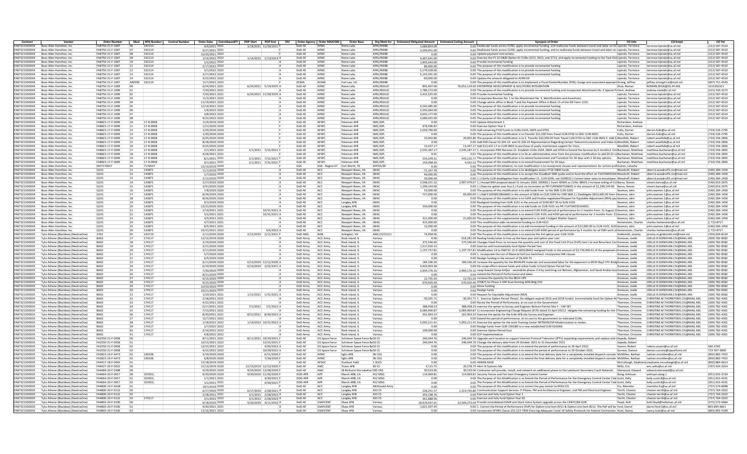| Contract | Vendor | Order Number | Mod | RFQ Number | Control Number | Order Date | CntrctAwardFY | POP Start | POP End | OSI | Order Agency | Order MAJCOM | Order Base | Org Mark for | Estimated Obligated Amount | Estimated Ceiling Amount | Synopsis of Order | CO Info | CO Email | CO Tel |
|---|---|---|---|---|---|---|---|---|---|---|---|---|---|---|---|---|---|---|---|---|
| FA873215D0034 | Booz Allen Hamilton, Inc. | FA8750-21-F-1007 | 06 | 192114 | | 9/9/2021 | 2021 | 3/18/2021 | 11/30/2021 | F | DoD-AF | AFMC | Rome Labs | AFRL/RIEBB | 2,689,854.00 | 0.00 | Reallocate funds across CLINS, apply incremental funding, and reallocate funds between travel and labor on ACLINs | Lipinski, Terrence | terrence.lipinski@us.af.mil | (312) 587-4510 |
| FA873215D0034 | Booz Allen Hamilton, Inc. | FA8750-21-F-1007 | 07 | 192114 | | 9/27/2021 | 2021 | | | F | DoD-AF | AFMC | Rome Labs | AFRL/RIEBB | 3,599,951.00 | 0.00 | Reallocate funds across CLINS, apply incremental funding, and to reallocate funds between travel and labor on CLINs | Lipinski, Terrence | terrence.lipinski@us.af.mil | (312) 587-4510 |
| FA873215D0034 | Booz Allen Hamilton, Inc. | FA8750-21-F-1007 | 08 | 192114 | | 10/20/2021 | 2022 | | | F | DoD-AF | AFMC | Rome Labs | AFRL/RIEBB | 0.00 | 0.00 | Update payment instructions. | Lipinski, Terrence | terrence.lipinski@us.af.mil | (312) 587-4510 |
| FA873215D0034 | Booz Allen Hamilton, Inc. | FA8750-21-F-1007 | 09 | 192114 | | 1/14/2022 | 2022 | 1/14/2022 | 1/13/2023 | A | DoD-AF | AFMC | Rome Labs | AFRL/RIEBB | 4,467,641.00 | 0.00 | Exercise the FY 22 O&M Option 01 CLINs 3213, 3613, and 3713, and apply incremental funding to the Task Order | Lipinski, Terrence | terrence.lipinski@us.af.mil | (312) 587-4510 |
| FA873215D0034 | Booz Allen Hamilton, Inc. | FA8750-21-F-1007 | 10 | 192114 | | 2/3/2022 | 2022 | | | A | DoD-AF | AFMC | Rome Labs | AFRL/RIEBB | 1,905,644.00 | 0.00 | Provide incremental funding | Lipinski, Terrence | terrence.lipinski@us.af.mil | (312) 587-4510 |
| FA873215D0034 | Booz Allen Hamilton, Inc. | FA8750-21-F-1007 | 11 | 192114 | | 2/17/2022 | 2022 | | | A | DoD-AF | AFMC | Rome Labs | AFRL/RIEBB | 86,000.00 | 0.00 | The purpose of this modification is to provide incremental funding | Lipinski, Terrence | terrence.lipinski@us.af.mil | (312) 587-4510 |
| FA873215D0034 | Booz Allen Hamilton, Inc. | FA8750-21-F-1007 | 12 | 192114 | | 3/1/2022 | 2022 | | | A | DoD-AF | AFMC | Rome Labs | AFRL/RIEBB | 5,179,328.00 | 0.00 | The purpose of this modification is to provide incremental funding | Lipinski, Terrence | terrence.lipinski@us.af.mil | (312) 587-4510 |
| FA873215D0034 | Booz Allen Hamilton, Inc. | FA8750-21-F-1007 | 13 | 192114 | | 3/17/2022 | 2022 | | | A | DoD-AF | AFMC | Rome Labs | AFRL/RIEBB | 5,143,591.00 | 0.00 | The purpose of this modification is to provide incremental funding | Lipinski, Terrence | terrence.lipinski@us.af.mil | (312) 587-4510 |
| FA873215D0034 | Booz Allen Hamilton, Inc. | FA8750-21-F-1007 | 14 | 192114 | | 3/22/2022 | 2022 | | | A | DoD-AF | AFMC | Rome Labs | AFRL/RIEBB | -60,000.00 | 0.00 | Update the amount obligated to ACRN ED | Lipinski, Terrence | terrence.lipinski@us.af.mil | (312) 587-4510 |
| FA873215D0034 | Booz Allen Hamilton, Inc. | FA8750-21-F-1007 | AR2999 | 192114 | | 11/1/2021 | 2022 | | | A | DCMA | DCMA | Fort Lee, VA | AFRL/RIEBB | 0.00 | 0.00 | The purpose of this modification is to implement a Fiscal StationNumber (FSN) change and associated appropriations | Strong, Jeffrey | jeffrey.strong4.civ@mail.mil | (607) 751-4543 |
| FA873215D0034 | Booz Allen Hamilton, Inc. | FA8750-21-F-1009 | 00 | | | 6/24/2021 | 2021 | 6/24/2021 | 5/14/2025 | A | DoD-AF | AFMC | Rome Labs | AFRL/RIDLSC | 895,407.00 | 76,652,124.00 | ENTERPRISE DEVELOPMENT & SOLUTIONS INTEGRATION | Zhuk, Roman | ROMAN.ZHUK@US.AF.MIL | 3153302321 |
| FA873215D0034 | Booz Allen Hamilton, Inc. | FA8750-21-F-1009 | 01 | | | 7/20/2021 | 2021 | | | A | DoD-AF | AFMC | Rome Labs | AFRL/RIDLSC | 1,786,172.00 | 0.00 | The purpose of this modification is to provide incremental funding and incorporate Attachment No. 6 Special Pu | Clark, Andrew | andrew.clark@rl.af.mil | (315) 330-3272 |
| FA873215D0034 | Booz Allen Hamilton, Inc. | FA8750-21-F-1009 | 02 | | | 7/20/2021 | 2021 | 6/24/2021 | 11/30/2025 | A | DoD-AF | AFMC | Rome Labs | AFRL/RIDLSC | 3,432,525.00 | 0.00 | Provide incremental funding | Lipinski, Terrence | terrence.lipinski@us.af.mil | (312) 587-4510 |
| FA873215D0034 | Booz Allen Hamilton, Inc. | FA8750-21-F-1009 | 03 | | | 11/3/2021 | 2022 | | | A | DoD-AF | AFMC | Rome Labs | AFRL/RIDLSC | 0.00 | 0.00 | Incorporate Revision No. 1 to the Attachment No. 3, Identifications and Assertions. | Lipinski, Terrence | terrence.lipinski@us.af.mil | (312) 587-4510 |
| FA873215D0034 | Booz Allen Hamilton, Inc. | FA8750-21-F-1009 | 04 | | | 11/19/2021 | 2022 | | | A | DoD-AF | AFMC | Rome Labs | AFRL/RIDLSC | 0.00 | 0.00 | Change admin office in Block 7 and the Payment Office in Block 15 of the DD Form 1155. | Lipinski, Terrence | terrence.lipinski@us.af.mil | (312) 587-4510 |
| FA873215D0034 | Booz Allen Hamilton, Inc. | FA8750-21-F-1009 | 05 | | | 12/14/2021 | 2022 | | | A | DoD-AF | AFMC | Rome Labs | AFRL/RIDLSC | 6,542,485.00 | 0.00 | The purpose of this modification is to provide incremental funding. | Lipinski, Terrence | terrence.lipinski@us.af.mil | (312) 587-4510 |
| FA873215D0034 | Booz Allen Hamilton, Inc. | FA8750-21-F-1009 | 06 | | | 1/6/2022 | 2022 | | | A | DoD-AF | AFMC | Rome Labs | AFRL/RIDLSC | 3,592,064.00 | 0.00 | The purpose of this modification is to provide incremental funding. | Lipinski, Terrence | terrence.lipinski@us.af.mil | (312) 587-4510 |
| FA873215D0034 | Booz Allen Hamilton, Inc. | FA8750-21-F-1009 | 07 | | | 3/8/2022 | 2022 | | | A | DoD-AF | AFMC | Rome Labs | AFRL/RIDLSC | 3,043,177.00 | 0.00 | The purpose of this modification is to provide incremental funding. | Lipinski, Terrence | terrence.lipinski@us.af.mil | (312) 587-4510 |
| FA873215D0034 | Booz Allen Hamilton, Inc. | FA8750-21-F-1009 | 08 | | | 4/22/2022 | 2022 | | | A | DoD-AF | AFMC | Rome Labs | AFRL/RIDLSC | 2,689,025.00 | 0.00 | The purpose of this modification is to provide incremental funding. | Lipinski, Terrence | terrence.lipinski@us.af.mil | (312) 587-4510 |
| FA873215D0034 | Booz Allen Hamilton, Inc. | FA8823-17-F-0009 | 10 | 17-R-0008 | | 11/6/2019 | 2020 | | | F | DoD-AF | AFSPC | Peterson AFB | SMC/GPL | 0.00 | 0.00 | Update Attachment 1 | Richardson, Andrew | | |
| FA873215D0034 | Booz Allen Hamilton, Inc. | FA8823-17-F-0009 | 11 | 17-R-0008 | | 1/21/2020 | 2020 | | | F | DoD-AF | AFSPC | Peterson AFB | SMC/GPL | 676,596.87 | 0.00 | Exercise Option Year 3 | Richardson, Andrew | | |
| FA873215D0034 | Booz Allen Hamilton, Inc. | FA8823-17-F-0009 | 12 | 17-R-0008 | | 1/29/2020 | 2020 | | | F | DoD-AF | AFSPC | Peterson AFB | SMC/GPL | 2,029,790.60 | 0.00 | Add remaining FY20 funds to CLINs 0103, 0603 and 0703. | Fullo, Darren | darren.fullo@us.af.mil | (719) 526-2795 |
| FA873215D0034 | Booz Allen Hamilton, Inc. | FA8823-17-F-0009 | 13 | 17-R-0008 | | 1/30/2020 | 2020 | | | F | DoD-AF | AFSPC | Peterson AFB | SMC/GPL | 0.00 | 0.00 | The purpose of this modification is to:Transfer $31,500 from Travel CLIN 0702 to ODC CLIN 0602. | Fullo, Darren | darren.fullo@us.af.mil | (719) 526-2795 |
| FA873215D0034 | Booz Allen Hamilton, Inc. | FA8823-17-F-0009 | 14 | 17-R-0008 | | 6/25/2020 | 2020 | | | F | DoD-AF | AFSPC | Peterson AFB | SMC/GPL | 20,002.86 | 20,002.86 | The purpose of this modification is to:1. Transfer $20,500.00 from Travel CLIN 0703 to ODC CLIN 0603.2. Add $ | Woolfolk, Robert | robert.woolfolk@us.af.mil | (719) 556-2856 |
| FA873215D0034 | Booz Allen Hamilton, Inc. | FA8823-17-F-0009 | 15 | 17-R-0008 | | 8/18/2020 | 2020 | | | F | DoD-AF | AFSPC | Peterson AFB | SMC/GPL | 0.00 | 0.00 | Add FAR Clause 52.204-24 and 52.204-25 Representation Regarding Certain Telecommunications and Video Su | Woolfolk, Robert | robert.woolfolk@us.af.mil | (719) 556-2856 |
| FA873215D0034 | Booz Allen Hamilton, Inc. | FA8823-17-F-0009 | 16 | 17-R-0008 | | 9/25/2020 | 2020 | | | F | DoD-AF | AFSPC | Peterson AFB | SMC/GPL | 13,437.17 | 13,437.17 | to CLIN 0603 to purchase of yearly maintenance support for Cisco. | Woolfolk, Robert | robert.woolfolk@us.af.mil | (719) 556-2856 |
| FA873215D0034 | Booz Allen Hamilton, Inc. | FA8823-17-F-0009 | 17 | 17-R-0008 | | 2/1/2021 | 2021 | 2/1/2021 | 7/31/2021 | F | DoD-AF | AFSPC | Peterson AFB | SMC/GPL | 2,545,187.17 | 2,545,187.17 | 1. Incorporate PWS Revision 22. Establish CLINs 0104, 0604 and 0704 to Extend the Services by 6 months3. Esta | Buchanan, Matthew | matthew.buchanan@us.af.mil | (719) 556-2845 |
| FA873215D0034 | Booz Allen Hamilton, Inc. | FA8823-17-F-0009 | 18 | 17-R-0008 | | 4/26/2021 | 2021 | | | F | DoD-AF | AFSPC | Peterson AFB | SMC/GPL | 0.01 | 0.01 | The purpose of this modification is to fix an administrative error from the previous modification to add $0.01 to | Buchanan, Matthew | matthew.buchanan@us.af.mil | (719) 556-2845 |
| FA873215D0034 | Booz Allen Hamilton, Inc. | FA8823-17-F-0009 | 19 | 17-R-0008 | | 8/1/2021 | 2021 | 2/1/2021 | 7/31/2021 | F | DoD-AF | AFSPC | Peterson AFB | SMC/GPL | 233,249.31 | 543,120.77 | The purpose of this modification is to extend Sustainment and Transition for 30 days with 2 30 day options. | Buchanan, Matthew | matthew.buchanan@us.af.mil | (719) 556-2845 |
| FA873215D0034 | Booz Allen Hamilton, Inc. | FA8823-17-F-0009 | 20 | 17-R-0008 | | 9/1/2021 | 2021 | 2/1/2021 | 7/31/2021 | F | DoD-AF | AFSPC | Peterson AFB | SMC/GPL | 159,368.26 | 4,432.53 | The purpose of this modification is to extend Sustainment for 30 days. | Buchanan, Matthew | matthew.buchanan@us.af.mil | (719) 556-2845 |
| FA873215D0034 | Booz Allen Hamilton, Inc. | ID07170037 | 05 | 7170037 | | 12/12/2019 | 2020 | | | F | GSA | GSA - Region 07 | Fort Worth, TX | AFPOA/DF | 0.00 | 0.00 | The purpose of this bilateral, no cost modification is to incorporate clauses and representations for certain prof | Grimes, Latasha | | |
| FA873215D0034 | Booz Allen Hamilton, Inc. | Q101 | 11 | 143871 | | 11/1/2019 | 2020 | | | A | DoD-AF | ACC | Newport News, VA | JWAC | -71,147.78 | 0.00 | The purpose of this modification is to deobligate excess FY16 O&M funds. | Woodruff, Robert | obert.b.woodruff2.civ@mail.mil | (540) 284-1450 |
| FA873215D0034 | Booz Allen Hamilton, Inc. | Q101 | 12 | 143871 | | 1/7/2020 | 2020 | | | A | DoD-AF | ACC | Newport News, VA | JWAC | 49,000.00 | 0.00 | The purpose of this modification is to accept the CloudbuW SME quote and to fund the effort on F1ATIW9353AW | Woodruff, Robert | obert.b.woodruff2.civ@mail.mil | (540) 284-1450 |
| FA873215D0034 | Booz Allen Hamilton, Inc. | Q101 | 13 | 143871 | | 2/12/2020 | 2020 | | | A | DoD-AF | ACC | Newport News, VA | JWAC | 20,000.00 | 0.00 | 1.) Clarify CLIN deobligation from modification 11. CLIN 0200, not 0100022.) Correct labor rates to encompass | Woodruff, Robert | obert.b.woodruff2.civ@mail.mil | (540) 284-1450 |
| FA873215D0034 | Booz Allen Hamilton, Inc. | Q101 | 14 | 143871 | | 2/27/2020 | 2020 | | | A | DoD-AF | ACC | Newport News, VA | JWAC | 4,548,351.52 | 2,907,479.67 | 1.) Accept BAH proposal dated 31 January 2020, SOIMS2.) Insert SOIMS as CLINs 3800S.) Increase ceiling of CLI | Barva, Steven | steven.barva@us.af.mil | (540) 653-2075 |
| FA873215D0034 | Booz Allen Hamilton, Inc. | Q101 | 15 | 143871 | | 3/31/2020 | 2020 | | | A | DoD-AF | ACC | Newport News, VA | JWAC | 1,299,144.00 | 0.00 | 1.) Exercise option year four.2.) Fund via increment on PR F1ATIW0072AW02 in the amount of $1,299,144.00. | Barva, Steven | steven.barva@us.af.mil | (540) 653-2075 |
| FA873215D0034 | Booz Allen Hamilton, Inc. | Q101 | 16 | 143871 | | 7/8/2020 | 2020 | | | A | DoD-AF | ACC | Newport News, VA | JWAC | 59,000.00 | 0.00 | The purpose of this modification is to add funds from to the SME CLIN 3200 | Seamon, John | john.seamon.1@us.af.mil | (540) 284-1450 |
| FA873215D0034 | Booz Allen Hamilton, Inc. | Q101 | 17 | 143871 | | 8/24/2020 | 2020 | | | A | DoD-AF | ACC | Newport News, VA | JWAC | -727,000.00 | 83,000.00 | 1.) Add F1ATIW0196AW02 in the amount of $83k to CLIN 3200 for ESRI SME.2.) Deobligate $810,000.00 from C | Seamon, John | john.seamon.1@us.af.mil | (540) 284-1450 |
| FA873215D0034 | Booz Allen Hamilton, Inc. | Q101 | 18 | 143871 | | 8/26/2020 | 2020 | | | A | DoD-AF | ACC | Newport News, VA | JWAC | 0.00 | 0.00 | The purpose of this modification is to fulfill and finalize negotiated Request for Equitable Adjustment (REA) pay | Seamon, John | john.seamon.1@us.af.mil | (540) 284-1450 |
| FA873215D0034 | Booz Allen Hamilton, Inc. | Q101 | 19 | 143871 | | 9/1/2020 | 2020 | | | A | DoD-AF | ACC | Langley AFB | JWAC | 0.00 | 0.00 | Realigned funding from SLIN 3101 in the amount of $100,967.50 to SLIN 4101. | Seamon, John | john.seamon.1@us.af.mil | (540) 284-1450 |
| FA873215D0034 | Booz Allen Hamilton, Inc. | Q101 | 20 | 143871 | | 12/31/2020 | 2021 | | | A | DoD-AF | ACC | Langley AFB | JWAC | 330,000.00 | 0.00 | The purpose of this modification is to add funds on CLIN 4101 via PR: F1ATIW0351AW01. | Seamon, John | john.seamon.1@us.af.mil | (540) 284-1450 |
| FA873215D0034 | Booz Allen Hamilton, Inc. | Q101 | 21 | 143871 | | 2/19/2021 | 2021 | | 10/31/2021 | A | DoD-AF | ACC | Newport News, VA | JWAC | 0.00 | 0.00 | The purpose of this modification is to extend CLIN 4100 period of performance for 2 months from: 31 August 2 | Seamon, John | john.seamon.1@us.af.mil | (540) 284-1450 |
| FA873215D0034 | Booz Allen Hamilton, Inc. | Q101 | 22 | 143871 | | 3/2/2021 | 2021 | | 10/31/2021 | A | DoD-AF | ACC | Newport News, VA | JWAC | 0.00 | 0.00 | The purpose of this modification is to extend CLIN 4101 and 4200 period of performance for 2 months from: 31 | Seamon, John | john.seamon.1@us.af.mil | (540) 284-1450 |
| FA873215D0034 | Booz Allen Hamilton, Inc. | Q101 | 23 | 143871 | | 3/5/2021 | 2021 | | | A | DoD-AF | ACC | Newport News, VA | JWAC | 321,000.00 | 21,000.00 | The purpose of this supplemental agreement is to add 3 Subject Matter Experts | Seamon, John | john.seamon.1@us.af.mil | (540) 284-1450 |
| FA873215D0034 | Booz Allen Hamilton, Inc. | Q101 | 24 | 143871 | | 4/7/2021 | 2021 | | | A | DoD-AF | ACC | Newport News, VA | JWAC | 415,000.00 | 0.00 | This modification adds incremental funding to CLIN 4101 | Hertenstein, Charles | charles.hertenstein@us.af.mil | () 722-8717 |
| FA873215D0034 | Booz Allen Hamilton, Inc. | Q101 | 25 | 143871 | | 8/5/2021 | 2021 | | | A | DoD-AF | ACC | Newport News, VA | JWAC | 12,000.00 | 0.00 | The purpose of this modification is to add incremental funding in the amount of $12,000.00 to CLIN 4101, SLIN | Seamon, John | john.seamon.1@us.af.mil | (540) 284-1450 |
| FA873215D0034 | Booz Allen Hamilton, Inc. | Q101 | 26 | 143871 | | 10/31/2021 | 2022 | | 3/4/2022 | A | DoD-AF | ACC | Newport News, VA | JWAC | 0.00 | 0.00 | The purpose of this modification is to extend CLIN 4200 period of performance by 4 months for all ESRI work at | Hertenstein, Charles | charles.hertenstein@us.af.mil | () 722-8717 |
| FA873215D0035 | Tyto Athene (Blackbox) (NexdraDine) | ZY03 | 05 | 163719 | | 2/12/2020 | 2020 | 2/12/2020 | 2/11/2021 | F | DoD-ANG | NGB | Arlington, VA | ANG.CS/CCLCC | 74,958.56 | 0.00 | The Purpose of this modification is to exercise the 3rd option year CLIN 3100. | Goldsmith, Jeremy | jeremy.m.goldsmith.mil@mail.mil | (703) 614-8124 |
| FA873215D0035 | Tyto Athene (Blackbox) (NexdraDine) | BA02 | 17 | 174117 | | 12/12/2019 | 2020 | | | A | DoD-Army | ACC-Army | Rock Island, IL | Various | 0.00 | -318,281.09 | Realing funds/value to true up the base year and option year cost | Donovan, Joelle | JOELLE.R.DONOVAN.CIV@MAIL.MIL | (309) 782-8582 |
| FA873215D0035 | Tyto Athene (Blackbox) (NexdraDine) | BA02 | 18 | 174117 | | 2/19/2020 | 2020 | | | A | DoD-Army | ACC-Army | Rock Island, IL | Various | 375,546.60 | 375,546.60 | Changes Fixed Price, to increase the quantity and cost of the Fixed Unit Price (FUP) item Cut and Resurface Con | Donovan, Joelle | JOELLE.R.DONOVAN.CIV@MAIL.MIL | (309) 782-8582 |
| FA873215D0035 | Tyto Athene (Blackbox) (NexdraDine) | BA02 | 19 | 174117 | | 2/21/2020 | 2020 | | | A | DoD-Army | ACC-Army | Rock Island, IL | Various | 1,517,016.13 | 0.00 | Exercise and Incrementally fund Option Period Two | Donovan, Joelle | JOELLE.R.DONOVAN.CIV@MAIL.MIL | (309) 782-8582 |
| FA873215D0035 | Tyto Athene (Blackbox) (NexdraDine) | BA02 | 20 | 174117 | | 3/11/2020 | 2020 | | | A | DoD-Army | ACC-Army | Rock Island, IL | Various | 1,197,737.81 | 1,197,737.81 | Modification 14 to FA8732-15-D-0035/BA02 realigned funds in the amount of $3,734,940.41 of the proposed a | Donovan, Joelle | JOELLE.R.DONOVAN.CIV@MAIL.MIL | (309) 782-8582 |
| FA873215D0035 | Tyto Athene (Blackbox) (NexdraDine) | BA02 | 21 | 174117 | | 5/7/2020 | 2020 | | | A | DoD-Army | ACC-Army | Rock Island, IL | Various | 0.00 | 0.00 | 1. Incorporate the List of Material forCisco Switches2. Incorporate FAR clauses | Donovan, Joelle | JOELLE.R.DONOVAN.CIV@MAIL.MIL | (309) 782-8582 |
| FA873215D0035 | Tyto Athene (Blackbox) (NexdraDine) | BA02 | 22 | 174117 | | 6/5/2020 | 2020 | | | A | DoD-Army | ACC-Army | Rock Island, IL | Various | 0.00 | 0.00 | Realign funding in the amount of $6,400.74 | Donovan, Joelle | JOELLE.R.DONOVAN.CIV@MAIL.MIL | (309) 782-8582 |
| FA873215D0035 | Tyto Athene (Blackbox) (NexdraDine) | BA02 | 23 | 174117 | | 6/11/2020 | 2020 | 6/12/2020 | 12/11/2020 | A | DoD-Army | ACC-Army | Rock Island, IL | Various | 184,196.26 | 184,196.26 | Increase the quantity for the BKVAUPS materials and associated labor for the expansion to B505 Bay2 VTC Bldg | Donovan, Joelle | JOELLE.R.DONOVAN.CIV@MAIL.MIL | (309) 782-8582 |
| FA873215D0035 | Tyto Athene (Blackbox) (NexdraDine) | BA02 | 24 | 174117 | | 6/19/2020 | 2020 | 6/19/2020 | 2/22/2021 | A | DoD-Army | ACC-Army | Rock Island, IL | Various | 4,924,903.38 | 0.00 | De-scope effort remove funds and utilize funds to fund Option Period Two | Donovan, Joelle | JOELLE.R.DONOVAN.CIV@MAIL.MIL | (309) 782-8582 |
| FA873215D0035 | Tyto Athene (Blackbox) (NexdraDine) | BA02 | 25 | 174117 | | 7/30/2020 | 2020 | | | A | DoD-Army | ACC-Army | Rock Island, IL | Various | 2,904,176.16 | 2,904,176.16 | swap Kuwait Camp Arifjan - secondline phases 2-6 by switching out Bahrain, Afghanistan, and Saudi Arabia loca | Donovan, Joelle | JOELLE.R.DONOVAN.CIV@MAIL.MIL | (309) 782-8582 |
| FA873215D0035 | Tyto Athene (Blackbox) (NexdraDine) | BA02 | 26 | 174117 | | 8/21/2020 | 2020 | | | A | DoD-Army | ACC-Army | Rock Island, IL | Various | 0.00 | 0.00 | extend the Period of Performance end dates | Donovan, Joelle | JOELLE.R.DONOVAN.CIV@MAIL.MIL | (309) 782-8582 |
| FA873215D0035 | Tyto Athene (Blackbox) (NexdraDine) | BA02 | 27 | 174117 | | 9/15/2020 | 2020 | | | A | DoD-Army | ACC-Army | Rock Island, IL | Various | 12,791.03 | 12,791.03 | increase the quantity for the BKVA UPS | Donovan, Joelle | JOELLE.R.DONOVAN.CIV@MAIL.MIL | (309) 782-8582 |
| FA873215D0035 | Tyto Athene (Blackbox) (NexdraDine) | BA02 | 28 | 174117 | | 9/22/2020 | 2020 | | | A | DoD-Army | ACC-Army | Rock Island, IL | Various | 670,920.46 | 670,920.46 | (FIS&T) for Phase 2 OSP Dual Homing ADN Bldg 550. | Donovan, Joelle | JOELLE.R.DONOVAN.CIV@MAIL.MIL | (309) 782-8582 |
| FA873215D0035 | Tyto Athene (Blackbox) (NexdraDine) | BA02 | 29 | 174117 | | 10/20/2020 | 2021 | | | A | DoD-Army | ACC-Army | Rock Island, IL | Various | 0.00 | 0.00 | Move funding | Donovan, Joelle | JOELLE.R.DONOVAN.CIV@MAIL.MIL | (309) 782-8582 |
| FA873215D0035 | Tyto Athene (Blackbox) (NexdraDine) | BA02 | 30 | 174117 | | 10/21/2020 | 2021 | | | A | DoD-Army | ACC-Army | Rock Island, IL | Various | 0.00 | 0.00 | Realign funds | Donovan, Joelle | JOELLE.R.DONOVAN.CIV@MAIL.MIL | (309) 782-8582 |
| FA873215D0035 | Tyto Athene (Blackbox) (NexdraDine) | BA02 | 31 | 174117 | | 1/20/2021 | 2021 | 1/12/2021 | 1/31/2021 | A | DoD-Army | ACC-Army | Rock Island, IL | Various | 0.00 | 0.00 | Request for Equitable Adjustment (REA) | Donovan, Joelle | JOELLE.R.DONOVAN.CIV@MAIL.MIL | (309) 782-8582 |
| FA873215D0035 | Tyto Athene (Blackbox) (NexdraDine) | BA02 | 32 | 174117 | | 2/18/2021 | 2021 | | | A | DoD-Army | ACC-Army | Rock Island, IL | Various | -30,201.71 | -30,201.71 | 1. Exercise Option Period Three2. De-obligate expired 2016 and 2018 funds3. Incrementally fund the Option Pe | Thornton, Christine | CHRISTINE.M.THORNTON5.CIV@MAIL.MIL | (309) 782-4301 |
| FA873215D0035 | Tyto Athene (Blackbox) (NexdraDine) | BA02 | 33 | 174117 | | 4/22/2021 | 2021 | | | A | DoD-Army | ACC-Army | Rock Island, IL | Various | 0.00 | 0.00 | Revise the Period of Performance, at no cost to the Government | Thornton, Christine | CHRISTINE.M.THORNTON5.CIV@MAIL.MIL | (309) 782-4301 |
| FA873215D0035 | Tyto Athene (Blackbox) (NexdraDine) | BA02 | 34 | 174117 | | 6/17/2021 | 2021 | 7/1/2021 | 7/1/2022 | A | DoD-Army | ACC-Army | Rock Island, IL | Various | 388,458.23 | 388,458.23 | exercise the option to Survey and Engineer Bahrain Patriot Site V - CAP SET | Thornton, Christine | CHRISTINE.M.THORNTON5.CIV@MAIL.MIL | (309) 782-4301 |
| FA873215D0035 | Tyto Athene (Blackbox) (NexdraDine) | BA02 | 35 | 174117 | | 7/13/2021 | 2021 | | | A | DoD-Army | ACC-Army | Rock Island, IL | Various | 6,084,900.87 | 6,084,900.87 | 1) Incorporate Engineering Change Request (ECR) dated 23 April 20212. obligate the remaining funding for the E | Thornton, Christine | CHRISTINE.M.THORNTON5.CIV@MAIL.MIL | (309) 782-4301 |
| FA873215D0035 | Tyto Athene (Blackbox) (NexdraDine) | BA02 | 36 | 174117 | | 8/30/2021 | 2021 | 8/31/2021 | 8/30/2022 | A | DoD-Army | ACC-Army | Rock Island, IL | Various | 261,903.23 | 261,903.23 | Exercise the option for the Erbil AFB site Survey and Engineer. | Thornton, Christine | CHRISTINE.M.THORNTON5.CIV@MAIL.MIL | (309) 782-4301 |
| FA873215D0035 | Tyto Athene (Blackbox) (NexdraDine) | BA02 | 37 | 174117 | | 12/7/2021 | 2022 | | | A | DoD-Army | ACC-Army | Rock Island, IL | Various | 0.00 | 0.00 | Extend the period of performance, at no cost to the government on indicated CLINs. | Thornton, Christine | CHRISTINE.M.THORNTON5.CIV@MAIL.MIL | (309) 782-4301 |
| FA873215D0035 | Tyto Athene (Blackbox) (NexdraDine) | BA02 | 38 | 174117 | | 1/18/2022 | 2022 | 1/14/2022 | 10/31/2022 | A | DoD-Army | ACC-Army | Rock Island, IL | Various | 5,093,211.41 | 5,093,211.41 | Exercise the option for the Joint Training Center NETMOD/ISP Modernization in Jordan. | Thornton, Christine | CHRISTINE.M.THORNTON5.CIV@MAIL.MIL | (309) 782-4301 |
| FA873215D0035 | Tyto Athene (Blackbox) (NexdraDine) | BA02 | 39 | 174117 | | 2/7/2022 | 2022 | | | A | DoD-Army | ACC-Army | Rock Island, IL | Various | 0.00 | 0.00 | Realign funds from CLIN 2201BD to a new established CLIN 0100AN | Thornton, Christine | CHRISTINE.M.THORNTON5.CIV@MAIL.MIL | (309) 782-4301 |
| FA873215D0035 | Tyto Athene (Blackbox) (NexdraDine) | BA02 | 40 | 174117 | | 2/14/2022 | 2022 | | | A | DoD-Army | ACC-Army | Rock Island, IL | Various | 100,000.00 | 0.00 | Exercise Option Period Four | Thornton, Christine | CHRISTINE.M.THORNTON5.CIV@MAIL.MIL | (309) 782-4301 |
| FA873215D0035 | Tyto Athene (Blackbox) (NexdraDine) | BA02 | 41 | 174117 | | 4/8/2022 | 2022 | | | A | DoD-Army | ACC-Army | Rock Island, IL | Various | 0.00 | 0.00 | ECP Implementation | Thornton, Christine | CHRISTINE.M.THORNTON5.CIV@MAIL.MIL | (309) 782-4301 |
| FA873215D0035 | Tyto Athene (Blackbox) (NexdraDine) | FA2550-21-F-0058 | 00 | | | 8/11/2021 | 2021 | 8/11/2021 | 10/29/2021 | F | DoD-AF | US Space Force | Schriever Space Force Base | 50 CS | 246,044.76 | 246,044.76 | Upgrade each location to support Internet Protocol Television (IPTV) expanding requirements and replace end-o | Zepeda, Robert | | |
| FA873215D0035 | Tyto Athene (Blackbox) (NexdraDine) | FA2550-21-F-0058 | 01 | | | 10/13/2021 | 2022 | | 12/31/2021 | F | DoD-AF | US Space Force | Schriever Space Force Base | 50 CS | 246,044.76 | 246,044.76 | Change the delivery date from 29 October 2021 to 31 December 2021 | Zepeda, Robert | | |
| FA873215D0035 | Tyto Athene (Blackbox) (NexdraDine) | FA2550-21-F-0058 | 02 | | | 12/22/2021 | 2022 | | 4/29/2022 | A | DoD-AF | US Space Force | Schriever Space Force Base | 50 CS | 0.00 | 0.00 | The purpose of this modification is to extend the period of performance to 29 April 2022. | Sovern, Robert | robert.sovern@us.af.mil | 560-3763 |
| FA873215D0035 | Tyto Athene (Blackbox) (NexdraDine) | FA2550-21-F-0058 | 03 | | | 4/22/2022 | 2022 | | 10/29/2022 | A | DoD-AF | US Space Force | Schriever Space Force Base | 50 CS | 0.00 | 0.00 | The purpose of this modification is to extend the period of performance to 29 October 2022. | Survine, Damon | damon.survine@spaceforce.mil | 719-567-3800 |
| FA873215D0035 | Tyto Athene (Blackbox) (NexdraDine) | FA2823-19-F-A472 | 02 | 236538 | | 3/19/2020 | 2020 | | 6/11/2020 | F | DoD-AF | AFMC | Eglin AFB | 96 CEG | 0.00 | 0.00 | The purpose of this modification is to extend the final delivery date for a completely installed dispatch console | McMillen, Nathan | nathan.mcmillen@us.af.mil | (850) 883-7452 |
| FA873215D0035 | Tyto Athene (Blackbox) (NexdraDine) | FA2823-19-F-A472 | 03 | 236538 | | 6/8/2020 | 2020 | | 7/30/2020 | F | DoD-AF | AFMC | Eglin AFB | 96 CEG | 0.00 | 0.00 | The purpose of this modification is to extend the final delivery date for a completely installed dispatch console | McMillen, Nathan | nathan.mcmillen@us.af.mil | (850) 883-7452 |
| FA873215D0035 | Tyto Athene (Blackbox) (NexdraDine) | FA4417-18-F-0403 | 01 | | | 12/18/2019 | 2020 | | | F | DoD-AF | AFSOC | Hurlburt Field | 1 SOCS | 0.00 | 0.00 | ADMIN MOD | McCullough, Stephanie | stephanie.mccullough@us.af.mil | (850) 884-6613 |
| FA873215D0035 | Tyto Athene (Blackbox) (NexdraDine) | FA4427-20-F-0022 | 00 | | | 12/13/2019 | 2020 | 12/13/2019 | 12/12/2020 | F | DoD-AF | AMC | Travis AFB | 60 CS | 4,115.75 | 20,578.75 | Alert III Systems Ma | Wiltz, Eric | eric.wiltz@us.af.mil | (707) 424-2014 |
| FA873215D0035 | Tyto Athene (Blackbox) (NexdraDine) | FA4484-20-F-0308 | 00 | | | 9/29/2020 | 2020 | 9/29/2020 | 12/28/2020 | F | DoD-AF | AMC | JB McGuire-Dix-Lakehurst | 305 CSS | 30,533.06 | 30,533.06 | Contractor will provide, install, and network an additional phone to the Lakehurst Secondary Crash Network. | Sherwood, Edward | edward.sherwood@us.af.mil | |
| FA873215D0035 | Tyto Athene (Blackbox) (NexdraDine) | FA4664-20-F-0017 | 00 | 323923 | | 9/30/2020 | 2020 | 9/30/2020 | 11/26/2020 | F | DOD-AFR | AFR | March ARB, CA | 452 MSG | 114,069.81 | 114,069.81 | Security Forces and Fire Joint Emergency Control Center | Dang, Anhtuan | anhtuan.dang.1 | (951) 655-3724 |
| FA873215D0035 | Tyto Athene (Blackbox) (NexdraDine) | FA4664-20-F-0017 | 01 | 323923 | | 1/1/2021 | 2021 | | 3/30/2021 | F | DOD-AFR | AFR | March ARB, CA | 452 MSG | 0.00 | 0.00 | The Purpose of this Modification is to Extend the Period of Performance for the Emergency Control Center Tele | Scott, Kelly | | (951) 655-4331 |
| FA873215D0035 | Tyto Athene (Blackbox) (NexdraDine) | FA4664-20-F-0017 | 02 | 323923 | | 3/2/2021 | 2021 | | 4/30/2021 | F | DOD-AFR | AFR | March ARB, CA | 452 MSG | 0.00 | 0.00 | The Purpose of this Modification is to Extend the Period of Performance for the Emergency Control Center Tele | Scott, Kelly | | (951) 655-4331 |
| FA873215D0035 | Tyto Athene (Blackbox) (NexdraDine) | FA4800-19-F-A328 | 01 | | | 10/1/2019 | 2020 | | | F | DoD-AF | ACC | Langley AFB | McDonald Army | 0.00 | 0.00 | The purpose of this modification is to correct the pay station to DFAS-CO. | Fry, Marietta | marietta.fry@us.af.mil | (757) 574-8098 |
| FA873215D0035 | Tyto Athene (Blackbox) (NexdraDine) | FA4800-20-F-0132 | 00 | | | 6/17/2020 | 2020 | 6/17/2020 | 2/28/2021 | A | DoD-AF | ACC | Langley AFB | 633 CS | 228,251.57 | 1,314,745.60 | Communication Support Services, Purchase, PM and Architectural Engineer, and PM and Electrical Engineer. | Terrill, Chester | chester.terrill@us.af.mil | (757) 764-2922 |
| FA873215D0035 | Tyto Athene (Blackbox) (NexdraDine) | FA4800-20-F-0132 | 02 | | | 2/28/2021 | 2021 | 3/1/2021 | 2/28/2022 | A | DoD-AF | ACC | Langley AFB | 633 CS | 359,198.76 | 0.00 | Exercise and fully fund Option Year 1 | Terrill, Chester | chester.terrill@us.af.mil | (757) 764-2922 |
| FA873215D0035 | Tyto Athene (Blackbox) (NexdraDine) | FA4800-20-F-0132 | 03 | 174117 | | 3/1/2022 | 2022 | 3/1/2022 | 2/28/2023 | A | DoD-AF | ACC | Langley AFB | 633 CS | 361,888.56 | 0.00 | Exercise and fully fund Option Year 02 | Terrill, Chester | chester.terrill@us.af.mil | (757) 764-2922 |
| FA873215D0035 | Tyto Athene (Blackbox) (NexdraDine) | FA4803-20-F-0100 | 00 | | | 9/18/2020 | 2020 | 9/30/2020 | 4/11/2022 | A | DoD-AF | USAFCENT | Shaw AFB | Various | 18,919,937.01 | 22,504,273.04 | Provide consolidated ELMR and Giant Voice System upgrade across the CENTCOM AOR | Floyd, Kelli | kelli.floyd@holloman.af.mil | (575) 572-0660 |
| FA873215D0035 | Tyto Athene (Blackbox) (NexdraDine) | FA4803-20-F-0100 | 01 | | | 9/30/2021 | 2021 | | | A | DoD-AF | USAFCENT | Shaw AFB | Various | 1,621,507.45 | 0.00 | 1. Correct the Period of Performance (PoP) for Option Line Item 0011 & Option Line Item 0012. The PoP will be | Ford, Darrel | darrel.ford.3@us.af.mil | 803-895-9821 |
| FA873215D0035 | Tyto Athene (Blackbox) (NexdraDine) | FA4803-20-F-0100 | 02 | | | 11/16/2021 | 2022 | | | A | DoD-AF | USAFCENT | Shaw AFB | Various | 0.00 | 0.00 | Incorporate DFARS Clause 252.223-7999 Ensuring Adequate Covid-19 Safety Protocols for Federal Contractors | Hunt, Nancy | nancy.hunt@us.af.mil | (803) 895-5349 |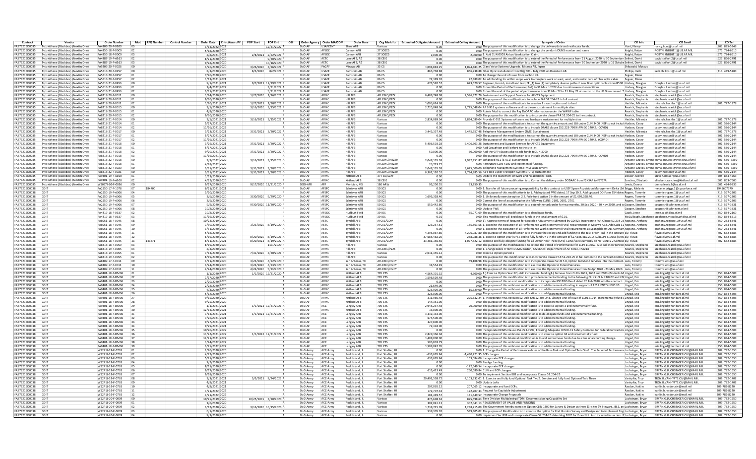| Contract | Vendor | Order Number | Mod | RFQ Number | Control Number | Order Date | CntrctAwardFY | POP Start | POP End | OSI | Order Agency | Order MAJCOM | Order Base | Org Mark for | Estimated Obligated Amount | Estimated Ceiling Amount | Synopsis of Order | CO Info | CO Email | CO Tel |
|---|---|---|---|---|---|---|---|---|---|---|---|---|---|---|---|---|---|---|---|---|
| FA873215D0035 | Tyto Athene (Blackbox) (NeedraOne) | FA4803-20-F-0100 | 03 | | | 3/14/2022 2022 | | | 12/31/2022 A | | DoD-AF | USAFCENT | Shaw AFB | Various | 0.00 | | 0.00 The purpose of this modification is to change the delivery date and reallocate funds. | Hunt, Nancy | nancy.hunt@us.af.mil | (803) 895-5349 |
| FA873215D0035 | Tyto Athene (Blackbox) (NeedraOne) | FA4855-18-F-00C9 | 02 | | | 5/18/2020 2020 | | | | F | DoD-AF | AFSOC | Cannon AFB | 27 SOCES | 0.00 | | 0.00 The purpose of this modification is to change the vendor's DUNS number and name | Knight, Robyn | ROBYN.KNIGHT.1@US.AF.MIL | (575) 784-6510 |
| FA873215D0035 | Tyto Athene (Blackbox) (NeedraOne) | FA4855-18-F-00C9 | 03 | | | 2/8/2021 2021 | | 2/8/2021 | 2/22/2021 F | | DoD-AF | AFSOC | Cannon AFB | 27 SOCES | 2,000.00 | | 2,000.00 1. Add CLIN 0003 Airbus Workstation Claim. | Knight, Robyn | ROBYN.KNIGHT.1@US.AF.MIL | (575) 784-6510 |
| FA873215D0035 | Tyto Athene (Blackbox) (NeedraOne) | FA4887-19-F-A163 | 02 | | | 8/21/2020 2020 | | | 9/30/2020 F | | DoD-AF | AETC | Luke AFB, AZ | 38 CEIG | 0.00 | | 0.00 The purpose of this modification is to extend the Period of Performance from 21 August 2020 to 30 September | Seifert, David | david.seifert.2@us.af.mil | (623) 856-2791 |
| FA873215D0035 | Tyto Athene (Blackbox) (NeedraOne) | FA4887-19-F-A163 | 03 | | | 9/28/2020 2020 | | | 10/16/2020 F | | DoD-AF | AETC | Luke AFB, AZ | 38 CEIG | 0.00 | | 0.00 The purpose of this modification is to extend the Period of Performance from 30 September 2020 to 16 October | Seifert, David | david.seifert.2@us.af.mil | (623) 856-2791 |
| FA873215D0035 | Tyto Athene (Blackbox) (NeedraOne) | FA5205-20-F-0026 | 00 | | | 3/26/2020 2020 | | 3/26/2020 | 3/26/2021 F | | DoD-AF | PACAF | Misawa AB | 35 CS | 1,094,883.25 | | 1,094,883.25 Giant Voice Systems Upgrade, Misawa AB, Japan | Shibasaki, Mutsuo | | |
| FA873215D0035 | Tyto Athene (Blackbox) (NeedraOne) | FA5613-20-F-0257 | 00 | | | 8/3/2020 2020 | | 8/3/2020 | 8/2/2021 F | | DoD-AF | USAFE | Ramstein AB | 86 CS | 866,738.88 | | 866,738.88 Fiber Optic installation from Bldg 500 - Bldg 2301 on Ramstein AB | Phillips, Kelli | kelli.phillips.1@us.af.mil | (314) 489-5284 |
| FA873215D0035 | Tyto Athene (Blackbox) (NeedraOne) | FA5613-20-F-0257 | 01 | | | 7/20/2020 2020 | | | | F | DoD-AF | USAFE | Ramstein AB | 86 CS | 0.00 | | 0.00 To change the unit of issue from each to lot. | Feguer, Diane | | |
| FA873215D0035 | Tyto Athene (Blackbox) (NeedraOne) | FA5613-20-F-0257 | 02 | | | 1/13/2021 2021 | | | | F | DoD-AF | USAFE | Ramstein AB | 86 CS | 72,389.02 | | 72,389.02 To add funding for within scope work to complete work on east, west, and central runs of fiber optic cable. | Feguer, Diane | | |
| FA873215D0035 | Tyto Athene (Blackbox) (NeedraOne) | FA5613-21-F-0456 | 00 | | | 9/1/2021 2021 | | 9/7/2021 | 12/29/2021 F | | DoD-AF | USAFE | Ramstein AB | 86 CS | 673,520.57 | | 673,520.57 Engineer, furnish, install and test (EFI_T) two (2) completely diverse paths of new fiber optic cables from B500 | Lindsey, Douglas | Douglas. Lindsey@us.af.mil | |
| FA873215D0035 | Tyto Athene (Blackbox) (NeedraOne) | FA5613-21-F-0456 | 01 | | | 3/4/2022 2022 | | | 3/31/2022 A | | DoD-AF | USAFE | Ramstein AB | 86 CS | 0.00 | | 0.00 Extend the Period of Performance (PoP) to 31 March 2022 due to unforeseen sitreconditions | Lindsey, Douglas | Douglas. Lindsey@us.af.mil | |
| FA873215D0035 | Tyto Athene (Blackbox) (NeedraOne) | FA5613-21-F-0456 | 02 | | | 3/31/2022 2022 | | | 5/31/2022 A | | DoD-AF | USAFE | Ramstein AB | 86 CS | 0.00 | | 0.00 Extend the end of the period of performance from 31 Mar 22 to 31 May 22 at no cost to the US Government. T | Lindsey, Douglas | Douglas. Lindsey@us.af.mil | |
| FA873215D0035 | Tyto Athene (Blackbox) (NeedraOne) | FA8218-20-F-0011 | 00 | | | 1/24/2020 2020 | | 1/27/2020 | 1/26/2021 F | | DoD-AF | AFMC | Hill AFB | AFLCMC/PZZK | 6,489,748.08 | | 7,586,372.76 Sustainment and Support Services for AF CTS Equipment | Rearick, Stephanie | stephanie.rearick@us.af.mil | |
| FA873215D0035 | Tyto Athene (Blackbox) (NeedraOne) | FA8218-20-F-0011 | 01 | | | 9/30/2020 2020 | | | | F | DoD-AF | AFMC | Hill AFB | AFLCMC/PZZK | 0.00 | | 0.00 The purpose of the modification is to include FAR 52.204-25 in full content. | Rearick, Stephanie | stephanie.rearick@us.af.mil | |
| FA873215D0035 | Tyto Athene (Blackbox) (NeedraOne) | FA8218-20-F-0011 | 02 | | | 1/20/2021 2021 | | 1/27/2021 | 1/30/2021 F | | DoD-AF | AFMC | Hill AFB | AFLCMC/PZZK | 1,096,624.68 | | 0.00 The purpose of the modification is to exercise 2 month option and to fund | Hechler, Miranda | miranda.hechler.1@us.af.mil | (801) 777-1878 |
| FA873215D0035 | Tyto Athene (Blackbox) (NeedraOne) | FA8218-20-F-0015 | 00 | | | 3/5/2020 2020 | | 3/16/2020 | 3/15/2021 F | | DoD-AF | AFMC | Hill AFB | AFLCMC/PZZK | 2,725,048.04 | | 2,725,048.04 AF E-911 systems software and hardware sustainment for multiple sites | Rearick, Stephanie | stephanie.rearick@us.af.mil | |
| FA873215D0035 | Tyto Athene (Blackbox) (NeedraOne) | FA8218-20-F-0015 | 01 | | | 4/8/2020 2020 | | | | F | DoD-AF | AFMC | Hill AFB | AFLCMC/PZZK | 0.00 | | 0.00 Admin Mod to correct the Pay DoDAAC information under the WAWF table. | Rearick, Stephanie | stephanie.rearick@us.af.mil | |
| FA873215D0035 | Tyto Athene (Blackbox) (NeedraOne) | FA8218-20-F-0015 | 02 | | | 9/30/2020 2020 | | | | F | DoD-AF | AFMC | Hill AFB | AFLCMC/PZZK | 0.00 | | 0.00 The purpose for this modification is to incorporate clause FAR 52.204-25 to the contract. | Rearick, Stephanie | stephanie.rearick@us.af.mil | |
| FA873215D0035 | Tyto Athene (Blackbox) (NeedraOne) | FA8218-21-F-0014 | 00 | | | 3/5/2021 2021 | | 3/16/2021 | 3/15/2022 A | | DoD-AF | AFMC | Hill AFB | Various | 2,834,089.04 | | 2,834,089.04 Provide E-911 Systems software and hardware sustainment for multiple sites | Hechler, Miranda | miranda.hechler.1@us.af.mil | (801) 777-1878 |
| FA873215D0035 | Tyto Athene (Blackbox) (NeedraOne) | FA8218-21-F-0014 | 01 | | | 5/27/2021 2021 | | | | A | DoD-AF | AFMC | Hill AFB | Various | 0.00 | | 0.00 The purpose of the modification is to: correct the quantity amount and U/I under CLIN 3400 (NSP so not includ | Hodson, Casey | casey.hodson@us.af.mil | (801) 586-2144 |
| FA873215D0035 | Tyto Athene (Blackbox) (NeedraOne) | FA8218-21-F-0014 | 02 | | | 11/16/2021 2022 | | | | A | DoD-AF | AFMC | Hill AFB | Various | 0.00 | | 0.00 The purpose of this modification is to include DFARS clause 252.223-7999 IAW EO 14042. (COVID) | Hodson, Casey | casey.hodson@us.af.mil | (801) 586-2144 |
| FA873215D0035 | Tyto Athene (Blackbox) (NeedraOne) | FA8218-21-F-0017 | 00 | | | 3/23/2021 2021 | | 3/31/2021 | 3/30/2022 A | | DoD-AF | AFMC | Hill AFB | Various | 3,445,357.48 | | 3,445,357.48 Telephone Management System (TMS) Sustainment | Hechler, Miranda | miranda.hechler.1@us.af.mil | (801) 777-1878 |
| FA873215D0035 | Tyto Athene (Blackbox) (NeedraOne) | FA8218-21-F-0017 | 01 | | | 5/27/2021 2021 | | | | A | DoD-AF | AFMC | Hill AFB | Various | 0.00 | | 0.00 The purpose of the modification is to: correct the quantity amount and U/I under CLIN 3400 (NSP so not includ | Hodson, Casey | casey.hodson@us.af.mil | (801) 586-2144 |
| FA873215D0035 | Tyto Athene (Blackbox) (NeedraOne) | FA8218-21-F-0017 | 02 | | | 11/16/2021 2022 | | | | A | DoD-AF | AFMC | Hill AFB | Various | 0.00 | | 0.00 The purpose of this modification is to include DFARS clause 252.223-7999 IAW EO 14042. (COVID) | Hodson, Casey | casey.hodson@us.af.mil | (801) 586-2144 |
| FA873215D0035 | Tyto Athene (Blackbox) (NeedraOne) | FA8218-21-F-0018 | 00 | | | 3/29/2021 2021 | | 3/31/2021 | 3/30/2022 A | | DoD-AF | AFMC | Hill AFB | Various | 5,406,503.28 | | 5,406,503.28 Sustainment and Support Services for AF CTS Equipment | Hodson, Casey | casey.hodson@us.af.mil | (801) 586-2144 |
| FA873215D0035 | Tyto Athene (Blackbox) (NeedraOne) | FA8218-21-F-0018 | 01 | | | 5/17/2021 2021 | | | | A | DoD-AF | AFMC | Hill AFB | Various | 0.00 | | 0.00 Add Croughton and Fairford to the site list | Hodson, Casey | casey.hodson@us.af.mil | (801) 586-2144 |
| FA873215D0035 | Tyto Athene (Blackbox) (NeedraOne) | FA8218-21-F-0018 | 02 | | | 9/20/2021 2021 | | 3/31/2021 | 3/30/2022 A | | DoD-AF | AFMC | Hill AFB | Various | 50,000.00 | | 50,000.00 Add the GFP clauses also to add funds toCLIN 3700 | Hodson, Casey | casey.hodson@us.af.mil | (801) 586-2144 |
| FA873215D0035 | Tyto Athene (Blackbox) (NeedraOne) | FA8218-21-F-0018 | 03 | | | 11/16/2021 2022 | | | | A | DoD-AF | AFMC | Hill AFB | Various | 0.00 | | 0.00 The purpose of this modification is to include DFARS clause 252.223-7999 IAW EO 14042. (COVID) | Hodson, Casey | casey.hodson@us.af.mil | (801) 586-2144 |
| FA873215D0035 | Tyto Athene (Blackbox) (NeedraOne) | FA8218-22-F-0018 | 00 | | | 3/9/2022 2022 | | 3/16/2022 | 3/15/2023 A | | DoD-AF | AFMC | Hill AFB | AFLCMC/HBZBH | 2,048,135.38 | | 2,982,451.87 Enhanced-911 (E-911) Sustainment | Arguete-Graves, Emma | emma.arguete-graves@us.af.mil | (801) 586- 3360 |
| FA873215D0035 | Tyto Athene (Blackbox) (NeedraOne) | FA8218-22-F-0018 | 01 | | | 4/28/2022 2022 | | | | A | DoD-AF | AFMC | Hill AFB | AFLCMC/HBZBH | 26,719.72 | | 0.00 Restructure CLIN 4100 and incremental funding. | Arguete-Graves, Emma | emma.arguete-graves@us.af.mil | (801) 586- 3360 |
| FA873215D0035 | Tyto Athene (Blackbox) (NeedraOne) | FA8218-22-F-0020 | 00 | | | 3/31/2022 2022 | | 3/31/2022 | 3/30/2023 A | | DoD-AF | AFMC | Hill AFB | AFLCMC/HBZBH | 2,048,135.38 | | 3,675,000.00 Telephone Management System (TMS) Sustainment | Arguete-Graves, Emma | emma.arguete-graves@us.af.mil | (801) 586- 3360 |
| FA873215D0035 | Tyto Athene (Blackbox) (NeedraOne) | FA8218-22-F-0021 | 00 | | | 3/31/2022 2022 | | 3/31/2022 | 3/30/2023 A | | DoD-AF | AFMC | Hill AFB | AFLCMC/HBZBH | 6,362,120.52 | | 7,784,885.56 Air Force Cyber Transport Systems (CTS) Sustainment | Hodson, Casey | casey.hodson@us.af.mil | (801) 586-2144 |
| FA873215D0035 | Tyto Athene (Blackbox) (NeedraOne) | FA9401-19-F-A100 | 01 | | | 1/13/2020 2020 | | | | F | DoD-AF | AFMC | Kirtland AFB | 377 CS/SCXP | 0.00 | | 0.00 Update the Statement of Work and no additional cost. | Slosser, Steven | steven.slosser@us.af.mil | (505) 853-4263 |
| FA873215D0035 | Tyto Athene (Blackbox) (NeedraOne) | FA9401-19-F-A100 | 02 | | | 4/22/2020 2020 | | | | F | DoD-AF | AFMC | Kirtland AFB | 38 CEIG | 0.00 | | 0.00 The purpose of this modification is to:Correct the delivery order DODAAC from F2K3AP to F3YCFA. | Sanchez, Elizabeth | elizabeth.sanchez@kirtland.af.mil | (505) 853-7505 |
| FA873215D0035 | Tyto Athene (Blackbox) (NeedraOne) | W50S7J-20-F-0036 | 00 | | | 9/17/2020 2020 | | 9/17/2020 | 12/31/2020 F | | DOD-ARR | AFR | Meridian, MS | 186 ARW | 93,250.35 | | 93,250.35 | Lewis, Donna | donna.lewis.2@us.af.mil | (601) 484-9836 |
| FA873215D0038 | GDIT | FA2550-17-F-1078 | 07 | 184700 | | 6/21/2021 2021 | | | | F | DoD-AF | AFSPC | Schriever AFB | 50 SCS | 0.00 | | 0.00 1. Transfer all future procuring responsibility for this contract to USSF Space Acquisition Management Delta (SA | Briggs, Melanie | melanie.briggs.1@spaceforce.mil | 19456073379 |
| FA873215D0038 | GDIT | FA2550-19-F-A006 | 04 | | | 3/20/2020 2020 | | | | F | DoD-AF | AFSPC | Schriever AFB | 50 SCS | 0.00 | | 0.00 The purpose of this modifications to:1. Add updated PWS dated, 17 Sep 19.2. Add updated DD Form 254 dated | Rogers, Tommie | tommie.rogers.1@us.af.mil | (719) 567-2306 |
| FA873215D0038 | GDIT | FA2550-19-F-A006 | 05 | | | 3/6/2020 2020 | | 3/30/2020 | 9/29/2020 F | | DoD-AF | AFSPC | Schriever AFB | 50 SCS | 1,693,328.40 | | 0.00 1. Unilaterally exercise option 2 2. Fully fund option 2 in the amount of $1,693,328.40. | Rogers, Tommie | tommie.rogers.1@us.af.mil | (719) 567-2306 |
| FA873215D0038 | GDIT | FA2550-19-F-A006 | 06 | | | 3/6/2020 2020 | | | | F | DoD-AF | AFSPC | Schriever AFB | 50 SCS | 0.00 | | 0.00 Correct the line of accounting for the following CLINS: 2101, 2601, 2701 | Rogers, Tommie | tommie.rogers.1@us.af.mil | (719) 567-2306 |
| FA873215D0038 | GDIT | FA2550-19-F-A006 | 07 | | | 9/9/2020 2020 | | 9/30/2020 | 11/30/2020 F | | DoD-AF | AFSPC | Schriever AFB | 50 SCS | 559,442.80 | | 0.00 The purpose of this modification is to extend the task order for two months, 30 Sep 2020 - 30 Nov 2020, and to | Cooper, Stephen | cooperst@schriever.af.mil | (719) 567-3831 |
| FA873215D0038 | GDIT | FA2550-19-F-A006 | 08 | | | 10/8/2020 2021 | | | | F | DoD-AF | AFSPC | Schriever AFB | 50 SCS | 0.00 | | 0.00 Update PWS | Cooper, Stephen | cooperst@schriever.af.mil | (719) 567-3831 |
| FA873215D0038 | GDIT | FA4417-18-F-0337 | 02 | | | 10/8/2019 2020 | | | | F | DoD-AF | AFSOC | Hurlburt Field | 39 IOS | 0.00 | | -35,071.69 The purpose of this modification is to deobligate funds. | Capik, Jesse | jesse.capik@us.af.mil | (850) 884-2169 |
| FA873215D0038 | GDIT | FA4417-18-F-0337 | 03 | | | 11/29/2019 2020 | | | | F | DoD-AF | AFSOC | Hurlburt Field | 39 IOS | -0.01 | | 0.00 This modification will deobligate funds in the total amount of $.01. | McCullough, Stephanie | stephanie.mccullough@us.af.mil | (850) 884-6613 |
| FA873215D0038 | GDIT | FA8051-18-F-0045 | 08 | | | 10/23/2019 2020 | | | | A | DoD-AF | AETC | Tyndall AFB | AFCEC/COM | 0.00 | | 0.00 1. Approve terms of Request for Equitable Adjustment submitted by GDIT2. Incorporate FAR Clause 52.204-25 | Rogiano, Anthony | anthony.rogiano.1@us.af.mil | (850) 283-6841 |
| FA873215D0038 | GDIT | FA8051-18-F-0045 | 09 | | | 1/30/2020 2020 | | 1/23/2020 | 8/19/2020 A | | DoD-AF | AETC | Tyndall AFB | AFCEC/COM | 123,257.61 | | 189,863.56 1. Expedite the execution of all Performance Work Statement (PWS) requirements at Misawa AB2. Add CLIN 11 | Rogiano, Anthony | anthony.rogiano.1@us.af.mil | (850) 283-6841 |
| FA873215D0038 | GDIT | FA8051-18-F-0045 | 10 | | | 3/31/2020 2020 | | | | A | DoD-AF | AETC | Tyndall AFB | AFCEC/COM | 0.00 | | 0.00 1. Expedite the execution of all Performance Work Statement (PWS)requirements at Spangdahlem AB, Germany | Rogiano, Anthony | anthony.rogiano.1@us.af.mil | (850) 283-6841 |
| FA873215D0038 | GDIT | FA8051-18-F-0045 | 11 | | | 5/18/2020 2020 | | | | A | DoD-AF | AETC | Tyndall AFB | AFCEC/COM | 4,296,087.80 | | 4,296,087.80 The purpose of this modification is to increase the ceiling and add funding to the task order (TO) in the amount | Ely, Flavio | flavio.ely@us.af.mil | (702) 652-8385 |
| FA873215D0038 | GDIT | FA8051-18-F-0045 | 12 | | | 6/19/2020 2020 | | 8/20/2020 | 8/19/2021 A | | DoD-AF | AETC | Tyndall AFB | AFCEC/COM | 27,686,482.20 | | 288,988.36 1. Exercise option year (OY) 2 and to fully fund OY 2 in the amount of $27,686,482.20.2. Sub CLIN 3100AE (AFRCE | Ely, Flavio | flavio.ely@us.af.mil | (702) 652-8385 |
| FA873215D0038 | GDIT | FA8051-18-F-0045 | 13 | 143871 | | 8/11/2021 2021 | | 8/20/2021 | 8/19/2022 A | | DoD-AF | AETC | Tyndall AFB | AFCEC/COM | 33,481,156.56 | | 1,077,522.12 Exercise and fully obligate funding for all Option Year Three (OY3) CLINs/SLINs currently on NETCENTS-2 Contract | Ely, Flavio | flavio.ely@us.af.mil | (702) 652-8385 |
| FA873215D0038 | GDIT | FA8218-18-F-0059 | 03 | | | 8/19/2020 2020 | | | 11/1/2020 F | | DoD-AF | AFMC | Hill AFB | Various | 0.00 | | 0.00 The purpose of this modification is to extend the Period of Performance for CLIN 1100AC. Also will incorporate | Rearick, Stephanie | stephanie.rearick@us.af.mil | |
| FA873215D0038 | GDIT | FA8218-19-F-0005 | 04 | | | 2/4/2020 2020 | | | | F | DoD-AF | AFMC | Hill AFB | AFLCMC/PZZK | 0.00 | | 0.00 1. Change Block 7From: DCMA Boston, S2206ATo: Department of Air Force, FA8218 | Rearick, Stephanie | stephanie.rearick@us.af.mil | |
| FA873215D0038 | GDIT | FA8218-19-F-0055 | 01 | | | 7/13/2020 2020 | | 7/31/2020 | 3/30/2021 F | | DoD-AF | AFMC | Hill AFB | Various | 2,011,355.12 | | 0.00 Exercise Option period 1 | Rearick, Stephanie | stephanie.rearick@us.af.mil | |
| FA873215D0038 | GDIT | FA8218-19-F-0055 | 02 | | | 8/19/2020 2020 | | | | F | DoD-AF | AFMC | Hill AFB | Various | 0.00 | | 0.00 The purpose for this modification is to incorporate clause FAR 52.204-25 in full content to the contract. Contract | Rearick, Stephanie | stephanie.rearick@us.af.mil | |
| FA873215D0038 | GDIT | FA8307-17-F-0011 | 09 | | | 3/11/2020 2020 | | 3/23/2020 | 4/22/2020 F | | DoD-AF | AFMC | San Antonio, TX | AFLCMC/HNCY | 0.00 | | 69,108.98 The purpose of this modification is to incorporate clause 52.217-8, Option to Extend Services into the contract. | Leos, Tommy | tommy.leos@us.af.mil | |
| FA873215D0038 | GDIT | FA8307-17-F-0011 | 10 | | | 3/24/2020 2020 | | 3/24/2020 | 4/23/2020 F | | DoD-AF | AFMC | San Antonio, TX | AFLCMC/HNCY | 34,554.49 | | 0.00 The purpose of this modification is to exercise the Option to Extend Services. | Leos, Tommy | tommy.leos@us.af.mil | |
| FA873215D0038 | GDIT | FA8307-17-F-0011 | 11 | | | 4/24/2020 2020 | | 4/24/2020 | 5/23/2020 F | | DoD-AF | AFMC | San Antonio, TX | AFLCMC/HNCY | 0.00 | | 0.00 The purpose of this modification is to exercise the Option to Extend Services from 24 Apr 2020 - 23 May 2020. | Leos, Tommy | tommy.leos@us.af.mil | |
| FA873215D0038 | GDIT | FA9401-18-F-DM06 | 21 | | | 1/13/2020 2020 | | 1/1/2020 | 12/31/2020 A | | DoD-AF | AFMC | Kirtland AFB | 795 CTS | 4,564,301.32 | | 4,500.00 1.) Exercise Option Year 2.) Add incremental funding3.) Remove CLINs 2601, 2602 and 2603 (Products M | Lingad, Eric | eric.lingad@hurlburt.af.mil | (850) 884-5608 |
| FA873215D0038 | GDIT | FA9401-18-F-DM06 | 22 | | | 1/17/2020 2020 | | | | A | DoD-AF | AFMC | Kirtland AFB | 795 CTS | 1,598,529.48 | | 0.00 The purpose of this modification is to provide incremental funding to the following CLINS: CLIN 210202 and 26 | Lingad, Eric | eric.lingad@hurlburt.af.mil | (850) 884-5608 |
| FA873215D0038 | GDIT | FA9401-18-F-DM06 | 23 | | | 2/20/2020 2020 | | | | A | DoD-AF | AFMC | Kirtland AFB | 795 CTS | 0.00 | | 0.00 The purpose of this no cost modification is to incorporate IDE PWS Rev 4 dated 20 Feb 2020 into the contract. | Lingad, Eric | eric.lingad@hurlburt.af.mil | (850) 884-5608 |
| FA873215D0038 | GDIT | FA9401-18-F-DM06 | 24 | | | 2/28/2020 2020 | | | | A | DoD-AF | AFMC | Kirtland AFB | 705 CTS | 21,649.00 | | 0.00 The purpose of this unilateral modification is to add incremental funding in support of RESILIENT SHIELD 20. | Lingad, Eric | eric.lingad@hurlburt.af.mil | (850) 884-5608 |
| FA873215D0038 | GDIT | FA9401-18-F-DM06 | 25 | | | 4/3/2020 2020 | | | | A | DoD-AF | AFMC | Kirtland AFB | 705 CTS | 525,929.00 | | 15,329.00 The purpose of this unilateral modification is to add incremental funding. | Lingad, Eric | eric.lingad@hurlburt.af.mil | (850) 884-5608 |
| FA873215D0038 | GDIT | FA9401-18-F-DM06 | 26 | | | 5/12/2020 2020 | | | | A | DoD-AF | AFMC | Kirtland AFB | 705 CTS | 225,000.00 | | 0.00 The purpose of this unilateral modification is to add incremental funding. | Lingad, Eric | eric.lingad@hurlburt.af.mil | (850) 884-5608 |
| FA873215D0038 | GDIT | FA9401-18-F-DM06 | 27 | | | 9/15/2020 2020 | | | | A | DoD-AF | AFMC | Kirtland AFB | 705 CTS | 211,985.48 | | 225,632.24 1. Incorporate PWS Revision 52. Add FAR 52.204-243. Change Unit of Issue of CLIN 21034. Incrementally fund C | Lingad, Eric | eric.lingad@hurlburt.af.mil | (850) 884-5608 |
| FA873215D0038 | GDIT | FA9401-18-F-DM06 | 28 | | | 9/25/2020 2020 | | | | A | DoD-AF | AFMC | Kirtland AFB | 705 CTS | 144,351.00 | | 0.00 The purpose of this unilateral modification is to add incremental funding. | Lingad, Eric | eric.lingad@hurlburt.af.mil | (850) 884-5608 |
| FA873215D0038 | GDIT | FA9401-18-F-DM06 | 29 | | | 1/1/2021 2021 | | 1/1/2021 | 12/31/2021 A | | DoD-AF | ACC | Langley AFB | 705 CTS | 2,946,237.48 | | 20,000.00 The purpose of this unilateral modification is to Exercise Option 3 and incrementally fund. | Lingad, Eric | eric.lingad@hurlburt.af.mil | (850) 884-5608 |
| FA873215D0038 | GDIT | FA9401-18-F-DM06 | 30 | | | 12/14/2020 2021 | | | | A | DoD-AF | AFMC | Kirtland AFB | 705 CTS | 13,000.00 | | 0.00 The purpose of this unilateral modification is to add incremental funding. | Lingad, Eric | eric.lingad@hurlburt.af.mil | (850) 884-5608 |
| FA873215D0038 | GDIT | FA9401-18-F-DM06 | 31 | | | 1/14/2021 2021 | | 1/1/2021 | 12/31/2021 A | | DoD-AF | ACC | Langley AFB | 705 CTS | 3,332,133.00 | | 0.00 The purpose of this bilateral modification is to de-obligate funds and add incremental funding. | Lingad, Eric | eric.lingad@hurlburt.af.mil | (850) 884-5608 |
| FA873215D0038 | GDIT | FA9401-18-F-DM06 | 32 | | | 7/26/2021 2021 | | | | A | DoD-AF | ACC | Langley AFB | 705 CTS | 675,500.00 | | 0.00 The purpose of this unilateral modification is to add incremental funding. | Lingad, Eric | eric.lingad@hurlburt.af.mil | (850) 884-5608 |
| FA873215D0038 | GDIT | FA9401-18-F-DM06 | 33 | | | 9/27/2021 2021 | | | | A | DoD-AF | ACC | Langley AFB | 705 CTS | 327,800.00 | | 0.00 The purpose of this unilateral modification is to add incremental funding. | Lingad, Eric | eric.lingad@hurlburt.af.mil | (850) 884-5608 |
| FA873215D0038 | GDIT | FA9401-18-F-DM06 | 34 | | | 9/29/2021 2021 | | | | A | DoD-AF | ACC | Langley AFB | 705 CTS | 72,494.00 | | 0.00 The purpose of this unilateral modification is to add incremental funding. | Lingad, Eric | eric.lingad@hurlburt.af.mil | (850) 884-5608 |
| FA873215D0038 | GDIT | FA9401-18-F-DM06 | 35 | | | 10/20/2021 2022 | | | | A | DoD-AF | ACC | Langley AFB | 705 CTS | 0.00 | | 0.00 Incorporate DFARS Clause 252.223-7999, Ensuring Adequate COVID-19 Safety Protocols for Federal Contractors | Lingad, Eric | eric.lingad@hurlburt.af.mil | (850) 884-5608 |
| FA873215D0038 | GDIT | FA9401-18-F-DM06 | 36 | | | 11/22/2021 2022 | | 1/1/2022 | 12/31/2022 A | | DoD-AF | ACC | Langley AFB | 705 CTS | 2,829,366.04 | | 0.00 The purpose of this unilateral modification is to exercise option 04 and incrementally fund. | Lingad, Eric | eric.lingad@hurlburt.af.mil | (850) 884-5608 |
| FA873215D0038 | GDIT | FA9401-18-F-DM06 | 37 | | | 12/21/2021 2022 | | | | A | DoD-AF | ACC | Langley AFB | 705 CTS | 1,408,000.00 | | 0.00 The purpose of this bilateral modification is to add and remove funds due to a line of accounting change. | Lingad, Eric | eric.lingad@hurlburt.af.mil | (850) 884-5608 |
| FA873215D0038 | GDIT | FA9401-18-F-DM06 | 38 | | | 1/24/2022 2022 | | | | A | DoD-AF | ACC | Langley AFB | 705 CTS | 506,803.79 | | 0.00 The purpose of this unilateral modification is to add incremental funding. | Lingad, Eric | eric.lingad@hurlburt.af.mil | (850) 884-5608 |
| FA873215D0038 | GDIT | FA9401-18-F-DM06 | 39 | | | 3/25/2022 2022 | | | | A | DoD-AF | ACC | Langley AFB | 705 CTS | 1,509,042.05 | | 0.00 The purpose of this unilateral modification is to add incremental funding. | Lingad, Eric | eric.lingad@hurlburt.af.mil | (850) 884-5608 |
| FA873215D0038 | GDIT | W52P1J-19-F-0765 | 01 | | | 2/20/2020 2020 | | | | A | DoD-Army | ACC-Army | Rock Island, IL | Fort Shafter, HI | 0.00 | | 0.00 1. Change the Period of Performance dates of the Base Task and Optional Task One2. The Period of Performance | Luchsinger, Bryan | BRYAN.G.LUCHSINGER.CIV@MAIL.MIL | (309) 782-1550 |
| FA873215D0038 | GDIT | W52P1J-19-F-0765 | 02 | | | 4/27/2020 2020 | | | | A | DoD-Army | ACC-Army | Rock Island, IL | Fort Shafter, HI | -633,695.84 | | -1,430,721.95 ECP changes | Luchsinger, Bryan | BRYAN.G.LUCHSINGER.CIV@MAIL.MIL | (309) 782-1550 |
| FA873215D0038 | GDIT | W52P1J-19-F-0765 | 03 | | | 5/21/2020 2020 | | | | A | DoD-Army | ACC-Army | Rock Island, IL | Fort Shafter, HI | 633,695.84 | | 163,084.06 Incorporate ECP changes | Luchsinger, Bryan | BRYAN.G.LUCHSINGER.CIV@MAIL.MIL | (309) 782-1550 |
| FA873215D0038 | GDIT | W52P1J-19-F-0765 | 04 | | | 7/2/2020 2020 | | | | A | DoD-Army | ACC-Army | Rock Island, IL | Fort Shafter, HI | 0.00 | | 0.00 Realign funding | Luchsinger, Bryan | BRYAN.G.LUCHSINGER.CIV@MAIL.MIL | (309) 782-1550 |
| FA873215D0038 | GDIT | W52P1J-19-F-0765 | 05 | | | 8/11/2020 2020 | | | | A | DoD-Army | ACC-Army | Rock Island, IL | Fort Shafter, HI | 0.00 | | -172,549.54 Incorporate ECP changes | Luchsinger, Bryan | BRYAN.G.LUCHSINGER.CIV@MAIL.MIL | (309) 782-1550 |
| FA873215D0038 | GDIT | W52P1J-19-F-0765 | 06 | | | 9/17/2020 2020 | | | | A | DoD-Army | ACC-Army | Rock Island, IL | Fort Shafter, HI | 613,413.49 | | 250,680.84 CLIN and ECP changes | Luchsinger, Bryan | BRYAN.G.LUCHSINGER.CIV@MAIL.MIL | (309) 782-1550 |
| FA873215D0038 | GDIT | W52P1J-19-F-0765 | 07 | | | 9/18/2020 2020 | | | | A | DoD-Army | ACC-Army | Rock Island, IL | Fort Shafter, HI | 0.00 | | 0.00 To implement Section 889 and incorporate Clause 52.204-25 | Luchsinger, Bryan | BRYAN.G.LUCHSINGER.CIV@MAIL.MIL | (309) 782-1550 |
| FA873215D0038 | GDIT | W52P1J-19-F-0765 | 08 | | | 3/3/2021 2021 | | 3/3/2021 | 9/24/2023 A | | DoD-Army | ACC-Army | Rock Island, IL | Fort Shafter, HI | 20,491,538.72 | | 4,103,332.01 1. Exercise and fully fund Optional Task Two2. Exercise and fully fund Optional Task Three | Vanhyfte, Troy | TROY.R.VANHYFTE.CIV@MAIL.MIL | (309) 782-1702 |
| FA873215D0038 | GDIT | W52P1J-19-F-0765 | 09 | | | 4/8/2021 2021 | | | | A | DoD-Army | ACC-Army | Rock Island, IL | Fort Shafter, HI | 0.00 | | 0.00 Update LoAs | Vanhyfte, Troy | TROY.R.VANHYFTE.CIV@MAIL.MIL | (309) 782-1702 |
| FA873215D0038 | GDIT | W52P1J-19-F-0765 | 10 | | | 4/8/2021 2021 | | | | A | DoD-Army | ACC-Army | Rock Island, IL | Fort Shafter, HI | 207,065.12 | | 207,065.12 Incorporate and fund ECPs | Rasdon, Kaitlin | kaitlin.h.rasdon.civ@mail.mil | 309-782-8220 |
| FA873215D0038 | GDIT | W52P1J-19-F-0765 | 11 | | | 2/17/2022 2022 | | | | A | DoD-Army | ACC-Army | Rock Island, IL | Fort Shafter, HI | 172,707.33 | | 172,707.33 Request for Equitable Adjustment | Rasdon, Kaitlin | kaitlin.h.rasdon.civ@mail.mil | 309-782-8220 |
| FA873215D0038 | GDIT | W52P1J-19-F-0765 | 12 | | | 4/21/2022 2022 | | | | A | DoD-Army | ACC-Army | Rock Island, IL | Fort Shafter, HI | 181,449.57 | | 181,449.57 Incorporate Change Proposals | Rasdon, Kaitlin | kaitlin.h.rasdon.civ@mail.mil | 309-782-8220 |
| FA873215D0038 | GDIT | W52P1J-20-F-0009 | 00 | | | 10/25/2019 2020 | | 10/25/2019 | 3/20/2020 A | | DoD-Army | ACC-Army | Rock Island, IL | Various | 875,698.63 | | 875,698.63 Time Division Multiplexing (TDM) Decommissioning Capability Set | Luchsinger, Bryan | BRYAN.G.LUCHSINGER.CIV@MAIL.MIL | (309) 782-1550 |
| FA873215D0038 | GDIT | W52P1J-20-F-0009 | 01 | | | 3/6/2020 2020 | | | | A | DoD-Army | ACC-Army | Rock Island, IL | Various | 302,041.13 | | 302,041.13 REALIGNMENT OF VALUE AND FUNDING | Luchsinger, Bryan | BRYAN.G.LUCHSINGER.CIV@MAIL.MIL | (309) 782-1550 |
| FA873215D0038 | GDIT | W52P1J-20-F-0009 | 02 | | | 3/12/2020 2020 | | 3/16/2020 | 10/15/2020 A | | DoD-Army | ACC-Army | Rock Island, IL | Various | 1,238,715.09 | | 1,238,715.09 The Government hereby exercises Option CLIN 1200 for Survey & Design at three (3) sites (Ft Stewart, JBLE, an | Luchsinger, Bryan | BRYAN.G.LUCHSINGER.CIV@MAIL.MIL | (309) 782-1550 |
| FA873215D0038 | GDIT | W52P1J-20-F-0009 | 03 | | | 6/1/2020 2020 | | | | A | DoD-Army | ACC-Army | Rock Island, IL | Various | 539,305.02 | | 539,305.02 The purpose of Modification is to exercise the option for Fort Gordon Survey and Design and to implement Engi | Luchsinger, Bryan | BRYAN.G.LUCHSINGER.CIV@MAIL.MIL | (309) 782-1550 |
| FA873215D0038 | GDIT | W52P1J-20-F-0009 | 04 | | | 9/3/2020 2020 | | | | A | DoD-Army | ACC-Army | Rock Island, IL | Various | 0.00 | | 0.00 Implement Sec 889 and Incorporate Clause 52.204-25 dated Aug 2020 for Does Not. Also included in section J | Luchsinger, Bryan | BRYAN.G.LUCHSINGER.CIV@MAIL.MIL | (309) 782-1550 |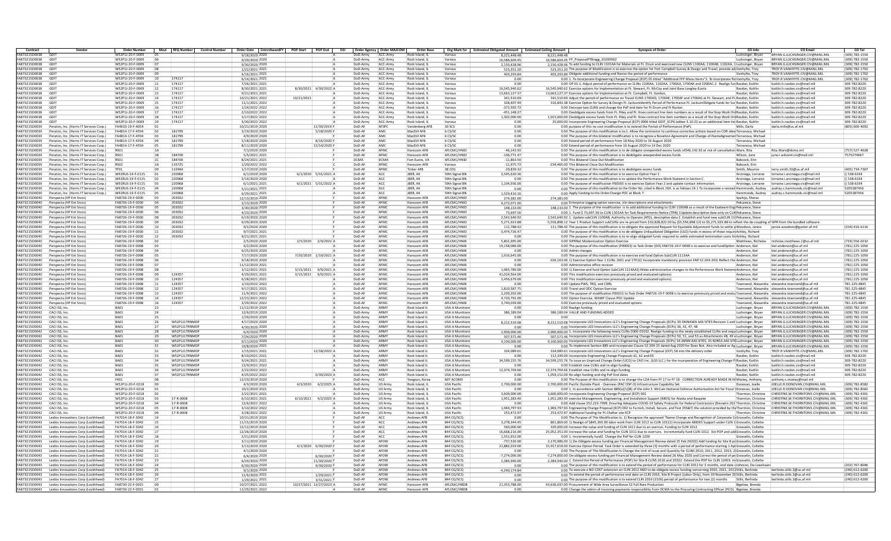| Contract | Vendor | Order Number | Mod | RFQ Number | Control Number | Order Date | CntrctAwardFY | POP Start | POP End | OSI | Order Agency | Order MACOM | Order Base | Org Mark for | Estimated Obligated Amount | Estimated Ceiling Amount | Synopsis of Order | CO Info | CO Email | CO Tel |
|---|---|---|---|---|---|---|---|---|---|---|---|---|---|---|---|---|---|---|---|---|
| FA873215D0038 | GDIT | W52P1J-20-F-0009 | 05 | | | 9/18/2020 | 2020 | | | A | DoD-Army | ACC-Army | Rock Island, IL | Various | 8,221,448.48 | 8,221,448.48 | | Luchsinger, Bryan | BRYAN.G.LUCHSINGER.CIV@MAIL.MIL | (309) 782-1550 |
| FA873215D0038 | GDIT | W52P1J-20-F-0009 | 06 | | | 9/29/2020 | 2020 | | | A | DoD-Army | ACC-Army | Rock Island, IL | Various | 16,586,604.45 | 16,586,604.45 | FP_ProposalFTBragg_20200902 | Luchsinger, Bryan | BRYAN.G.LUCHSINGER.CIV@MAIL.MIL | (309) 782-1550 |
| FA873215D0038 | GDIT | W52P1J-20-F-0009 | 07 | | | 9/30/2020 | 2020 | | | A | DoD-Army | ACC-Army | Rock Island, IL | Various | 2,150,428.96 | 2,150,428.96 | To add funding to CLIN 1101AA for Materials at Ft. Drum and exercised new CLINS 1100AA, 1100AB, 1102AA, 1 | Luchsinger, Bryan | BRYAN.G.LUCHSINGER.CIV@MAIL.MIL | (309) 782-1550 |
| FA873215D0038 | GDIT | W52P1J-20-F-0009 | 08 | | | 2/22/2021 | 2021 | | | A | DoD-Army | ACC-Army | Rock Island, IL | Various | 523,251.20 | 523,251.20 | The purpose of Modification is to exercise the option for Fort Campbell Survey & Design and Travel, provide ad | Vanhyfte, Troy | TROY.R.VANHYFTE.CIV@MAIL.MIL | (309) 782-1702 |
| FA873215D0038 | GDIT | W52P1J-20-F-0009 | 09 | | | 4/16/2021 | 2021 | | | A | DoD-Army | ACC-Army | Rock Island, IL | Various | 403,293.84 | 403,293.84 | Obligate additional funding and Revise the period of performance | Vanhyfte, Troy | TROY.R.VANHYFTE.CIV@MAIL.MIL | (309) 782-1702 |
| FA873215D0038 | GDIT | W52P1J-20-F-0009 | 10 | 174117 | | 6/14/2021 | 2021 | | | A | DoD-Army | ACC-Army | Rock Island, IL | Various | 0.00 | 0.00 | 1. To incorporate Engineering Change Proposal (ECP) 05 titled "Additional FFP Menu Items";2. To incorporate Pe | Vanhyfte, Troy | TROY.R.VANHYFTE.CIV@MAIL.MIL | (309) 782-1702 |
| FA873215D0038 | GDIT | W52P1J-20-F-0009 | 11 | 174117 | | 7/26/2021 | 2021 | | | A | DoD-Army | ACC-Army | Rock Island, IL | Various | 0.00 | 0.00 | OP 01:1. Adjust period of performance on CLINs 1100AA, 1102AA, 1700AA, 1700AE and 2200AC.2. Realign fun | Rasdon, Kaitlin | kaitlin.h.rasdon.civ@mail.mil | 309-782-8220 |
| FA873215D0038 | GDIT | W52P1J-20-F-0009 | 12 | 174117 | | 8/30/2021 | 2021 | 8/30/2021 | 4/30/2022 | A | DoD-Army | ACC-Army | Rock Island, IL | Various | 16,545,940.62 | 16,545,940.62 | Exercise options for Implementation at Ft. Stewart, Ft. McCoy and Joint Base Langley-Eustis | Rasdon, Kaitlin | kaitlin.h.rasdon.civ@mail.mil | 309-782-8220 |
| FA873215D0038 | GDIT | W52P1J-20-F-0009 | 13 | 174117 | | 9/21/2021 | 2021 | | | A | DoD-Army | ACC-Army | Rock Island, IL | Various | 13,663,127.37 | 13,663,127.37 | Exercise options for Implementation at Ft. Campbell, Ft. Gordon, | Rasdon, Kaitlin | kaitlin.h.rasdon.civ@mail.mil | 309-782-8220 |
| FA873215D0038 | GDIT | W52P1J-20-F-0009 | 14 | 174117 | | 10/21/2021 | 2022 | 10/21/2021 | | A | DoD-Army | ACC-Army | Rock Island, IL | Various | 341,510.69 | 341,510.69 | Adjust the period of performance on Travel CLINS 1700AD, 1700AE, 1700AF and 1700AG at Ft. Stewart, and Ft. | Rasdon, Kaitlin | kaitlin.h.rasdon.civ@mail.mil | 309-782-8220 |
| FA873215D0038 | GDIT | W52P1J-20-F-0009 | 15 | 174117 | | 11/1/2021 | 2022 | | | A | DoD-Army | ACC-Army | Rock Island, IL | Various | 328,407.49 | 314,843.38 | Exercise Option for Survey & Design Ft. Jacksonidentify Period of Performance Ft. JacksonObligate funds for Sur | Rasdon, Kaitlin | kaitlin.h.rasdon.civ@mail.mil | 309-782-8220 |
| FA873215D0038 | GDIT | W52P1J-20-F-0009 | 16 | 174117 | | 1/24/2022 | 2022 | | | A | DoD-Army | ACC-Army | Rock Island, IL | Various | -372,592.72 | 0.00 | Descope two CLINS and change the PoP end date for Ft Drum and Ft Rucker. | Rasdon, Kaitlin | kaitlin.h.rasdon.civ@mail.mil | 309-782-8220 |
| FA873215D0038 | GDIT | W52P1J-20-F-0009 | 17 | 174117 | | 2/10/2022 | 2022 | | | A | DoD-Army | ACC-Army | Rock Island, IL | Various | -451,148.27 | 0.00 | Deobligate excess funds from Ft. Riley and Ft. Knox contract line item numbers as a result of the Stop Work Ord | Rasdon, Kaitlin | kaitlin.h.rasdon.civ@mail.mil | 309-782-8220 |
| FA873215D0038 | GDIT | W52P1J-20-F-0009 | 18 | 174117 | | 3/17/2022 | 2022 | | | A | DoD-Army | ACC-Army | Rock Island, IL | Various | 1,302,000.00 | 1,015,000.00 | Deobligate excess funds from Ft. Riley and Ft. Knox contract line item numbers as a result of the Stop Work Ord | Rasdon, Kaitlin | kaitlin.h.rasdon.civ@mail.mil | 309-782-8220 |
| FA873215D0038 | GDIT | W52P1J-20-F-0009 | 19 | 174117 | | 3/30/2022 | 2022 | | | A | DoD-Army | ACC-Army | Rock Island, IL | Various | 0.00 | 25,000.00 | Incorporate Engineering Change Proposal (ECP) 0006 titled GDIT_ECP6 Jabber 3.10.22 as an additional item list | Rasdon, Kaitlin | kaitlin.h.rasdon.civ@mail.mil | 309-782-8220 |
| FA873215D0039 | Peraton, Inc. (Harris IT Services Corp.) | FA4610-19-F-A054 | 01 | | | 10/21/2019 | 2020 | | 11/30/2019 | F | DoD-AF | AFSPC | Vandenberg AFB | 30 SCS | 0.00 | 0.00 | purpose of this no cost modification is to extend the Period of Performance (PoP). | Mills, Darla | darla.mills@us.af.mil | (805) 606-4692 |
| FA873215D0039 | Peraton, Inc. (Harris IT Services Corp.) | FA4814-17-F-A704 | 02 | 181799 | | 3/19/2020 | 2020 | | 5/18/2020 | F | DoD-AF | AMC | MacDill AFB | 6 CS/SC | 0.00 | 0.00 | The purpose of this modification is to:1. Allow the contractor to continue corrective actions based on COR obse | Terranova, Michael | | |
| FA873215D0039 | Peraton, Inc. (Harris IT Services Corp.) | FA4814-17-F-A704 | 03 | 181799 | | 4/9/2020 | 2020 | | | F | DoD-AF | AMC | MacDill AFB | 6 CS/SC | 0.00 | 0.00 | The purpose of this bilateral modification is to recognize a Novation Agreement and Change-of-NameAgreement | Terranova, Michael | | |
| FA873215D0039 | Peraton, Inc. (Harris IT Services Corp.) | FA4814-17-F-A704 | 04 | 181799 | | 5/18/2020 | 2020 | | 8/16/2020 | F | DoD-AF | AMC | MacDill AFB | 6 CS/SC | 0.00 | 0.00 | Extend period of performance from 18 May 2020 to 16 August 2020 | Terranova, Michael | | |
| FA873215D0039 | Peraton, Inc. (Harris IT Services Corp.) | FA4814-17-F-A704 | 05 | 181799 | | 8/11/2020 | 2020 | | 12/14/2020 | F | DoD-AF | AMC | MacDill AFB | 6 CS/SC | 0.00 | 0.00 | Extend period of performance from 16 August 2020 to 14 Dec 2020 | Terranova, Michael | | |
| FA873215D0039 | Peraton, Inc. (Harris IT Services Corp.) | RS01 | 1A | | | 7/1/2020 | 2020 | | | F | DoD-AF | AFMC | Hanscom AFB | AFLCMC/HNID | -46,142.92 | 0.00 | The purpose of this modification is to de-obligate unexpended excess funds of$46,142.92 at risk of cancellation | Ware, Rita | Rita.Ware@dcma.mil | (757) 527-4628 |
| FA873215D0039 | Peraton, Inc. (Harris IT Services Corp.) | RS01 | 1B | 184700 | | 5/5/2021 | 2021 | | | F | DoD-AF | AFMC | Hanscom AFB | AFLCMC/HNID | -106,771.47 | 0.00 | The purpose of this modification is to deobligate unexpended excess funds | Wilson, June | june.r.wilson4.civ@mail.mil | 7575274667 |
| FA873215D0039 | Peraton, Inc. (Harris IT Services Corp.) | RS01 | 1C | 184700 | | 8/24/2021 | 2021 | | | F | DCMA | DCMA | Fort Eustis, VA | AFLCMC/HNID | -11,863.50 | 0.00 | This Bilateral Close Out Modification | Babcock, Erin | | |
| FA873215D0039 | Peraton, Inc. (Harris IT Services Corp.) | RS02 | 1A | 135725 | | 1/20/2022 | 2022 | | | F | DoD-AF | AFMC | Hanscom AFB | Various | -11,975.72 | -234,465.00 | This Bilateral Close Out Modification | Babcock, Erin | | |
| FA873215D0039 | Peraton, Inc. (Harris IT Services Corp.) | TF01 | 09 | 132484 | | 1/17/2020 | 2020 | | | F | DoD-AF | AFMC | Tinker AFB | 38 CEG | -29,839.32 | 0.00 | The purpose of this modification is to deobligate excess funds | Smith, Maurice | terry.smith.33@us.af.mil | (405) 734-7367 |
| FA873215D0039 | Peraton, Inc. (Harris IT Services Corp.) | W91RUS-19-F-0115 | 01 | 220968 | | 6/1/2020 | 2020 | 6/1/2020 | 5/31/2021 | A | DoD-AF | ACC | JBER, AK | 59th Signal BN | 2,595,620.36 | 0.00 | The purpose of this modification is to exercise Option Year 1. | Arciniega, Lorraine | lorraine.l.arciniega.civ@mail.mil | () 538-6334 |
| FA873215D0039 | Peraton, Inc. (Harris IT Services Corp.) | W91RUS-19-F-0115 | 02 | 220968 | | 5/14/2020 | 2020 | | | A | DoD-AF | ACC | JBER, AK | 59th Signal BN | 0.00 | 0.00 | The purpose of this modification is to update the Performance Work Statement in Section C. | Arciniega, Lorraine | lorraine.l.arciniega.civ@mail.mil | () 538-6334 |
| FA873215D0039 | Peraton, Inc. (Harris IT Services Corp.) | W91RUS-19-F-0115 | 03 | 220968 | | 6/1/2021 | 2021 | 6/1/2021 | 5/31/2022 | A | DoD-AF | ACC | JBER, AK | 59th Signal BN | 1,104,936.00 | 0.00 | The purpose of modification P00003 is to exercise Option Year 2 and update contact information. | Arciniega, Lorraine | lorraine.l.arciniega.civ@mail.mil | () 538-6334 |
| FA873215D0039 | Peraton, Inc. (Harris IT Services Corp.) | W91RUS-19-F-0115 | 04 | 220968 | | 5/21/2021 | 2021 | | | A | DoD-AF | ACC | JBER, AK | 59th Signal BN | 0.00 | 0.00 | The purpose of this modification to the Order No. cited in Block 10A. is as follows:14.1 To incorporate a revised | Hammonds, Audrey | audrey.c.hammonds.civ@mail.mil | 5205387456 |
| FA873215D0039 | Peraton, Inc. (Harris IT Services Corp.) | W91RUS-19-F-0115 | 05 | 220968 | | 6/29/2021 | 2021 | | | A | DoD-AF | ACC | JBER, AK | 59th Signal BN | 1,529,410.16 | 0.00 | Apply funding to the OrderChange POC at Block 7. | Hammonds, Audrey | audrey.c.hammonds.civ@mail.mil | 5205387456 |
| FA873215D0040 | Perspecta (HP Ent Srvcs) | FA8726-19-F-0030 | 03 | 203032 | | 12/13/2019 | 2020 | | | F | DoD-AF | AFMC | Hanscom AFB | AFLCMC/HNID | 274,381.00 | 274,381.00 | | Spahija, Sheren | | |
| FA873215D0040 | Perspecta (HP Ent Srvcs) | FA8726-19-F-0030 | 04 | 203032 | | 2/13/2020 | 2020 | | | F | DoD-AF | AFMC | Hanscom AFB | AFLCMC/HNID | 9,272,071.00 | 0.00 | Enterprise Logging option exercise, clin descriptions and attachments | Pekurece, Steve | | |
| FA873215D0040 | Perspecta (HP Ent Srvcs) | FA8726-19-F-0030 | 05 | 203032 | | 3/30/2020 | 2020 | | | F | DoD-AF | AFMC | Hanscom AFB | AFLCMC/HNID | 148,133.00 | 148,133.00 | 1. The purpose of the modification is to add additional funding to CLIN 1100AB as a result of the Exabeam Eng | Pekurece, Steve | | |
| FA873215D0040 | Perspecta (HP Ent Srvcs) | FA8726-19-F-0030 | 06 | 203032 | | 4/23/2020 | 2020 | | | F | DoD-AF | AFMC | Hanscom AFB | AFLCMC/HNID | 73,697.56 | 0.00 | 1. Fund $ 73,697.56 to CLIN 1301AA for Task Requirements Notice (TRN) 1Update descriptive data only on CLIN | Pekurece, Steve | | |
| FA873215D0040 | Perspecta (HP Ent Srvcs) | FA8726-19-F-0030 | 08 | 203032 | | 6/19/2020 | 2020 | | | F | DoD-AF | AFMC | Hanscom AFB | AFLCMC/HNID | 2,542,640.92 | 2,542,640.92 | 1. Update subCLIN 1100AB, Authority to Operate (ATO), descriptive data 2. Establish and fund new subCLIN 11 | Pekurece, Steve | | |
| FA873215D0040 | Perspecta (HP Ent Srvcs) | FA8726-19-F-0030 | 09 | 203032 | | 6/29/2020 | 2020 | | | F | DoD-AF | AFMC | Hanscom AFB | AFLCMC/HNID | 5,271,923.88 | -5,556,898.12 | Year 1 Product Support subCLINs are re-priced from $10,828,822.00 by ($5,556,898.12) to $5,271,923.88 to reflect the de-coupling of SIPR from the bundled software. | | | |
| FA873215D0040 | Perspecta (HP Ent Srvcs) | FA8726-19-F-0030 | 10 | 203032 | | 9/2/2020 | 2020 | | | F | DoD-AF | AFMC | Hanscom AFB | AFLCMC/HNID | 111,788.42 | 111,788.42 | The purpose of this modification is to obligate the approved Request for Equitable Adjustment funds to settle p | Woodson, Janice | janice.woodson@gunter.af.mil | (334) 416-6116 |
| FA873215D0040 | Perspecta (HP Ent Srvcs) | FA8726-19-F-0030 | 11 | 203032 | | 9/7/2021 | 2021 | | | F | DoD-AF | AFMC | Hanscom AFB | AFLCMC/HNID | -3,474,726.47 | 0.00 | The purpose of this modification is to de-obligate Unliquidated Obligation (ULO) funds in excess of those requir | Ashley, Richard | | |
| FA873215D0040 | Perspecta (HP Ent Srvcs) | FA8726-19-F-0030 | 12 | 203032 | | 9/21/2021 | 2021 | | | F | DoD-AF | AFMC | Hanscom AFB | AFLCMC/HNID | 0.00 | 0.00 | The purpose of this modification is to re-align obligated funds required to settle estimated termination costs for | Ashley, Richard | | |
| FA873215D0040 | Perspecta (HP Ent Srvcs) | FA8726-19-F-0098 | 02 | | | 2/5/2020 | 2020 | 2/5/2020 | 2/4/2022 | A | DoD-AF | AFMC | Hanscom AFB | AFLCMC/HNIB | 5,801,995.00 | 0.00 | SIPRNet Modernization Option Exercise | Matthews, Nicholas | nicholas.matthews.1@us.af.mil | (719) 556-0232 |
| FA873215D0040 | Perspecta (HP Ent Srvcs) | FA8726-19-F-0098 | 03 | | | 4/2/2020 | 2020 | | | A | DoD-AF | AFMC | Hanscom AFB | AFLCMC/HNIB | 19,158,089.00 | 0.00 | The purpose of this modification (P00003) to Task Order (DO) FA8726-19-F-0098 is to exercise and fundOption | Anderson, Kiel | kiel.anderson@us.af.mil | (781) 225-1050 |
| FA873215D0040 | Perspecta (HP Ent Srvcs) | FA8726-19-F-0098 | 04 | | | 6/25/2020 | 2020 | | | A | DoD-AF | AFMC | Hanscom AFB | AFLCMC/HNIB | 0.00 | 0.00 | Admin changes | Anderson, Kiel | kiel.anderson@us.af.mil | (781) 225-1050 |
| FA873215D0040 | Perspecta (HP Ent Srvcs) | FA8726-19-F-0098 | 05 | | | 7/17/2020 | 2020 | 7/20/2020 | 1/19/2021 | A | DoD-AF | AFMC | Hanscom AFB | AFLCMC/HNIB | 1,916,645.00 | 0.00 | The purpose of this modification is to exercise and fund Option SubCLIN 1113AA | Anderson, Kiel | kiel.anderson@us.af.mil | (781) 225-1050 |
| FA873215D0040 | Perspecta (HP Ent Srvcs) | FA8726-19-F-0098 | 06 | | | 9/18/2020 | 2020 | | | A | DoD-AF | AFMC | Hanscom AFB | AFLCMC/HNIB | 0.00 | -326,163.06 | 1) Exercise Option Year 1 CLINs 1601 and 17012) Incorporate mandatory provision FAR 52.204-24 3) Reflect the | Anderson, Kiel | kiel.anderson@us.af.mil | (781) 225-1050 |
| FA873215D0040 | Perspecta (HP Ent Srvcs) | FA8726-19-F-0098 | 07 | | | 11/12/2020 | 2021 | | | A | DoD-AF | AFMC | Hanscom AFB | AFLCMC/HNIB | 0.00 | 0.00 | Administrative office revision | Anderson, Kiel | kiel.anderson@us.af.mil | (781) 225-1050 |
| FA873215D0040 | Perspecta (HP Ent Srvcs) | FA8726-19-F-0098 | 08 | | | 3/12/2021 | 2021 | 3/15/2021 | 9/9/2021 | A | DoD-AF | AFMC | Hanscom AFB | AFLCMC/HNIB | 1,905,789.00 | 0.00 | 1) Exercise and fund Option SubCLIN 1114AA2) Make administrative changes to the Performance Work Stateme | Anderson, Kiel | kiel.anderson@us.af.mil | (781) 225-1050 |
| FA873215D0040 | Perspecta (HP Ent Srvcs) | FA8726-19-F-0098 | 09 | 124357 | | 4/29/2021 | 2021 | 3/15/2021 | 9/9/2021 | A | DoD-AF | AFMC | Hanscom AFB | AFLCMC/HNIB | 41,024,564.00 | 0.00 | This modification exercises previously priced and evaluated options) | Anderson, Kiel | kiel.anderson@us.af.mil | (781) 225-1050 |
| FA873215D0040 | Perspecta (HP Ent Srvcs) | FA8726-19-F-0098 | 10 | 124357 | | 6/28/2021 | 2021 | | | A | DoD-AF | AFMC | Hanscom AFB | AFLCMC/HNIB | 2,456,679.00 | 0.00 | This modification exercises previously priced and evaluated options) | Anderson, Kiel | kiel.anderson@us.af.mil | (781) 225-1050 |
| FA873215D0040 | Perspecta (HP Ent Srvcs) | FA8726-19-F-0098 | 11 | 124357 | | 1/10/2022 | 2022 | | | A | DoD-AF | AFMC | Hanscom AFB | AFLCMC/HNIB | 0.00 | 0.00 | Update PWS, TRD, and CDRL | Townsend, Alexandra | alexandra.townsend@us.af.mil | 781-225-4845 |
| FA873215D0040 | Perspecta (HP Ent Srvcs) | FA8726-19-F-0098 | 12 | 124357 | | 9/17/2021 | 2021 | | | A | DoD-AF | AFMC | Hanscom AFB | AFLCMC/HNIB | 1,810,587.75 | 0.00 | Travel and ODC Option Exercise | Townsend, Alexandra | alexandra.townsend@us.af.mil | 781-225-4845 |
| FA873215D0040 | Perspecta (HP Ent Srvcs) | FA8726-19-F-0098 | 13 | 124357 | | 11/9/2021 | 2022 | | | A | DoD-AF | AFMC | Hanscom AFB | AFLCMC/HNIB | 2,209,202.00 | 0.00 | The purpose of modification P00013 to Task Order FA8726-19-F-0098 is to exercise previously priced and evalu | Townsend, Alexandra | alexandra.townsend@us.af.mil | 781-225-4845 |
| FA873215D0040 | Perspecta (HP Ent Srvcs) | FA8726-19-F-0098 | 14 | 124357 | | 12/23/2021 | 2022 | | | A | DoD-AF | AFMC | Hanscom AFB | AFLCMC/HNIB | 4,720,791.00 | 0.00 | Option Exercise, WAWF Clause POC Update | Townsend, Alexandra | alexandra.townsend@us.af.mil | 781-225-4845 |
| FA873215D0040 | Perspecta (HP Ent Srvcs) | FA8726-19-F-0098 | 16 | 124357 | | 3/29/2022 | 2022 | | | A | DoD-AF | AFMC | Hanscom AFB | AFLCMC/HNIB | 3,740,039.00 | 0.00 | Exercise previously priced and evaluated options | Townsend, Alexandra | alexandra.townsend@us.af.mil | 781-225-4845 |
| FA873215D0042 | CACI ISS, Inc. | BA01 | 23 | | | 11/12/2019 | 2020 | | | A | DoD-Army | ARMY | Rock Island IL | USA JI Munitions | 0.00 | 0.00 | Realign funding | Luchsinger, Bryan | BRYAN.G.LUCHSINGER.CIV@MAIL.MIL | (309) 782-1550 |
| FA873215D0042 | CACI ISS, Inc. | BA01 | 24 | | | 12/6/2019 | 2020 | | | A | DoD-Army | ARMY | Rock Island IL | USA JI Munitions | 386,189.04 | 386,189.04 | VALUE AND FUNDING ADDED | Luchsinger, Bryan | BRYAN.G.LUCHSINGER.CIV@MAIL.MIL | (309) 782-1550 |
| FA873215D0042 | CACI ISS, Inc. | BA01 | 25 | | | 1/29/2020 | 2020 | | | A | DoD-Army | ARMY | Rock Island IL | USA JI Munitions | 0.00 | | | Luchsinger, Bryan | BRYAN.G.LUCHSINGER.CIV@MAIL.MIL | (309) 782-1550 |
| FA873215D0042 | CACI ISS, Inc. | BA01 | 26 | W52P1J17RNMDP | | 4/17/2020 | 2020 | | | A | DoD-Army | ARMY | Rock Island IL | USA JI Munitions | 8,212,510.08 | 8,212,510.08 | Incorporate LGS Innovations LLC's Engineering Change Proposals (ECPs) 39 OKINAWA AAS SITES Revision 1 and | Luchsinger, Bryan | BRYAN.G.LUCHSINGER.CIV@MAIL.MIL | (309) 782-1550 |
| FA873215D0042 | CACI ISS, Inc. | BA01 | 27 | W52P1J17RNMDP | | 4/30/2020 | 2020 | | | A | DoD-Army | ARMY | Rock Island IL | USA JI Munitions | 0.00 | 0.00 | Incorporate LGS Innovations LLC's Engineering Change Proposals (ECPs) 36, 42, 47, 48 | Luchsinger, Bryan | BRYAN.G.LUCHSINGER.CIV@MAIL.MIL | (309) 782-1550 |
| FA873215D0042 | CACI ISS, Inc. | BA01 | 28 | W52P1J17RNMDP | | 6/4/2020 | 2020 | | | A | DoD-Army | ARMY | Rock Island IL | USA JI Munitions | 2,900,000.00 | 2,900,000.00 | 1. Incorporate the following new CLINs 0300-05102. Realign funding to the newly established CLINs and reque | Luchsinger, Bryan | BRYAN.G.LUCHSINGER.CIV@MAIL.MIL | (309) 782-1550 |
| FA873215D0042 | CACI ISS, Inc. | BA01 | 29 | W52P1J17RNMDP | | 7/24/2020 | 2020 | | | A | DoD-Army | ARMY | Rock Island IL | USA JI Munitions | 507,571.46 | 507,571.46 | Incorporate LGS Innovations LLC's Engineering Change Proposals (ECPs) 50, 51, and 53 as Attachments 48, 49 a | Luchsinger, Bryan | BRYAN.G.LUCHSINGER.CIV@MAIL.MIL | (309) 782-1550 |
| FA873215D0042 | CACI ISS, Inc. | BA01 | 30 | W52P1J17RNMDP | | 9/11/2020 | 2020 | | | A | DoD-Army | ARMY | Rock Island IL | USA JI Munitions | 9,100,000.00 | 9,100,000.00 | Incorporate LGS Innovations LLC's Engineering Change Proposals (ECPs) 34 JAPAN AAS SITES, 35 KOREA AAS SITE | Luchsinger, Bryan | BRYAN.G.LUCHSINGER.CIV@MAIL.MIL | (309) 782-1550 |
| FA873215D0042 | CACI ISS, Inc. | BA01 | 31 | W52P1J17RNMDP | | 10/8/2020 | 2021 | | | A | DoD-Army | ARMY | Rock Island IL | USA JI Munitions | 0.00 | 0.00 | To implement Section 889 and incorporate Clause 52.204-25 dated Aug 2020 for Does Not. Also included as At | Luchsinger, Bryan | BRYAN.G.LUCHSINGER.CIV@MAIL.MIL | (309) 782-1550 |
| FA873215D0042 | CACI ISS, Inc. | BA01 | 32 | W52P1J17RNMDP | | 1/15/2021 | 2021 | | 12/18/2022 | A | DoD-Army | ARMY | Rock Island IL | USA JI Munitions | 334,089.61 | 334,089.61 | Incorporate LGS Innovations LLC's Engineering Change Proposal (ECP) 58 into the delivery order | Vanhyfte, Troy | TROY.R.VANHYFTE.CIV@MAIL.MIL | (309) 782-1702 |
| FA873215D0042 | CACI ISS, Inc. | BA01 | 33 | W52P1J17RNMDP | | 8/10/2021 | 2021 | | | A | DoD-Army | ARMY | Rock Island IL | USA JI Munitions | 0.00 | 112,349.00 | Incorporate Engineering Change Proposals 61, 62 and 65 | Rasdon, Kaitlin | kaitlin.h.rasdon.civ@mail.mil | 309-782-8220 |
| FA873215D0042 | CACI ISS, Inc. | BA01 | 34 | W52P1J17RNMDP | | 9/24/2021 | 2021 | | | A | DoD-Army | ARMY | Rock Island IL | USA JI Munitions | 34,599,155.76 | 34,599,155.76 | To issue an Unpriced Change Order (UCO) to CACI Inc. (LGS LLC.) for the incorporation of Engineering Change P | Rasdon, Kaitlin | kaitlin.h.rasdon.civ@mail.mil | 309-782-8220 |
| FA873215D0042 | CACI ISS, Inc. | BA01 | 35 | W52P1J17RNMDP | | 12/9/2021 | 2022 | | | A | DoD-Army | ARMY | Rock Island IL | USA JI Munitions | 0.00 | 0.00 | Establish new CLINs and re-align funding. | Rasdon, Kaitlin | kaitlin.h.rasdon.civ@mail.mil | 309-782-8220 |
| FA873215D0042 | CACI ISS, Inc. | BA01 | 36 | W52P1J17RNMDP | | 2/22/2022 | 2022 | | | A | DoD-Army | ARMY | Rock Island IL | USA JI Munitions | 12,374,704.66 | 12,374,704.66 | Establish new CLINs and re-align funding. | Rasdon, Kaitlin | kaitlin.h.rasdon.civ@mail.mil | 309-782-8220 |
| FA873215D0042 | CACI ISS, Inc. | BA01 | 37 | W52P1J17RNMDP | | 4/25/2022 | 2022 | | 6/30/2023 | A | DoD-Army | ARMY | Rock Island IL | USA JI Munitions | 0.00 | 1,059,152.00 | Re-align funding and chg PoP End dates | Rasdon, Kaitlin | kaitlin.h.rasdon.civ@mail.mil | 309-782-8220 |
| FA873215D0042 | CACI ISS, Inc. | F401 | 08 | | | 12/23/2019 | 2020 | | | A | DoD-Army | ACC | Yongsan, Korea | 607 ACOMS | 0.00 | 0.00 | The Purpose of this modification is to change the LOA from FY 17 to FY 18 - CORRECTION ALREADY MADE IN M | Mosley, Anthony | anthony.c.mosley@mail.mil | |
| FA873215D0042 | CACI ISS, Inc. | W52P1J-20-F-0218 | 00 | | | 4/3/2020 | 2020 | 4/3/2020 | 4/2/2025 | A | DoD-Army | US Army | Rock Island, IL | USA Pacific | 2,700,000.00 | 2,700,000.00 | Pacific Outside Plant - Overseas (PAC OSP-O) Infrastructure Capability Set. | Donovan, Joelle | JOELLE.B.DONOVAN.CIV@MAIL.MIL | (309) 782-8582 |
| FA873215D0042 | CACI ISS, Inc. | W52P1J-20-F-0218 | 01 | | | 10/2/2020 | 2021 | | | A | DoD-Army | US Army | Rock Island, IL | USA Pacific | 0.00 | 0.00 | 1. In accordance with Section 889(a)(1)(B) of the John S. McCain National Defense Authorization Act for Fiscal Y | Donovan, Joelle | JOELLE.B.DONOVAN.CIV@MAIL.MIL | (309) 782-8582 |
| FA873215D0042 | CACI ISS, Inc. | W52P1J-20-F-0218 | 02 | | | 2/22/2021 | 2021 | | | A | DoD-Army | US Army | Rock Island, IL | USA Pacific | 3,600,000.00 | 3,600,000.00 | Incorporate Engineering Change Proposal (ECP) 001 | Thornton, Christine | CHRISTINE.M.THORNTONS.CIV@MAIL.MIL | (309) 782-4301 |
| FA873215D0042 | CACI ISS, Inc. | W52P1J-20-F-0218 | 03 | 17-R-0008 | | 6/10/2021 | 2021 | 6/10/2021 | 4/2/2025 | A | DoD-Army | US Army | Rock Island, IL | USA Pacific | 1,951,283.40 | 1,951,283.40 | exercise Management, Engineering, and Installation Support (MEIS) for Alaska and Kwajalei | Thornton, Christine | CHRISTINE.M.THORNTONS.CIV@MAIL.MIL | (309) 782-4301 |
| FA873215D0042 | CACI ISS, Inc. | W52P1J-20-F-0218 | 04 | 17-R-0008 | | 12/6/2021 | 2022 | | | A | DoD-Army | US Army | Rock Island, IL | USA Pacific | 0.00 | 0.00 | Add clause 252.223-7999, Ensuring Adequate COVID-19 Safety Protocols for Federal Contractors (Deviatin 202 | Thornton, Christine | CHRISTINE.M.THORNTONS.CIV@MAIL.MIL | (309) 782-4301 |
| FA873215D0042 | CACI ISS, Inc. | W52P1J-20-F-0218 | 05 | 17-R-0008 | | 3/10/2022 | 2022 | | | A | DoD-Army | US Army | Rock Island, IL | USA Pacific | 1,969,797.93 | 1,969,797.93 | Engineering Change Proposal (ECP) 002 to Furnish, Install, Secure, and Test (FIS&T) the solution provided by the | Thornton, Christine | CHRISTINE.M.THORNTONS.CIV@MAIL.MIL | (309) 782-4301 |
| FA873215D0042 | CACI ISS, Inc. | W52P1J-20-F-0218 | 06 | 17-R-0008 | | 3/28/2022 | 2022 | | | A | DoD-Army | US Army | Rock Island, IL | USA Pacific | 253,472.97 | 253,472.97 | Additional funding for Ft Chaffer site ECP | Thornton, Christine | CHRISTINE.M.THORNTONS.CIV@MAIL.MIL | (309) 782-4301 |
| FA873215D0043 | Leidos Innovations Corp (Lockheed) | FA7014-18-F-3042 | 14 | | | 10/31/2019 | 2020 | | | F | DoD-AF | ACC | Andrews AFB | 844 CG/SCQ | 0.00 | 0.00 | The Purpose of This Modification Is: 1) Recognize the approved "Name Change and Recognition of Corporate E | Groselin, Collette | | |
| FA873215D0043 | Leidos Innovations Corp (Lockheed) | FA7014-18-F-3042 | 15 | | | 11/15/2019 | 2020 | | | F | DoD-AF | ACC | Andrews AFB | 844 CG/SCQ | 3,278,344.45 | 861,869.00 | 1) Realign of $845,393.00 labor work from CLIN 1012 to CLIN 1011 2) Incorporate ABIDES Support under CLIN 1 | Groselin, Collette | | |
| FA873215D0043 | Leidos Innovations Corp (Lockheed) | FA7014-18-F-3042 | 16 | | | 12/12/2019 | 2020 | | | F | DoD-AF | ACC | Andrews AFB | 844 CG/SCQ | 560,000.00 | 320,000.00 | Increase the value and funding of CLIN 1013 due to an overrun, Funding to CLIN 1012. | Groselin, Collette | | |
| FA873215D0043 | Leidos Innovations Corp (Lockheed) | FA7014-18-F-3042 | 17 | | | 12/26/2019 | 2020 | | | F | DoD-AF | ACC | Andrews AFB | 844 CG/SCQ | 16,668,216.00 | 25,052,351.00 | Increase the value and funding for CLIN 1011 due to overruns. Incrementally fund CLIN 1012. Ext PoP and add | Groselin, Collette | | |
| FA873215D0043 | Leidos Innovations Corp (Lockheed) | FA7014-18-F-3042 | 18 | | | 2/21/2020 | 2020 | | | F | DoD-AF | ACC | Andrews AFB | 844 CG/SCQ | 1,551,652.00 | 0.00 | 1. Incrementally fund2. Change the PoP for CLIN 1200 | Groselin, Collette | | |
| FA873215D0043 | Leidos Innovations Corp (Lockheed) | FA7014-18-F-3042 | 19 | | | 3/11/2020 | 2020 | | | F | DoD-AF | AFDW | Andrews AFB | 844 CG/SCQ | -737,530.00 | 2,170,986.00 | 1) De-Obligate excess funding per Financial Management Review dated 25 Feb 20202) Add funding for Site B pr | Groselin, Collette | | |
| FA873215D0043 | Leidos Innovations Corp (Lockheed) | FA7014-18-F-3042 | 20 | | | 3/13/2020 | 2020 | 4/1/2020 | 6/30/2020 | F | DoD-AF | AFDW | Andrews AFB | 844 CG/SCQ | 22,882,019.00 | 15,917,019.00 | Exercise Option Period Task Order is extended by three (3) months with a period of performance starting 1 Apr | Groselin, Collette | | |
| FA873215D0043 | Leidos Innovations Corp (Lockheed) | FA7014-18-F-3042 | 21 | | | 4/1/2020 | 2020 | | | F | DoD-AF | AFDW | Andrews AFB | 844 CG/SCQ | 0.00 | 0.00 | The Purpose of This Modification Is Change the Unit of Issue and Quantity for CLINS 2010, 2011, 2012, 2013, 2 | Groselin, Collette | | |
| FA873215D0043 | Leidos Innovations Corp (Lockheed) | FA7014-18-F-3042 | 22 | | | 6/4/2020 | 2020 | | 6/30/2020 | F | DoD-AF | AFDW | Andrews AFB | 844 CG/SCQ | -7,274,000.00 | -7,274,000.00 | De-obligate excess funding per Financial Management Review dated 26 May 2020 and Correct the end of perio | Groselin, Collette | | |
| FA873215D0043 | Leidos Innovations Corp (Lockheed) | FA7014-18-F-3042 | 23 | | | 6/24/2020 | 2020 | | 11/30/2020 | F | DoD-AF | AFDW | Andrews AFB | 844 CG/SCQ | 2,384,940.00 | 2,384,940.00 | 1. Extend the Period of Performance (POP) for Site B CLINS 2016 and 20322. Extend the POP for CLIN 12003. In | Groselin, Collette | | |
| FA873215D0043 | Leidos Innovations Corp (Lockheed) | FA7014-18-F-3042 | 24 | | | 6/30/2020 | 2020 | | 9/30/2020 | F | DoD-AF | AFDW | Andrews AFB | 844 CG/SCQ | 0.00 | 0.00 | The purpose of this modification is to extend the period of performance for CLIN 2012 for 3 months, and date c | Johnson, De-Leadshawn | | (202) 767-8046 |
| FA873215D0043 | Leidos Innovations Corp (Lockheed) | FA7014-18-F-3042 | 25 | | | 9/1/2020 | 2020 | | | F | DoD-AF | AFDW | Andrews AFB | 844 CG/SCQ | -4,240,174.84 | 0.00 | To execute a NO COST extension on CLIN 2012 AND to de-obligate excess funding concerning 2010, 2011, 2012 | Stills, Berlinda | berlinda.stills.3@us.af.mil | (240) 612-6200 |
| FA873215D0043 | Leidos Innovations Corp (Lockheed) | FA7014-18-F-3042 | 26 | | | 11/6/2020 | 2021 | | 1/29/2021 | F | DoD-AF | AFDW | Andrews AFB | 844 CG/SCQ | 0.00 | 0.00 | To extend the period of performance end date on CLIN 2016, Site B Project (Labor Only), from 30 November 20 | Stills, Berlinda | berlinda.stills.3@us.af.mil | (240) 612-6200 |
| FA873215D0043 | Leidos Innovations Corp (Lockheed) | FA7014-18-F-3042 | 27 | | | 1/29/2021 | 2021 | | 3/31/2021 | F | DoD-AF | AFDW | Andrews AFB | 844 CG/SCQ | 0.00 | 0.00 | The purpose of this modification is to extend CLIN 2016 (2106) period of performance for two (2) months | Stills, Berlinda | berlinda.stills.3@us.af.mil | (240) 612-6200 |
| FA873215D0043 | Leidos Innovations Corp (Lockheed) | FA8730-22-F-0015 | 00 | | | 10/27/2021 | 2022 | 10/27/2021 | 12/27/2023 | A | DoD-AF | AFMC | Hanscom AFB | AFLCMC/HBDB | 21,353,788.00 | 43,636,037.00 | Procurement of Wide Area Surveillance S2 Full Rate Production | Bigelow, Brenda | | |
| FA873215D0043 | Leidos Innovations Corp (Lockheed) | FA8730-22-F-0015 | 01 | | | 11/29/2021 | 2022 | | | A | DoD-AF | AFMC | Hanscom AFB | AFLCMC/HBDB | 0.00 | 0.00 | Change the admin of invoicing payments responsibility from DCMA to the Procuring Contracting Officer (PCO). | Bigelow, Brenda | | |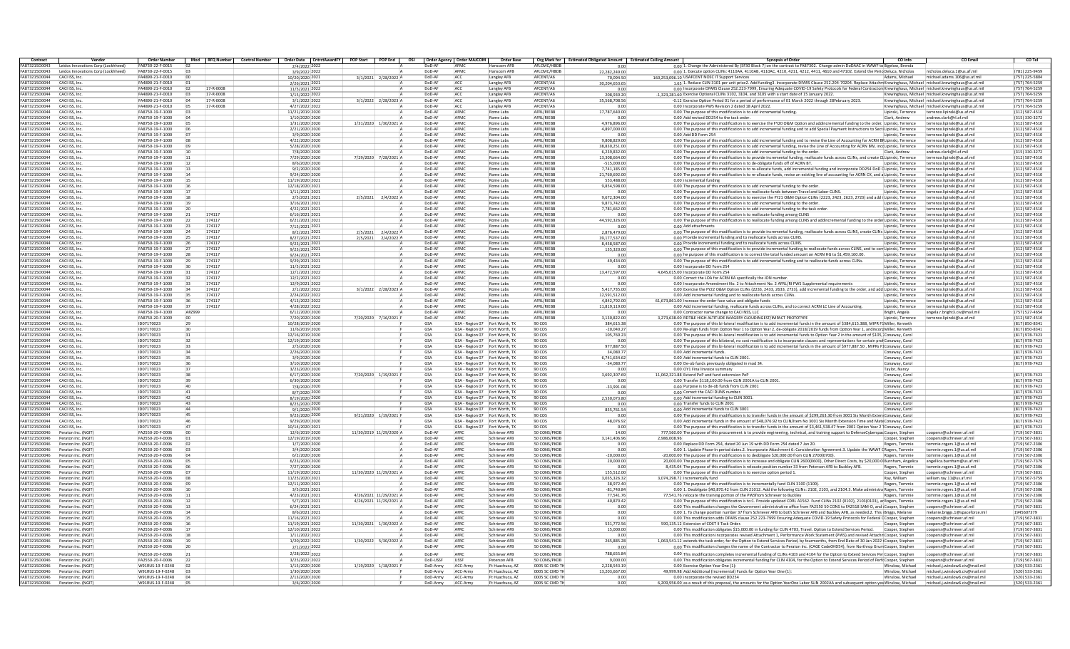| Contract | Vendor | Order Number | Mod | RFQ Number | Control Number | Order Date | CntrctAwardFY | POP Start | POP End | OSI | Order Agency | Order MAJCOM | Order Base | Org Mark for | Estimated Obligated Amount | Estimated Ceiling Amount | Synopsis of Order | CO Info | CO Email | CO Tel |
|---|---|---|---|---|---|---|---|---|---|---|---|---|---|---|---|---|---|---|---|---|
| FA873215D0045 | Leidos Innovations Corp (Lockheed) | FA8730-22-F-0015 | 02 | | | 2/4/2022 | 2022 | | | A | DoD-AF | AFMC | Hanscom AFB | AFLCMC/HBDB | 0.00 | | 1. Change the Administered By (SF30 Block 7) on the contract to FA87302. Change admin DoDAAC in WAWF to | Bigelow, Brenda | | |
| FA873215D0045 | Leidos Innovations Corp (Lockheed) | FA8730-22-F-0015 | 03 | | | 3/9/2022 | 2022 | | | A | DoD-AF | AFMC | Hanscom AFB | AFLCMC/HBDB | 22,282,249.00 | | 1. Execute option CLINs: 4110AA, 4110AB, 4110AC, 4210, 4211, 4212, 4411, 4610 and 4710 2. Extend the Perio | Deluca, Nicholas | nicholas.deluca.1@us.af.mil | (781) 225-9459 |
| FA873215D0044 | CACI ISS, Inc. | FA4890-21-F-0010 | 00 | | | 10/20/2020 | 2021 | 3/1/2021 | 2/28/2022 | A | DoD-AF | ACC | Langley AFB | AFCENT/A6 | 70,094.50 | 160,253,096.10 | USAFCENT NOSC IT Support Services | Adams, Michael | michael.adams.106@us.af.mil | (757) 225-5804 |
| FA873215D0044 | CACI ISS, Inc. | FA4890-21-F-0010 | 01 | | | 2/26/2021 | 2021 | | | A | DoD-AF | ACC | Langley AFB | AFCENT/A6 | 30,204,453.65 | | 1.65 1. Reduce CLIN 3101 per unit price2. Add funding3. Incorporate DFARS Clause 252.204-7020 4. Replace Attachm | Krewinghaus, Michael | michael.krewinghaus@us.af.mil | (757) 764-5259 |
| FA873215D0044 | CACI ISS, Inc. | FA4890-21-F-0010 | 02 | 17-R-0008 | | 11/5/2021 | 2022 | | | A | DoD-AF | ACC | Langley AFB | AFCENT/A6 | 0.00 | | Incorporate DFARS Clause 252.223-7999, Ensuring Adequate COVID-19 Safety Protocols for Federal Contractors | Krewinghaus, Michael | michael.krewinghaus@us.af.mil | (757) 764-5259 |
| FA873215D0044 | CACI ISS, Inc. | FA4890-21-F-0010 | 03 | 17-R-0008 | | 1/15/2022 | 2022 | | | A | DoD-AF | ACC | Langley AFB | AFCENT/A6 | 208,939.20 | -1,323,281.60 | Exercise Optional CLINs 3102, 3104, and 3105 with a start date of 15 January 2022. | Krewinghaus, Michael | michael.krewinghaus@us.af.mil | (757) 764-5259 |
| FA873215D0044 | CACI ISS, Inc. | FA4890-21-F-0010 | 04 | 17-R-0008 | | 3/1/2022 | 2022 | 3/1/2022 | 2/28/2023 | A | DoD-AF | ACC | Langley AFB | AFCENT/A6 | 35,568,708.56 | | -0.12 Exercise Option Period 01 for a period of performance of 01 March 2022 through 28February 2023. | Krewinghaus, Michael | michael.krewinghaus@us.af.mil | (757) 764-5259 |
| FA873215D0044 | CACI ISS, Inc. | FA4890-21-F-0010 | 05 | 17-R-0008 | | 4/27/2022 | 2022 | | | A | DoD-AF | ACC | Langley AFB | AFCENT/A6 | 0.00 | | 0.00 Incorporate PWS Revision 2 dated 18 April 2022. | Krewinghaus, Michael | michael.krewinghaus@us.af.mil | (757) 764-5259 |
| FA873215D0044 | CACI ISS, Inc. | FA8750-19-F-1000 | 03 | | | 11/21/2019 | 2020 | | | A | DoD-AF | AFMC | Rome Labs | AFRL/RIEBB | 17,787,640.00 | | 0.00 The purpose of this modification is to add incremental funding. | Lipinski, Terrence | terrence.lipinski@us.af.mil | (312) 587-4510 |
| FA873215D0044 | CACI ISS, Inc. | FA8750-19-F-1000 | 04 | | | 1/10/2020 | 2020 | | | A | DoD-AF | AFMC | Rome Labs | AFRL/RIEBB | 0.00 | | 0.00 Add revised DD254 to the task order. | Clark, Andrew | andrew.clark@rl.af.mil | (315) 330-3272 |
| FA873215D0044 | CACI ISS, Inc. | FA8750-19-F-1000 | 05 | | | 1/31/2020 | 2020 | 1/31/2020 | 1/30/2021 | A | DoD-AF | AFMC | Rome Labs | AFRL/RIEBB | 4,976,896.00 | | 0.00 The purpose of this modification is to exercise the FY20 O&M Option and addincremental funding to the order. | Lipinski, Terrence | terrence.lipinski@us.af.mil | (312) 587-4510 |
| FA873215D0044 | CACI ISS, Inc. | FA8750-19-F-1000 | 06 | | | 2/21/2020 | 2020 | | | A | DoD-AF | AFMC | Rome Labs | AFRL/RIEBB | 4,897,000.00 | | 0.00 The purpose of this modification is to add incremental funding and to add Special Payment Instructions to Secti | Lipinski, Terrence | terrence.lipinski@us.af.mil | (312) 587-4510 |
| FA873215D0044 | CACI ISS, Inc. | FA8750-19-F-1000 | 07 | | | 3/9/2020 | 2020 | | | A | DoD-AF | AFMC | Rome Labs | AFRL/RIEBB | 0.00 | | 0.00 Add DD Form 254 | Lipinski, Terrence | terrence.lipinski@us.af.mil | (312) 587-4510 |
| FA873215D0044 | CACI ISS, Inc. | FA8750-19-F-1000 | 08 | | | 4/22/2020 | 2020 | | | A | DoD-AF | AFMC | Rome Labs | AFRL/RIEBB | 9,808,829.00 | | 0.00 The purpose of this modification is to add incremental funding and to revise the Line of Accounting for ACRN BI | Lipinski, Terrence | terrence.lipinski@us.af.mil | (312) 587-4510 |
| FA873215D0044 | CACI ISS, Inc. | FA8750-19-F-1000 | 09 | | | 5/28/2020 | 2020 | | | A | DoD-AF | AFMC | Rome Labs | AFRL/RIEBB | 38,810,251.00 | | 0.00 The purpose of this modification is to add incremental funding, revise the Line of Accounting for ACRN BW, incl | Lipinski, Terrence | terrence.lipinski@us.af.mil | (312) 587-4510 |
| FA873215D0044 | CACI ISS, Inc. | FA8750-19-F-1000 | 10 | | | 7/8/2020 | 2020 | | | A | DoD-AF | AFMC | Rome Labs | AFRL/RIEBB | 6,219,832.00 | | 0.00 The purpose of this modification is to add incremental funding to the order. | Clark, Andrew | andrew.clark@rl.af.mil | (315) 330-3272 |
| FA873215D0044 | CACI ISS, Inc. | FA8750-19-F-1000 | 11 | | | 7/29/2020 | 2020 | 7/29/2020 | 7/28/2021 | A | DoD-AF | AFMC | Rome Labs | AFRL/RIEBB | 13,308,664.00 | | 0.00 The purpose of this modification is to provide incremental funding, reallocate funds across CLINs, and create CL | Lipinski, Terrence | terrence.lipinski@us.af.mil | (312) 587-4510 |
| FA873215D0044 | CACI ISS, Inc. | FA8750-19-F-1000 | 12 | | | 8/6/2020 | 2020 | | | A | DoD-AF | AFMC | Rome Labs | AFRL/RIEBB | -515,000.00 | | 0.00 The purpose of this modification is to de-obligate funds off of ACRN BT. | Lipinski, Terrence | terrence.lipinski@us.af.mil | (312) 587-4510 |
| FA873215D0044 | CACI ISS, Inc. | FA8750-19-F-1000 | 13 | | | 9/2/2020 | 2020 | | | A | DoD-AF | AFMC | Rome Labs | AFRL/RIEBB | 7,741,185.00 | | 0.00 The purpose of this modification is to re-allocate funds, add incremental funding and incorporate DD254 DoD C | Lipinski, Terrence | terrence.lipinski@us.af.mil | (312) 587-4510 |
| FA873215D0044 | CACI ISS, Inc. | FA8750-19-F-1000 | 14 | | | 9/24/2020 | 2020 | | | A | DoD-AF | AFMC | Rome Labs | AFRL/RIEBB | 21,760,692.00 | | 0.00 The purpose of this modification is to re-allocate funds, revise an existing line of accounting for ACRN CK, and a | Lipinski, Terrence | terrence.lipinski@us.af.mil | (312) 587-4510 |
| FA873215D0044 | CACI ISS, Inc. | FA8750-19-F-1000 | 15 | | | 11/19/2020 | 2021 | | | A | DoD-AF | AFMC | Rome Labs | AFRL/RIEBB | 553,488.00 | | 0.00 Incremental funding | Lipinski, Terrence | terrence.lipinski@us.af.mil | (312) 587-4510 |
| FA873215D0044 | CACI ISS, Inc. | FA8750-19-F-1000 | 16 | | | 12/18/2020 | 2021 | | | A | DoD-AF | AFMC | Rome Labs | AFRL/RIEBB | 9,854,598.00 | | 0.00 The purpose of this modification is to add incremental funding to the order. | Lipinski, Terrence | terrence.lipinski@us.af.mil | (312) 587-4510 |
| FA873215D0044 | CACI ISS, Inc. | FA8750-19-F-1000 | 17 | | | 1/11/2021 | 2021 | | | A | DoD-AF | AFMC | Rome Labs | AFRL/RIEBB | 0.00 | | 0.00 The purpose of this modification is to reallocate funds between Travel and Labor CLINS. | Lipinski, Terrence | terrence.lipinski@us.af.mil | (312) 587-4510 |
| FA873215D0044 | CACI ISS, Inc. | FA8750-19-F-1000 | 18 | | | 2/5/2021 | 2021 | 2/5/2021 | 2/4/2022 | A | DoD-AF | AFMC | Rome Labs | AFRL/RIEBB | 9,672,304.00 | | 0.00 The purpose of this modification is to exercise the FY21 O&M Option CLINs (2223, 2423, 2623, 2723) and add i | Lipinski, Terrence | terrence.lipinski@us.af.mil | (312) 587-4510 |
| FA873215D0044 | CACI ISS, Inc. | FA8750-19-F-1000 | 19 | | | 3/18/2021 | 2021 | | | A | DoD-AF | AFMC | Rome Labs | AFRL/RIEBB | 9,873,742.00 | | 0.00 The purpose of this modification is to add incremental funding to the order. | Lipinski, Terrence | terrence.lipinski@us.af.mil | (312) 587-4510 |
| FA873215D0044 | CACI ISS, Inc. | FA8750-19-F-1000 | 20 | | | 4/22/2021 | 2021 | | | A | DoD-AF | AFMC | Rome Labs | AFRL/RIEBB | 7,781,662.00 | | 0.00 The purpose of this modification is to add incremental funding to the task order. | Lipinski, Terrence | terrence.lipinski@us.af.mil | (312) 587-4510 |
| FA873215D0044 | CACI ISS, Inc. | FA8750-19-F-1000 | 21 | 174117 | | 6/16/2021 | 2021 | | | A | DoD-AF | AFMC | Rome Labs | AFRL/RIEBB | 0.00 | | 0.00 The purpose of this modification is to reallocate funding among CLINS | Lipinski, Terrence | terrence.lipinski@us.af.mil | (312) 587-4510 |
| FA873215D0044 | CACI ISS, Inc. | FA8750-19-F-1000 | 22 | 174117 | | 6/21/2021 | 2021 | | | A | DoD-AF | AFMC | Rome Labs | AFRL/RIEBB | 44,592,326.00 | | 0.00 The purpose of this modification is to reallocate funding among CLINS and addincremental funding to the order | Lipinski, Terrence | terrence.lipinski@us.af.mil | (312) 587-4510 |
| FA873215D0044 | CACI ISS, Inc. | FA8750-19-F-1000 | 23 | 174117 | | 7/15/2021 | 2021 | | | A | DoD-AF | AFMC | Rome Labs | AFRL/RIEBB | 0.00 | | 0.00 Add attachments | Lipinski, Terrence | terrence.lipinski@us.af.mil | (312) 587-4510 |
| FA873215D0044 | CACI ISS, Inc. | FA8750-19-F-1000 | 24 | 174117 | | 8/2/2021 | 2021 | 2/5/2021 | 2/4/2022 | A | DoD-AF | AFMC | Rome Labs | AFRL/RIEBB | 2,876,479.00 | | 0.00 The purpose of this modification is to provide incremental funding, reallocate funds across CLINS, create CLINs | Lipinski, Terrence | terrence.lipinski@us.af.mil | (312) 587-4510 |
| FA873215D0044 | CACI ISS, Inc. | FA8750-19-F-1000 | 25 | 174117 | | 8/27/2021 | 2021 | 2/5/2021 | 2/4/2022 | A | DoD-AF | AFMC | Rome Labs | AFRL/RIEBB | 39,177,537.00 | | 0.00 Provide incremental funding and reallocate funds across CLINS. | Lipinski, Terrence | terrence.lipinski@us.af.mil | (312) 587-4510 |
| FA873215D0044 | CACI ISS, Inc. | FA8750-19-F-1000 | 26 | 174117 | | 9/23/2021 | 2021 | | | A | DoD-AF | AFMC | Rome Labs | AFRL/RIEBB | 8,458,587.00 | | 0.00 Provide incremental funding and to reallocate funds across CLINS. | Lipinski, Terrence | terrence.lipinski@us.af.mil | (312) 587-4510 |
| FA873215D0044 | CACI ISS, Inc. | FA8750-19-F-1000 | 27 | 174117 | | 9/23/2021 | 2021 | | | A | DoD-AF | AFMC | Rome Labs | AFRL/RIEBB | 135,320.00 | | 0.00 The purpose of this modification is to provide incremental funding,to reallocate funds across CLINs, and to cor | Lipinski, Terrence | terrence.lipinski@us.af.mil | (312) 587-4510 |
| FA873215D0044 | CACI ISS, Inc. | FA8750-19-F-1000 | 28 | 174117 | | 9/24/2021 | 2021 | | | A | DoD-AF | AFMC | Rome Labs | AFRL/RIEBB | 0.00 | | 0.00 he purpose of this modification is to correct the total funded amount on ACRN HG to $1,459,160.00. | Lipinski, Terrence | terrence.lipinski@us.af.mil | (312) 587-4510 |
| FA873215D0044 | CACI ISS, Inc. | FA8750-19-F-1000 | 29 | 174117 | | 9/29/2021 | 2021 | | | A | DoD-AF | AFMC | Rome Labs | AFRL/RIEBB | 49,434.00 | | 0.00 The purpose of this modification is to add incremental funding and to reallocate funds across CLINs. | Lipinski, Terrence | terrence.lipinski@us.af.mil | (312) 587-4510 |
| FA873215D0044 | CACI ISS, Inc. | FA8750-19-F-1000 | 30 | 174117 | | 11/5/2021 | 2022 | | | A | DoD-AF | AFMC | Rome Labs | AFRL/RIEBB | 0.00 | | 0.00 Incorporate DD Form 254 | Lipinski, Terrence | terrence.lipinski@us.af.mil | (312) 587-4510 |
| FA873215D0044 | CACI ISS, Inc. | FA8750-19-F-1000 | 31 | 174117 | | 12/1/2021 | 2022 | | | A | DoD-AF | AFMC | Rome Labs | AFRL/RIEBB | 13,472,597.00 | | 4,645,015.00 Incorporate DD Form 254 | Lipinski, Terrence | terrence.lipinski@us.af.mil | (312) 587-4510 |
| FA873215D0044 | CACI ISS, Inc. | FA8750-19-F-1000 | 32 | 174117 | | 12/2/2021 | 2022 | | | A | DoD-AF | AFMC | Rome Labs | AFRL/RIEBB | 0.00 | | 0.00 Correct the LOA for ACRN KA specifically the JON number. | Lipinski, Terrence | terrence.lipinski@us.af.mil | (312) 587-4510 |
| FA873215D0044 | CACI ISS, Inc. | FA8750-19-F-1000 | 33 | 174117 | | 12/9/2021 | 2022 | | | A | DoD-AF | AFMC | Rome Labs | AFRL/RIEBB | 0.00 | | 0.00 Incorporate Amendment No. 2 to Attachment No. 2 AFRL/RI PWS Supplemental requirements | Lipinski, Terrence | terrence.lipinski@us.af.mil | (312) 587-4510 |
| FA873215D0044 | CACI ISS, Inc. | FA8750-19-F-1000 | 34 | 174117 | | 2/1/2022 | 2022 | 3/1/2022 | 2/28/2023 | A | DoD-AF | AFMC | Rome Labs | AFRL/RIEBB | 5,417,735.00 | | 0.00 Exercise the FY22 O&M Option CLINs (2233, 2433, 2633, 2733), add incremental funding to the order, and add | Lipinski, Terrence | terrence.lipinski@us.af.mil | (312) 587-4510 |
| FA873215D0044 | CACI ISS, Inc. | FA8750-19-F-1000 | 35 | 174117 | | 2/24/2022 | 2022 | | | A | DoD-AF | AFMC | Rome Labs | AFRL/RIEBB | 12,501,512.00 | | 0.00 Add incremental funding and to reallocate funds across CLINs. | Lipinski, Terrence | terrence.lipinski@us.af.mil | (312) 587-4510 |
| FA873215D0044 | CACI ISS, Inc. | FA8750-19-F-1000 | 36 | 174117 | | 4/13/2022 | 2022 | | | A | DoD-AF | AFMC | Rome Labs | AFRL/RIEBB | 4,842,792.00 | | 61,673,861.00 Increase the order face value and obligate funds | Lipinski, Terrence | terrence.lipinski@us.af.mil | (312) 587-4510 |
| FA873215D0044 | CACI ISS, Inc. | FA8750-19-F-1000 | 37 | 174117 | | 4/28/2022 | 2022 | | | A | DoD-AF | AFMC | Rome Labs | AFRL/RIEBB | 11,819,119.00 | | 0.00 Add incremental funding, reallocate funds across CLINs, and to correct ACRN LC Line of Accounting. | Lipinski, Terrence | terrence.lipinski@us.af.mil | (312) 587-4510 |
| FA873215D0044 | CACI ISS, Inc. | FA8750-19-F-1000 | ARZ999 | | | 6/12/2020 | 2020 | | | A | DoD-AF | AFMC | Rome Labs | AFRL/RIEBB | 0.00 | | 0.00 Contractor name change to CACI NSS, LLC | Bright, Angela | angela.r.bright3.civ@mail.mil | (757) 527-4654 |
| FA873215D0044 | CACI ISS, Inc. | FA8750-20-F-1009 | 00 | | | 7/20/2020 | 2020 | 7/20/2020 | 7/16/2021 | F | DoD-AF | AFMC | Rome Labs | AFRL/RIEBB | 3,130,822.00 | | 3,273,638.00 RDT&E HIGH ALTITUDE IMAGERY CLOUDINGEST/RVFACT PROTOTYPE | Lipinski, Terrence | terrence.lipinski@us.af.mil | (312) 587-4510 |
| FA873215D0044 | CACI ISS, Inc. | ID07170023 | 29 | | | 10/28/2019 | 2020 | | | F | GSA | GSA - Region 07 | Fort Worth, TX | 90 CDS | 384,615.38 | | 0.00 The purpose of this bi-lateral modification is to add incremental funds in the amount of $384,615.388, MIPR F1 | Miller, Kenneth | | (817) 850-8341 |
| FA873215D0044 | CACI ISS, Inc. | ID07170023 | 30 | | | 11/6/2019 | 2020 | | | F | GSA | GSA - Region 07 | Fort Worth, TX | 90 CDS | -20,040.27 | | 0.00 Re-align funds from Option Year 1 to Option Year 2, de-obligate 2018/2019 funds from Option Year 1, andincorp | Miller, Kenneth | | (817) 850-8341 |
| FA873215D0044 | CACI ISS, Inc. | ID07170023 | 31 | | | 12/16/2019 | 2020 | | | F | GSA | GSA - Region 07 | Fort Worth, TX | 90 CDS | 105,769.23 | | 0.00 The purpose of this bi-lateral modification is to add incremental funds to Option Year 2 in the amount of $105, | Conaway, Carol | | (817) 978-7423 |
| FA873215D0044 | CACI ISS, Inc. | ID07170023 | 32 | | | 12/19/2019 | 2020 | | | F | GSA | GSA - Region 07 | Fort Worth, TX | 90 CDS | 0.00 | | 0.00 The purpose of this bilateral, no cost modification is to incorporate clauses and representations for certain prod | Conaway, Carol | | (817) 978-7423 |
| FA873215D0044 | CACI ISS, Inc. | ID07170023 | 33 | | | 2/5/2020 | 2020 | | | F | GSA | GSA - Region 07 | Fort Worth, TX | 90 CDS | 977,887.50 | | 0.00 The purpose of this bi-lateral modification is to add incremental funds in the amount of $977,887.50 , MIPRs F1 | Conaway, Carol | | (817) 978-7423 |
| FA873215D0044 | CACI ISS, Inc. | ID07170023 | 34 | | | 2/26/2020 | 2020 | | | F | GSA | GSA - Region 07 | Fort Worth, TX | 90 CDS | 34,080.77 | | 0.00 Add incremental funds. | Conaway, Carol | | (817) 978-7423 |
| FA873215D0044 | CACI ISS, Inc. | ID07170023 | 35 | | | 3/9/2020 | 2020 | | | F | GSA | GSA - Region 07 | Fort Worth, TX | 90 CDS | 6,741,634.62 | | 0.00 Add incremental funds to CLIN 2001. | Conaway, Carol | | (817) 978-7423 |
| FA873215D0044 | CACI ISS, Inc. | ID07170023 | 36 | | | 3/10/2020 | 2020 | | | F | GSA | GSA - Region 07 | Fort Worth, TX | 90 CDS | -34,080.77 | | 0.00 De-ob funds previously obligated in mod 34. | Conaway, Carol | | (817) 978-7423 |
| FA873215D0044 | CACI ISS, Inc. | ID07170023 | 37 | | | 3/23/2020 | 2020 | | | F | GSA | GSA - Region 07 | Fort Worth, TX | 90 CDS | 0.00 | | 0.00 OY1 Final invoice summary | Taylor, Nancy | | |
| FA873215D0044 | CACI ISS, Inc. | ID07170023 | 38 | | | 6/17/2020 | 2020 | 7/20/2020 | 1/19/2021 | F | GSA | GSA - Region 07 | Fort Worth, TX | 90 CDS | 3,692,307.69 | | 11,062,321.88 Extend PoP and fund extension PoP | Conaway, Carol | | (817) 978-7423 |
| FA873215D0044 | CACI ISS, Inc. | ID07170023 | 39 | | | 6/30/2020 | 2020 | | | F | GSA | GSA - Region 07 | Fort Worth, TX | 90 CDS | 0.00 | | 0.00 Transfer $118,100.00 from CLIN 2001A to CLIN 2001. | Conaway, Carol | | (817) 978-7423 |
| FA873215D0044 | CACI ISS, Inc. | ID07170023 | 40 | | | 7/8/2020 | 2020 | | | F | GSA | GSA - Region 07 | Fort Worth, TX | 90 CDS | -33,991.08 | | 0.00 Purpose is to de-ob funds from CLIN 2001 | Conaway, Carol | | (817) 978-7423 |
| FA873215D0044 | CACI ISS, Inc. | ID07170023 | 41 | | | 8/7/2020 | 2020 | | | F | GSA | GSA - Region 07 | Fort Worth, TX | 90 CDS | 0.00 | | 0.00 Correct the CACI DUNS number. | Conaway, Carol | | (817) 978-7423 |
| FA873215D0044 | CACI ISS, Inc. | ID07170023 | 42 | | | 8/19/2020 | 2020 | | | F | GSA | GSA - Region 07 | Fort Worth, TX | 90 CDS | 2,530,073.80 | | 0.00 Add incremental funding to CLIN 3001. | Conaway, Carol | | (817) 978-7423 |
| FA873215D0044 | CACI ISS, Inc. | ID07170023 | 43 | | | 8/25/2020 | 2020 | | | F | GSA | GSA - Region 07 | Fort Worth, TX | 90 CDS | 0.00 | | 0.00 Transfer funds to CLIN 2001 | Conaway, Carol | | (817) 978-7423 |
| FA873215D0044 | CACI ISS, Inc. | ID07170023 | 44 | | | 9/1/2020 | 2020 | | | F | GSA | GSA - Region 07 | Fort Worth, TX | 90 CDS | 855,761.54 | | 0.00 Add incremental funds to CLIN 3001 | Conaway, Carol | | (817) 978-7423 |
| FA873215D0044 | CACI ISS, Inc. | ID07170023 | 45 | | | 9/23/2020 | 2020 | 9/21/2020 | 1/19/2021 | F | GSA | GSA - Region 07 | Fort Worth, TX | 90 CDS | 0.00 | | 0.00 The purpose of this modification is to transfer funds in the amount of $299,263.30 from 3001 Six Month Exten | Conaway, Carol | | (817) 978-7423 |
| FA873215D0044 | CACI ISS, Inc. | ID07170023 | 46 | | | 9/29/2020 | 2020 | | | F | GSA | GSA - Region 07 | Fort Worth, TX | 90 CDS | 48,076.92 | | 0.00 Add incremental funds in the amount of $48,076.92 to CLIN/Item No 3001 Six Month Extension Time and Mate | Conaway, Carol | | (817) 978-7423 |
| FA873215D0044 | CACI ISS, Inc. | ID07170023 | 47 | | | 10/14/2020 | 2021 | | | F | GSA | GSA - Region 07 | Fort Worth, TX | 90 CDS | 0.00 | | 0.00 The purpose of this modification is to transfer funds in the amount of $3,461,538.47 from 2001 Option Year 2 T | Conaway, Carol | | (817) 978-7423 |
| FA873215D0046 | Peraton Inc. (NGIT) | FA2550-20-F-0006 | 00 | | | 12/6/2019 | 2020 | 11/30/2019 | 11/29/2020 | A | DoD-AF | AFRC | Schriever AFB | 50 CONS/PKDB | 14.00 | | 777,560.00 The purpose of this procurement is to provide engineering, technical, and training support to DefenseCyberspac | Cooper, Stephen | cooperst@schriever.af.mil | (719) 567-3831 |
| FA873215D0046 | Peraton Inc. (NGIT) | FA2550-20-F-0006 | 01 | | | 12/19/2019 | 2020 | | | A | DoD-AF | AFRC | Schriever AFB | 50 CONS/PKDB | 3,141,406.96 | | 2,986,008.96 | Cooper, Stephen | cooperst@schriever.af.mil | (719) 567-3831 |
| FA873215D0046 | Peraton Inc. (NGIT) | FA2550-20-F-0006 | 02 | | | 1/7/2020 | 2020 | | | A | DoD-AF | AFRC | Schriever AFB | 50 CONS/PKDB | 0.00 | | 0.00 Replace DD Form 254, dated 20 Jun 19 with DD Form 254 dated 7 Jan 20. | Rogers, Tommie | tommie.rogers.1@us.af.mil | (719) 567-2306 |
| FA873215D0046 | Peraton Inc. (NGIT) | FA2550-20-F-0006 | 03 | | | 3/4/2020 | 2020 | | | A | DoD-AF | AFRC | Schriever AFB | 50 CONS/PKDB | 0.00 | | 0.00 1. Update Phase-In period dates.2. Incorporate Attachment 6: Consideration Agreement.3. Update the WAWF C | Rogers, Tommie | tommie.rogers.1@us.af.mil | (719) 567-2306 |
| FA873215D0046 | Peraton Inc. (NGIT) | FA2550-20-F-0006 | 04 | | | 6/2/2020 | 2020 | | | A | DoD-AF | AFRC | Schriever AFB | 50 CONS/PKDB | -20,000.00 | | -20,000.00 The purpose of this modification is to deobligate $20,000.00 from CLIN 2700(0700). | Rogers, Tommie | tommie.rogers.1@us.af.mil | (719) 567-2306 |
| FA873215D0046 | Peraton Inc. (NGIT) | FA2550-20-F-0006 | 05 | | | 6/23/2020 | 2020 | | | A | DoD-AF | AFRC | Schriever AFB | 50 CONS/PKDB | 20,000.00 | | 20,000.00 The purpose of this modification is to increase and obligate CLIN 2600(0600), Other Direct Costs, by $20,000.0 | Burnham, Angelica | angelica.burnham@us.af.mil | (719) 567-7379 |
| FA873215D0046 | Peraton Inc. (NGIT) | FA2550-20-F-0006 | 06 | | | 7/27/2020 | 2020 | | | A | DoD-AF | AFRC | Schriever AFB | 50 CONS/PKDB | 0.00 | | 8,435.04 The purpose of this modification is relocate position number 33 from Peterson AFB to Buckley AFB. | Rogers, Tommie | tommie.rogers.1@us.af.mil | (719) 567-2306 |
| FA873215D0046 | Peraton Inc. (NGIT) | FA2550-20-F-0006 | 07 | | | 11/19/2020 | 2021 | 11/30/2020 | 11/29/2021 | A | DoD-AF | AFRC | Schriever AFB | 50 CONS/PKDB | 155,512.00 | | 0.00 The purpose of this modification is to exercise option period 1. | Cooper, Stephen | cooperst@schriever.af.mil | (719) 567-3831 |
| FA873215D0046 | Peraton Inc. (NGIT) | FA2550-20-F-0006 | 08 | | | 11/25/2020 | 2021 | | | A | DoD-AF | AFRC | Schriever AFB | 50 CONS/PKDB | 3,035,326.32 | | 3,074,298.72 Incrementally fund | Ray, William | william.ray.11@us.af.mil | (719) 567-5759 |
| FA873215D0046 | Peraton Inc. (NGIT) | FA2550-20-F-0006 | 09 | | | 12/11/2020 | 2021 | | | A | DoD-AF | AFRC | Schriever AFB | 50 CONS/PKDB | 38,972.40 | | 0.00 The purpose of this modification is to incrementally fund CLIN 3100 (1100). | Rogers, Tommie | tommie.rogers.1@us.af.mil | (719) 567-2306 |
| FA873215D0046 | Peraton Inc. (NGIT) | FA2550-20-F-0006 | 10 | | | 3/5/2021 | 2021 | | | A | DoD-AF | AFRC | Schriever AFB | 50 CONS/PKDB | -81,740.84 | | 0.00 1. Deobligate $40,870.42 from CLIN 2101Z. Add the following CLINs: 2102, 2103, and 2104.3. Make administra | Rogers, Tommie | tommie.rogers.1@us.af.mil | (719) 567-2306 |
| FA873215D0046 | Peraton Inc. (NGIT) | FA2550-20-F-0006 | 11 | | | 4/23/2021 | 2021 | 4/26/2021 | 11/29/2021 | A | DoD-AF | AFRC | Schriever AFB | 50 CONS/PKDB | 77,541.76 | | 77,541.76 relocate the training portion of the FWSfrom Schriever to Buckley | Rogers, Tommie | tommie.rogers.1@us.af.mil | (719) 567-2306 |
| FA873215D0046 | Peraton Inc. (NGIT) | FA2550-20-F-0006 | 12 | | | 5/7/2021 | 2021 | 4/26/2021 | 11/29/2021 | A | DoD-AF | AFRC | Schriever AFB | 50 CONS/PKDB | 40,870.42 | | 0.00 The purpose of this modification is to:1. Provide updated CDRL A1562. Fund CLINs 2102 (0102), 2103(0103), a | Rogers, Tommie | tommie.rogers.1@us.af.mil | (719) 567-2306 |
| FA873215D0046 | Peraton Inc. (NGIT) | FA2550-20-F-0006 | 13 | | | 6/24/2021 | 2021 | | | A | DoD-AF | AFRC | Schriever AFB | 50 CONS/PKDB | 0.00 | | 0.00 This modification changes the Government administrative office from FA2550 50 CONS to FA2518 SAM-O, and | Cooper, Stephen | cooperst@schriever.af.mil | (719) 567-3831 |
| FA873215D0046 | Peraton Inc. (NGIT) | FA2550-20-F-0006 | 14 | | | 8/6/2021 | 2021 | | | A | DoD-AF | AFRC | Schriever AFB | 50 CONS/PKDB | 0.00 | | 0.00 1. To change position number 37 from Schriever AFB to both Schriever AFB and Buckley AFB, as needed 2. This | Briggs, Melanie | melanie.briggs.1@spaceforce.mil | 1945607379 |
| FA873215D0046 | Peraton Inc. (NGIT) | FA2550-20-F-0006 | 15 | | | 11/16/2021 | 2022 | | | A | DoD-AF | AFRC | Schriever AFB | 50 CONS/PKDB | 0.00 | | 0.00 This modification adds DFARS clause 252.223-7999 Ensuring Adequate COVID-19 Safety Protocols for Federal C | Cooper, Stephen | cooperst@schriever.af.mil | (719) 567-3831 |
| FA873215D0046 | Peraton Inc. (NGIT) | FA2550-20-F-0006 | 16 | | | 11/19/2021 | 2022 | 11/30/2021 | 1/30/2022 | A | DoD-AF | AFRC | Schriever AFB | 50 CONS/PKDB | 531,772.56 | | 590,135.12 Extension of CDET II Task Order. | Cooper, Stephen | cooperst@schriever.af.mil | (719) 567-3831 |
| FA873215D0046 | Peraton Inc. (NGIT) | FA2550-20-F-0006 | 17 | | | 12/10/2021 | 2022 | | | A | DoD-AF | AFRC | Schriever AFB | 50 CONS/PKDB | 15,000.00 | | 0.00 This modification obligates $15,000.00 in funding for CLIN 4703, Travel. Option to Extend Services Period. | Cooper, Stephen | cooperst@schriever.af.mil | (719) 567-3831 |
| FA873215D0046 | Peraton Inc. (NGIT) | FA2550-20-F-0006 | 18 | | | 1/11/2022 | 2022 | | | A | DoD-AF | AFRC | Schriever AFB | 50 CONS/PKDB | 0.00 | | 0.00 This modification incorporates revised Attachment 1, Performance Work Statement (PWS) and revised Attachm | Cooper, Stephen | cooperst@schriever.af.mil | (719) 567-3831 |
| FA873215D0046 | Peraton Inc. (NGIT) | FA2550-20-F-0006 | 19 | | | 1/20/2022 | 2022 | 1/30/2022 | 5/30/2022 | A | DoD-AF | AFRC | Schriever AFB | 50 CONS/PKDB | 265,885.28 | | 1,063,541.12 extends the task order, for the Option to Extend Services Period, by fourmonths, from End Date of 30 Jan 2022 t | Cooper, Stephen | cooperst@schriever.af.mil | (719) 567-3831 |
| FA873215D0046 | Peraton Inc. (NGIT) | FA2550-20-F-0006 | 20 | | | 2/1/2022 | 2022 | | | A | DoD-AF | AFRC | Schriever AFB | 50 CONS/PKDB | 0.00 | | 0.00 This modification changes the name of the Contractor to Peraton Inc. (CAGE Code0HD54), from Northrop Grum | Cooper, Stephen | cooperst@schriever.af.mil | (719) 567-3831 |
| FA873215D0046 | Peraton Inc. (NGIT) | FA2550-20-F-0006 | 21 | | | 2/28/2022 | 2022 | | | A | DoD-AF | AFRC | Schriever AFB | 50 CONS/PKDB | 788,655.84 | | 0.00 This modification completes incremental funding of CLINs 4103 and 4104 for the Option to Extend Services Per | Cooper, Stephen | cooperst@schriever.af.mil | (719) 567-3831 |
| FA873215D0046 | Peraton Inc. (NGIT) | FA2550-20-F-0006 | 22 | | | 3/25/2022 | 2022 | | | A | DoD-USSF | USSF | Peterson AFB | 50 CONS/PKDB | 9,000.00 | | 0.00 This modification obligates incremental funding for CLIN 4104, for the Option to Extend Services Period of Perf | Cooper, Stephen | cooperst@schriever.af.mil | (719) 567-3831 |
| FA873215D0046 | Peraton Inc. (NGIT) | W91RUS-19-F-0248 | 02 | | | 1/15/2020 | 2020 | 1/19/2020 | 1/18/2021 | F | DoD-Army | ACC-Army | Ft Huachuca, AZ | 0005 SC CMD TH | 2,228,543.19 | | 0.00 Exercise Option Year One (1); | Winslow, Michael | michael.j.winslow6.civ@mail.mil | (520) 533-2361 |
| FA873215D0046 | Peraton Inc. (NGIT) | W91RUS-19-F-0248 | 03 | | | 1/30/2020 | 2020 | | | F | DoD-Army | ACC-Army | Ft Huachuca, AZ | 0005 SC CMD TH | 13,203,667.00 | | 49,999.98 Add Additional (Incremental) Funds for Option Year One (1): | Winslow, Michael | michael.j.winslow6.civ@mail.mil | (520) 533-2361 |
| FA873215D0046 | Peraton Inc. (NGIT) | W91RUS-19-F-0248 | 04 | | | 2/13/2020 | 2020 | | | F | DoD-Army | ACC-Army | Ft Huachuca, AZ | 0005 SC CMD TH | 0.00 | | 0.00 Incorporate the revised DD254 | Winslow, Michael | michael.j.winslow6.civ@mail.mil | (520) 533-2361 |
| FA873215D0046 | Peraton Inc. (NGIT) | W91RUS-19-F-0248 | 05 | | | 3/6/2020 | 2020 | | | F | DoD-Army | ACC-Army | Ft Huachuca, AZ | 0005 SC CMD TH | 0.00 | | 6,209,956.00 as a result of this proposal, the amounts for the Option YearOne Labor SLIN 2002AA and subsequent option yea | Winslow, Michael | michael.j.winslow6.civ@mail.mil | (520) 533-2361 |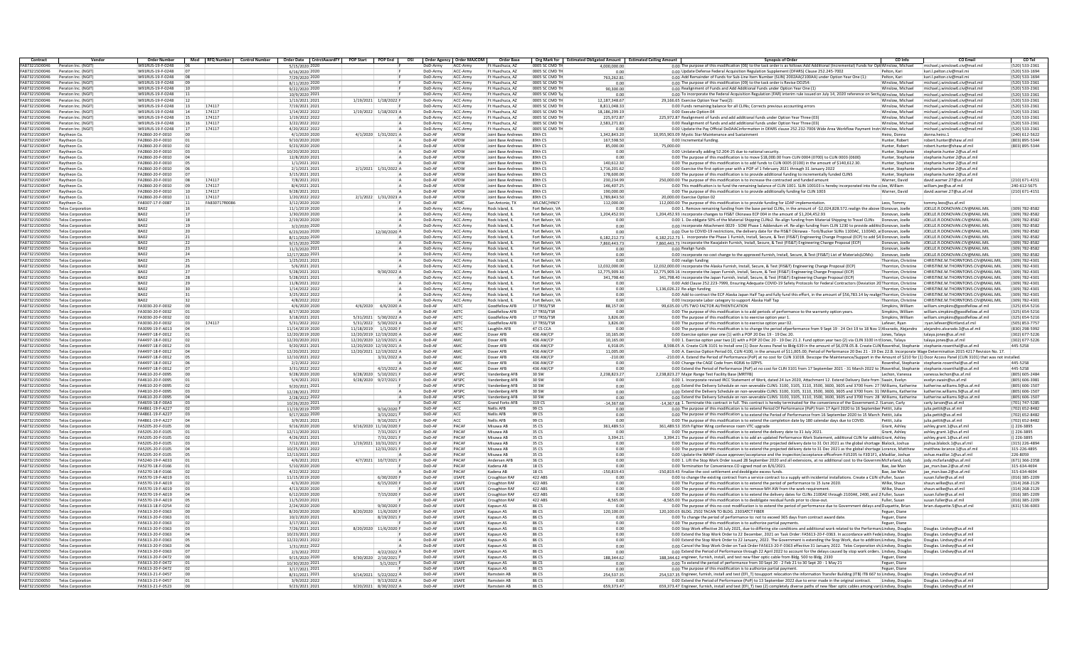| Contract | Vendor | Order Number | Mod | RFQ Number | Control Number | Order Date | CntrctAwardFY | POP Start | POP End | OSI | Order Agency | Order MAJCOM | Order Base | Org Mark for | Estimated Obligated Amount | Estimated Ceiling Amount | Synopsis of Order | CO Info | CO Email | CO Tel |
|---|---|---|---|---|---|---|---|---|---|---|---|---|---|---|---|---|---|---|---|---|
| FA873215D0046 | Peraton Inc. (NGIT) | W91RUS-19-F-0248 | 06 | | | 5/15/2020 | 2020 | | | F | DoD-Army | ACC-Army | Ft Huachuca, AZ | 0005 SC CMD TH | 4,000,000.00 | 0.00 | The purpose of this modification (06) to the task order is as follows:Add Additional (Incremental) Funds for Opti | Winslow, Michael | michael.j.winslow6.civ@mail.mil | (520) 533-2361 |
| FA873215D0046 | Peraton Inc. (NGIT) | W91RUS-19-F-0248 | 07 | | | 6/16/2020 | 2020 | | | F | DoD-Army | ACC-Army | Ft Huachuca, AZ | 0005 SC CMD TH | 0.00 | 0.00 | Update Defense Federal Acquisition Regulation Supplement (DFARS) Clause 252.245-7002 | Pelton, Kari | kari.l.pelton.civ@mail.mi | (520) 533-1694 |
| FA873215D0046 | Peraton Inc. (NGIT) | W91RUS-19-F-0248 | 08 | | | 7/29/2020 | 2020 | | | F | DoD-Army | ACC-Army | Ft Huachuca, AZ | 0005 SC CMD TH | 763,262.81 | 0.00 | Add Remainder of Funds for Sub-Line Item Number (SLIN) 2002AA(2100AA) under Option Year One (1): | Pelton, Kari | kari.l.pelton.civ@mail.mi | (520) 533-1694 |
| FA873215D0046 | Peraton Inc. (NGIT) | W91RUS-19-F-0248 | 09 | | | 8/11/2020 | 2020 | | | F | DoD-Army | ACC-Army | Ft Huachuca, AZ | 0005 SC CMD TH | 0.00 | 0.00 | The purpose of this modification (09) to the task order is Revise DD254: | Winslow, Michael | michael.j.winslow6.civ@mail.mil | (520) 533-2361 |
| FA873215D0046 | Peraton Inc. (NGIT) | W91RUS-19-F-0248 | 10 | | | 9/22/2020 | 2020 | | | F | DoD-Army | ACC-Army | Ft Huachuca, AZ | 0005 SC CMD TH | 90,300.00 | 0.00 | Realignment of Funds and Add Additional Funds under Option Year One (1) | Winslow, Michael | michael.j.winslow6.civ@mail.mil | (520) 533-2361 |
| FA873215D0046 | Peraton Inc. (NGIT) | W91RUS-19-F-0248 | 11 | | | 10/9/2020 | 2021 | | | F | DoD-Army | ACC-Army | Ft Huachuca, AZ | 0005 SC CMD TH | 0.00 | 0.00 | To incorporate the Federal Acquisition Regulation (FAR) interim rule issued on July 14, 2020 reference on Sectio | Winslow, Michael | michael.j.winslow6.civ@mail.mil | (520) 533-2361 |
| FA873215D0046 | Peraton Inc. (NGIT) | W91RUS-19-F-0248 | 12 | | | 1/13/2021 | 2021 | 1/19/2021 | 1/18/2022 | F | DoD-Army | ACC-Army | Ft Huachuca, AZ | 0005 SC CMD TH | 12,187,348.67 | 29,166.65 | Exercise Option Year Two(2): | Winslow, Michael | michael.j.winslow6.civ@mail.mil | (520) 533-2361 |
| FA873215D0046 | Peraton Inc. (NGIT) | W91RUS-19-F-0248 | 13 | 174117 | | 7/19/2021 | 2021 | | | F | DoD-Army | ACC-Army | Ft Huachuca, AZ | 0005 SC CMD TH | 8,811,048.33 | 0.00 | Funds remaining balance for all CLINs; Corrects previous accounting errors | Winslow, Michael | michael.j.winslow6.civ@mail.mil | (520) 533-2361 |
| FA873215D0046 | Peraton Inc. (NGIT) | W91RUS-19-F-0248 | 14 | 174117 | | 1/14/2022 | 2022 | 1/19/2022 | 1/18/2023 | F | DoD-Army | ACC-Army | Ft Huachuca, AZ | 0005 SC CMD TH | 18,186,299.19 | 0.00 | Execute Option 04 | Winslow, Michael | michael.j.winslow6.civ@mail.mil | (520) 533-2361 |
| FA873215D0046 | Peraton Inc. (NGIT) | W91RUS-19-F-0248 | 15 | 174117 | | 1/19/2022 | 2022 | | | A | DoD-Army | ACC-Army | Ft Huachuca, AZ | 0005 SC CMD TH | 225,972.87 | 225,972.87 | Realignment of funds and add additional funds under Option Year Three (03) | Winslow, Michael | michael.j.winslow6.civ@mail.mil | (520) 533-2361 |
| FA873215D0046 | Peraton Inc. (NGIT) | W91RUS-19-F-0248 | 16 | 174117 | | 3/22/2022 | 2022 | | | A | DoD-Army | ACC-Army | Ft Huachuca, AZ | 0005 SC CMD TH | 2,583,271.83 | 0.00 | Realignment of funds and add additional funds under Option Year Three (03) | Winslow, Michael | michael.j.winslow6.civ@mail.mil | (520) 533-2361 |
| FA873215D0046 | Peraton Inc. (NGIT) | W91RUS-19-F-0248 | 17 | 174117 | | 4/20/2022 | 2022 | | | A | DoD-Army | ACC-Army | Ft Huachuca, AZ | 0005 SC CMD TH | 0.00 | 0.00 | Update the Pay Official DoDAAC information in DFARS clause 252.232-7006 Wide Area Workflow Payment Instru | Winslow, Michael | michael.j.winslow6.civ@mail.mil | (520) 533-2361 |
| FA873215D0047 | Raytheon Co. | FA2860-20-F-0010 | 00 | | | 4/1/2020 | 2020 | 4/1/2020 | 1/31/2021 | A | DoD-AF | AFDW | Joint Base Andrews | 89th CS | 1,342,843.20 | 10,955,903.09 | Mystic Star Maintenance and Sustainment | Heinz, Donna | donna.heinz.1 | (240) 612-5622 |
| FA873215D0047 | Raytheon Co. | FA2860-20-F-0010 | 01 | | | 9/10/2020 | 2020 | | | A | DoD-AF | AFDW | Joint Base Andrews | 89th CS | 167,598.50 | 0.00 | Incremental funding. | Hunter, Robert | robert.hunter@shaw.af.mil | (803) 895-5344 |
| FA873215D0047 | Raytheon Co. | FA2860-20-F-0010 | 02 | | | 9/21/2020 | 2020 | | | A | DoD-AF | AFDW | Joint Base Andrews | 89th CS | 85,000.00 | 75,000.00 | | Hunter, Robert | robert.hunter@shaw.af.mil | (803) 895-5344 |
| FA873215D0047 | Raytheon Co. | FA2860-20-F-0010 | 03 | | | 10/20/2020 | 2021 | | | A | DoD-AF | AFDW | Joint Base Andrews | 89th CS | 0.00 | 0.00 | Unilaterally adding 52.204-25 due to national security. | Hunter, Stephanie | stephanie.hunter.2@us.af.mil | |
| FA873215D0047 | Raytheon Co. | FA2860-20-F-0010 | 04 | | | 12/8/2020 | 2021 | | | A | DoD-AF | AFDW | Joint Base Andrews | 89th CS | 0.00 | 0.00 | The purpose of this modification is to move $18,000.00 from CLIN 0004 (0700) to CLIN 0003 (0600). | Hunter, Stephanie | stephanie.hunter.2@us.af.mil | |
| FA873215D0047 | Raytheon Co. | FA2860-20-F-0010 | 05 | | | 1/13/2021 | 2021 | | | A | DoD-AF | AFDW | Joint Base Andrews | 89th CS | 140,612.30 | 0.00 | The purpose of this modification is to add funds to CLIN 0005 (0100) in the amount of $140,612.30. | Hunter, Stephanie | stephanie.hunter.2@us.af.mil | |
| FA873215D0047 | Raytheon Co. | FA2860-20-F-0010 | 06 | | | 2/1/2021 | 2021 | 2/1/2021 | 1/31/2022 | A | DoD-AF | AFDW | Joint Base Andrews | 89th CS | 1,716,201.62 | 0.00 | Exercise the first option year with a POP of 1 February 2021 through 31 January 2022 | Hunter, Stephanie | stephanie.hunter.2@us.af.mil | |
| FA873215D0047 | Raytheon Co. | FA2860-20-F-0010 | 07 | | | 3/15/2021 | 2021 | | | A | DoD-AF | AFDW | Joint Base Andrews | 89th CS | 178,600.00 | 0.00 | The purpose of this modification is to provide additional funding to incrementally funded CLINS | Hunter, Stephanie | stephanie.hunter.2@us.af.mil | |
| FA873215D0047 | Raytheon Co. | FA2860-20-F-0010 | 08 | 174117 | | 7/8/2021 | 2021 | | | A | DoD-AF | AFDW | Joint Base Andrews | 89th CS | 230,234.99 | 250,000.00 | The purpose of this modification is to increase the contracted and funded amount | Warner, David | david.warner.27@us.af.mil | (210) 671-4151 |
| FA873215D0047 | Raytheon Co. | FA2860-20-F-0010 | 09 | 174117 | | 8/4/2021 | 2021 | | | A | DoD-AF | AFDW | Joint Base Andrews | 89th CS | 146,407.25 | 0.00 | This modification is to fund the remaining balance of CLIN 1001. SLIN 100103 is hereby incorporated into the co | Lee, William | william.lee@us.af.mil | 240-612-5675 |
| FA873215D0047 | Raytheon Co. | FA2860-20-F-0010 | 10 | 174117 | | 9/28/2021 | 2021 | | | A | DoD-AF | AFDW | Joint Base Andrews | 89th CS | 190,000.00 | 0.00 | The purpose of this modification is to provide additionally funding for CLIN 1003 | Warner, David | david.warner.27@us.af.mil | (210) 671-4151 |
| FA873215D0047 | Raytheon Co. | FA2860-20-F-0010 | 11 | 174117 | | 1/20/2022 | 2022 | 2/1/2022 | 1/31/2023 | A | DoD-AF | AFDW | Joint Base Andrews | 89th CS | 1,789,843.50 | 20,000.00 | Exercise Option 02 | | | |
| FA873215D0047 | Raytheon Co. | FA8307-17-F-0087 | 11 | FA8307178086 | | 3/12/2020 | 2020 | | | F | DoD-AF | AFMC | San Antonio, TX | AFLCMC/HNCY | 112,000.00 | 112,000.00 | The purpose of this modification is to provide funding for LDAP implementation. | Leos, Tommy | tommy.leos@us.af.mil | |
| FA873215D0050 | Telos Corporation | BA02 | 16 | | | 11/12/2019 | 2020 | | | A | DoD-Army | ACC-Army | Rock Island, IL | Fort Belvoir, VA | 0.00 | 0.00 | 1. Remove remaining funding from the base period CLINs, in the amount of -$2,024,828.572.realign the above f | Donovan, Joelle | JOELLE.R.DONOVAN.CIV@MAIL.MIL | (309) 782-8582 |
| FA873215D0050 | Telos Corporation | BA02 | 17 | | | 1/30/2020 | 2020 | | | A | DoD-Army | ACC-Army | Rock Island, IL | Fort Belvoir, VA | 1,204,452.93 | 1,204,452.93 | Incorporate changes to FIS&T Okinawa ECP 004 in the amount of $1,204,452.93 | Donovan, Joelle | JOELLE.R.DONOVAN.CIV@MAIL.MIL | (309) 782-8582 |
| FA873215D0050 | Telos Corporation | BA02 | 18 | | | 2/19/2020 | 2020 | | | A | DoD-Army | ACC-Army | Rock Island, IL | Fort Belvoir, VA | 0.00 | 0.00 | 1. De-obligate 50% of the Material Shipping CLINs2. Re-align funding from Material Shipping to Travel CLINs | Donovan, Joelle | JOELLE.R.DONOVAN.CIV@MAIL.MIL | (309) 782-8582 |
| FA873215D0050 | Telos Corporation | BA02 | 19 | | | 3/2/2020 | 2020 | | | A | DoD-Army | ACC-Army | Rock Island, IL | Fort Belvoir, VA | 0.00 | 0.00 | Incorporate Attachment 0029 - SOW Phase 1 Addendum v4. Re-align funding from CLIN 1230 to provide additio | Donovan, Joelle | JOELLE.R.DONOVAN.CIV@MAIL.MIL | (309) 782-8582 |
| FA873215D0050 | Telos Corporation | BA02 | 20 | | | 6/23/2020 | 2020 | | 12/30/2020 | A | DoD-Army | ACC-Army | Rock Island, IL | Fort Belvoir, VA | 0.00 | 0.00 | Due to COVID-19 restrictions, the delivery date for the FIS&T Okinawa - Torii/Bucker SLINs 1100AC, 1100AD, a | Donovan, Joelle | JOELLE.R.DONOVAN.CIV@MAIL.MIL | (309) 782-8582 |
| FA873215D0050 | Telos Corporation | BA02 | 21 | | | 8/11/2020 | 2020 | | | A | DoD-Army | ACC-Army | Rock Island, IL | Fort Belvoir, VA | 6,182,212.73 | 6,182,212.73 | 1. Incorporate the Phase 1 Furnish, Install, Secure, & Test (FIS&T) Engineering Change Proposal (ECP) to add 54 | Donovan, Joelle | JOELLE.R.DONOVAN.CIV@MAIL.MIL | (309) 782-8582 |
| FA873215D0050 | Telos Corporation | BA02 | 22 | | | 9/15/2020 | 2020 | | | A | DoD-Army | ACC-Army | Rock Island, IL | Fort Belvoir, VA | 7,860,443.73 | 7,860,443.73 | Incorporate the Kwajalein Furnish, Install, Secure, & Test (FIS&T) Engineering Change Proposal (ECP) | Donovan, Joelle | JOELLE.R.DONOVAN.CIV@MAIL.MIL | (309) 782-8582 |
| FA873215D0050 | Telos Corporation | BA02 | 23 | | | 11/3/2020 | 2021 | | | A | DoD-Army | ACC-Army | Rock Island, IL | Fort Belvoir, VA | 0.00 | 0.00 | Realign funds | Donovan, Joelle | JOELLE.R.DONOVAN.CIV@MAIL.MIL | (309) 782-8582 |
| FA873215D0050 | Telos Corporation | BA02 | 24 | | | 12/17/2020 | 2021 | | | A | DoD-Army | ACC-Army | Rock Island, IL | Fort Belvoir, VA | 0.00 | 0.00 | Incorporate no-cost change to the approved Furnish, Install, Secure, & Test (FIS&T) List of Materials(LOMs): | Donovan, Joelle | JOELLE.R.DONOVAN.CIV@MAIL.MIL | (309) 782-8582 |
| FA873215D0050 | Telos Corporation | BA02 | 25 | | | 1/25/2021 | 2021 | | | A | DoD-Army | ACC-Army | Rock Island, IL | Fort Belvoir, VA | 0.00 | 0.00 | realign funding | Thornton, Christine | CHRISTINE.M.THORNTON5.CIV@MAIL.MIL | (309) 782-4301 |
| FA873215D0050 | Telos Corporation | BA02 | 26 | | | 5/6/2021 | 2021 | | | A | DoD-Army | ACC-Army | Rock Island, IL | Fort Belvoir, VA | 12,032,000.00 | 12,032,000.00 | Incorporate the Alaska Furnish, Install, Secure, & Test (FIS&T) Engineering Change Proposal (ECP) | Thornton, Christine | CHRISTINE.M.THORNTON5.CIV@MAIL.MIL | (309) 782-4301 |
| FA873215D0050 | Telos Corporation | BA02 | 27 | | | 5/28/2021 | 2021 | | 9/30/2022 | A | DoD-Army | ACC-Army | Rock Island, IL | Fort Belvoir, VA | 12,775,909.16 | 12,775,909.16 | Incorporate the Japan Furnish, Install, Secure, & Test (FIS&T) Engineering Change Proposal (ECP) | Thornton, Christine | CHRISTINE.M.THORNTON5.CIV@MAIL.MIL | (309) 782-4301 |
| FA873215D0050 | Telos Corporation | BA02 | 28 | | | 5/28/2021 | 2021 | | | A | DoD-Army | ACC-Army | Rock Island, IL | Fort Belvoir, VA | 341,798.40 | 341,798.40 | Incorporate the Japan Furnish, Install, Secure, & Test (FIS&T) Engineering Change Proposal (ECP) | Thornton, Christine | CHRISTINE.M.THORNTON5.CIV@MAIL.MIL | (309) 782-4301 |
| FA873215D0050 | Telos Corporation | BA02 | 29 | | | 11/8/2021 | 2022 | | | A | DoD-Army | ACC-Army | Rock Island, IL | Fort Belvoir, VA | 0.00 | 0.00 | Add Clause 252.223-7999, Ensuring Adequate COVID-19 Safety Protocols for Federal Contractors (Deviation 20 | Thornton, Christine | CHRISTINE.M.THORNTON5.CIV@MAIL.MIL | (309) 782-4301 |
| FA873215D0050 | Telos Corporation | BA02 | 30 | | | 1/14/2022 | 2022 | | | A | DoD-Army | ACC-Army | Rock Island, IL | Fort Belvoir, VA | 0.00 | 1,136,026.22 | Re-align funding | Thornton, Christine | CHRISTINE.M.THORNTON5.CIV@MAIL.MIL | (309) 782-4301 |
| FA873215D0050 | Telos Corporation | BA02 | 31 | | | 3/25/2022 | 2022 | | | A | DoD-Army | ACC-Army | Rock Island, IL | Fort Belvoir, VA | 0.00 | 0.00 | Add to contract the ECP Alaska Japan Half Tap and fully fund this effort, in the amount of $56,783.14 by realign | Thornton, Christine | CHRISTINE.M.THORNTON5.CIV@MAIL.MIL | (309) 782-4301 |
| FA873215D0050 | Telos Corporation | BA02 | 32 | | | 4/8/2022 | 2022 | | | A | DoD-Army | ACC-Army | Rock Island, IL | Fort Belvoir, VA | 0.00 | 0.00 | Incorporate Labor category to support Alaska Half Tap | Thornton, Christine | CHRISTINE.M.THORNTON5.CIV@MAIL.MIL | (309) 782-4301 |
| FA873215D0050 | Telos Corporation | FA3030-20-F-0032 | 00 | | | 4/6/2020 | 2020 | 4/6/2020 | 6/6/2020 | A | DoD-AF | AETC | Goodfellow AFB | 17 TRSS/TSR | 88,157.00 | 99,635.00 | UTS TWO FACTOR AUTHENTICATION | Simpkins, William | william.simpkins@goodfellow.af.mil | (325) 654-5216 |
| FA873215D0050 | Telos Corporation | FA3030-20-F-0032 | 01 | | | 8/17/2020 | 2020 | | | A | DoD-AF | AETC | Goodfellow AFB | 17 TRSS/TSR | 0.00 | 0.00 | The purpose of this modification is to provide and reflect performance to the warranty option years. | Simpkins, William | william.simpkins@goodfellow.af.mil | (325) 654-5216 |
| FA873215D0050 | Telos Corporation | FA3030-20-F-0032 | 02 | | | 3/18/2021 | 2021 | 5/31/2021 | 5/30/2022 | A | DoD-AF | AETC | Goodfellow AFB | 17 TRSS/TSR | 3,826.00 | 0.00 | The purpose of this modification is to exercise option year 1. | Simpkins, William | william.simpkins@goodfellow.af.mil | (325) 654-5216 |
| FA873215D0050 | Telos Corporation | FA3030-20-F-0032 | 03 | 174117 | | 5/31/2022 | 2022 | 5/31/2022 | 5/30/2023 | A | DoD-AF | AETC | Goodfellow AFB | 17 TRSS/TSR | 3,826.00 | 0.00 | The purpose of this modification is to exercise option year 02. | Lefever, Ryan | :ryan.lefever@kirtland.af.mil | (505) 853-7757 |
| FA873215D0050 | Telos Corporation | FA3099-19-F-A013 | 04 | | | 11/14/2019 | 2020 | 11/18/2019 | 1/1/2020 | F | DoD-AF | AETC | Laughlin AFB | 47 CS CCA | 0.00 | 0.00 | The purpose of this modification is to change the period ofperformance from 9 Sept 19 - 24 Oct 19 to 18 Nov 1 | Alvarado, Alejandro | alejandro.alvarado.3@us.af.mil | (830) 298-5992 |
| FA873215D0050 | Telos Corporation | FA4497-18-F-0012 | 01 | | | 12/20/2019 | 2020 | 12/20/2019 | 12/19/2020 | A | DoD-AF | AMC | Dover AFB | 436 AW/CP | 10,165.00 | 0.00 | Exercise option year one (1) with a POP 20 Dec 19 - 19 Dec 20. | Jones, Talaya | talaya.jones@us.af.mil | (302) 677-5226 |
| FA873215D0050 | Telos Corporation | FA4497-18-F-0012 | 02 | | | 12/20/2020 | 2021 | 12/20/2020 | 12/19/2021 | A | DoD-AF | AMC | Dover AFB | 436 AW/CP | 10,165.00 | 0.00 | 1. Exercise option year two (2) with a POP 20 Dec 20 - 19 Dec 21.2. Fund option year two (2) via CLIN 3100 in th | Jones, Talaya | talaya.jones@us.af.mil | (302) 677-5226 |
| FA873215D0050 | Telos Corporation | FA4497-18-F-0012 | 03 | | | 9/20/2021 | 2021 | 12/20/2020 | 12/19/2021 | A | DoD-AF | AMC | Dover AFB | 436 AW/CP | 6,918.05 | 8,598.05 | A. Create CLIN 3101 to Install one (1) Door Access Panel to Bldg 639 in the amount of $6,078.05.B. Create CLIN | Rosenthal, Stephanie | stephanie.rosenthal@us.af.mil | 445-5258 |
| FA873215D0050 | Telos Corporation | FA4497-18-F-0012 | 04 | | | 12/20/2021 | 2022 | 12/20/2021 | 12/19/2022 | A | DoD-AF | AMC | Dover AFB | 436 AW/CP | 11,005.00 | 0.00 | A. Exercise Option Period 03, CLIN 4100, in the amount of $11,005.00; Period of Performance 20 Dec 21 - 19 Dec 22.B. Incorporate Wage Determination 2015 4217 Revision No. 17. | | | |
| FA873215D0050 | Telos Corporation | FA4497-18-F-0012 | 05 | | | 12/10/2021 | 2022 | | 3/31/2022 | A | DoD-AF | AMC | Dover AFB | 436 AW/CP | -210.00 | 210.00 | A. Extend the Period of Performance (PoP) at no cost for CLIN 3101B. Decrease the Maintenance/Support in the amount of $210 for (1) Door Access Panel (CLIN 3101) that was not installed. | | | |
| FA873215D0050 | Telos Corporation | FA4497-18-F-0012 | 06 | | | 2/2/2022 | 2022 | | | A | DoD-AF | AMC | Dover AFB | 436 AW/CP | 0.00 | 0.00 | Change the CAGE Code from 4GRJ6 to 0ZPY5. | Rosenthal, Stephanie | stephanie.rosenthal@us.af.mil | 445-5258 |
| FA873215D0050 | Telos Corporation | FA4497-18-F-0012 | 07 | | | 3/31/2022 | 2022 | | 4/15/2022 | A | DoD-AF | AMC | Dover AFB | 436 AW/CP | 0.00 | 0.00 | Extend the Period of Performance (PoP) at no cost for CLIN 3101 from 17 September 2021 - 31 March 2022 to 1 | Rosenthal, Stephanie | stephanie.rosenthal@us.af.mil | 445-5258 |
| FA873215D0050 | Telos Corporation | FA4610-20-F-0095 | 00 | | | 9/28/2020 | 2020 | 9/28/2020 | 5/10/2021 | F | DoD-AF | AFSPC | Vandenberg AFB | 30 SW | 2,238,823.27 | 2,238,823.27 | Major Range Test Facility Base (MRTFB) | Lechon, Vanesa | vanessa.lechon@us.af.mil | (805) 605-2484 |
| FA873215D0050 | Telos Corporation | FA4610-20-F-0095 | 01 | | | 5/4/2021 | 2021 | 9/28/2020 | 9/27/2021 | F | DoD-AF | AFSPC | Vandenberg AFB | 30 SW | 0.00 | 0.00 | 1. Incorporate revised IRCC Statement of Work, dated 24 Jun 2020, Attachment 12. Extend Delivery Date from 3 | Swain, Evelyn | evelyn.swain@us.af.mil | (805) 606-3981 |
| FA873215D0050 | Telos Corporation | FA4610-20-F-0095 | 02 | | | 9/20/2021 | 2021 | | | A | DoD-AF | AFSPC | Vandenberg AFB | 30 SW | 0.00 | 0.00 | Extend the Delivery Schedule on non-severable CLINS: 3100, 3105, 3110, 3500, 3600, 3605 and 3700 from: 27 S | Williams, Katherine | katherine.williams.9@us.af.mil | (805) 606-1507 |
| FA873215D0050 | Telos Corporation | FA4610-20-F-0095 | 03 | | | 12/28/2021 | 2022 | | | A | DoD-AF | AFSPC | Vandenberg AFB | 30 SW | 0.00 | 0.00 | Extend the Delivery Schedule on non-severable CLINS: 3100, 3105, 3110, 3500, 3600, 3605 and 3700 from: 31 | Williams, Katherine | katherine.williams.9@us.af.mil | (805) 606-1507 |
| FA873215D0050 | Telos Corporation | FA4610-20-F-0095 | 04 | | | 2/28/2022 | 2022 | | | A | DoD-AF | AFSPC | Vandenberg AFB | 30 SW | 0.00 | 0.00 | Extend the Delivery Schedule on non-severable CLINS: 3100, 3105, 3110, 3500, 3600, 3605 and 3700 from: 28 | Williams, Katherine | katherine.williams.9@us.af.mil | (805) 606-1507 |
| FA873215D0050 | Telos Corporation | FA4659-18-F-00A3 | 03 | | | 10/26/2020 | 2021 | | | A | DoD-AF | ACC | Grand Forks AFB | 319 CS | -14,367.68 | -14,367.68 | 1. Terminate this contract in full. This contract is hereby terminated for the convenience of the Government. 2. T | Larson, Carly | carly.larson@us.af.mil | (701) 747-5285 |
| FA873215D0050 | Telos Corporation | FA4861-19-F-A227 | 02 | | | 11/19/2019 | 2020 | | 9/16/2020 | F | DoD-AF | ACC | Nellis AFB | 99 CS | 0.00 | 0.00 | The purpose of this modification is to extend Period Of Performance (PoP) from 17 April 2020 to 16 September | Pettit, Julia | julia.pettit@us.af.mil | (702) 652-8482 |
| FA873215D0050 | Telos Corporation | FA4861-19-F-A227 | 03 | | | 9/17/2020 | 2020 | | 3/15/2021 | F | DoD-AF | ACC | Nellis AFB | 99 CS | 0.00 | 0.00 | The purpose of this modification is to extend the Period of Performance from 16 September 2020 to 15 March | Pettit, Julia | julia.pettit@us.af.mil | (702) 652-8482 |
| FA873215D0050 | Telos Corporation | FA4861-19-F-A227 | 04 | | | 3/9/2021 | 2021 | | 9/16/2021 | F | DoD-AF | ACC | Nellis AFB | 99 CS | 0.00 | 0.00 | The purpose of this modification is to extend the completion date by 180 calendar days due to COVID. | Pettit, Julia | julia.pettit@us.af.mil | (702) 652-8482 |
| FA873215D0050 | Telos Corporation | FA5205-20-F-0105 | 00 | | | 9/16/2020 | 2020 | 9/16/2020 | 11/16/2020 | F | DoD-AF | PACAF | Misawa AB | 35 CS | 361,489.53 | 361,489.53 | 35th Fighter Wing conference room VTC upgrade | Grant, Ashley | ashley.grant.1@us.af.mil | () 226-3895 |
| FA873215D0050 | Telos Corporation | FA5205-20-F-0105 | 01 | | | 12/11/2020 | 2021 | | 7/31/2021 | F | DoD-AF | PACAF | Misawa AB | 35 CS | 0.00 | 0.00 | The purpose of this modification is to extend the delivery date to 31 July 2021. | Grant, Ashley | ashley.grant.1@us.af.mil | () 226-3895 |
| FA873215D0050 | Telos Corporation | FA5205-20-F-0105 | 02 | | | 4/26/2021 | 2021 | | 7/31/2021 | F | DoD-AF | PACAF | Misawa AB | 35 CS | 3,394.21 | 3,394.21 | The purpose of this modification is to add an updated Performance Work Statement, additional CLIN for additio | Grant, Ashley | ashley.grant.1@us.af.mil | () 226-3895 |
| FA873215D0050 | Telos Corporation | FA5205-20-F-0105 | 03 | | | 7/12/2021 | 2021 | 1/19/2021 | 10/31/2021 | F | DoD-AF | PACAF | Misawa AB | 35 CS | 0.00 | 0.00 | The purpose of this modification is to extend the projected delivery date to 31 Oct 2021 as the global shortage | Blalock, Joshua | joshua.blalock.1@us.af.mil | (315) 226-4894 |
| FA873215D0050 | Telos Corporation | FA5205-20-F-0105 | 04 | | | 10/25/2021 | 2022 | | 12/31/2021 | F | DoD-AF | PACAF | Misawa AB | 35 CS | 0.00 | 0.00 | The purpose of this modification is to extend the projected delivery date to 31 Dec 2021 as the global shortage | Lorance, Matthew | matthew.lorance.1@us.af.mil | 315-226-4895 |
| FA873215D0050 | Telos Corporation | FA5205-20-F-0105 | 05 | | | 12/13/2021 | 2022 | | | A | DoD-AF | PACAF | Misawa AB | 35 CS | 0.00 | 0.00 | Update the WAWF clause approver/acceptance and the inspection/acceptance officefrom FJ5205 to F3D1F1, a | Madlar, Joshua | oshua.madlar.1@us.af.mil | 226-8059 |
| FA873215D0050 | Telos Corporation | FA5240-19-F-A033 | 01 | | | 4/6/2021 | 2021 | 4/7/2021 | 10/7/2021 | F | DoD-AF | PACAF | Andersen AFB | 36 CS | 0.00 | 0.00 | 1. Lift the Stop Work Order issued 28 September 2020 and all extensions, at no additional cost to the Governme | McFarland, Jody | jody.mcfarland@us.af.mil | (671) 366-2358 |
| FA873215D0050 | Telos Corporation | FA5270-18-F-0166 | 01 | | | 5/10/2020 | 2020 | | | F | DoD-AF | PACAF | Kadena AB | 18 CS | 0.00 | 0.00 | Termination for Convenience.CO signed mod on 8/6/2021. | Bae, Jae Man | jae_man.bae.2@us.af.mil | 315-634-4694 |
| FA873215D0050 | Telos Corporation | FA5270-18-F-0166 | 02 | | | 4/22/2022 | 2022 | | | A | DoD-AF | PACAF | Kadena AB | 18 CS | -150,819.43 | -150,819.43 | Finalize the cost settlement and deobligate excess funds. | Bae, Jae Man | jae_man.bae.2@us.af.mil | 315-634-4694 |
| FA873215D0050 | Telos Corporation | FA5570-19-F-A019 | 01 | | | 11/15/2019 | 2020 | | 6/30/2020 | F | DoD-AF | USAFE | Croughton RAF | 422 ABS | 0.00 | 0.00 | To change the existing contract from a service contract to a supply with incidental installations. Create a CLIN f | Fuller, Susan | susan.fuller@us.af.mil | (016) 385-2209 |
| FA873215D0050 | Telos Corporation | FA5570-19-F-A019 | 02 | | | 4/3/2020 | 2020 | | 6/15/2020 | F | DoD-AF | USAFE | Croughton RAF | 422 ABS | 0.00 | 0.00 | The purpose of this modification is to extend the period of performance to 15 June 2020. | Wilke, Shaun | shaun.wilke@us.af.mil | (314) 268-2129 |
| FA873215D0050 | Telos Corporation | FA5570-19-F-A019 | 03 | | | 4/13/2020 | 2020 | | | F | DoD-AF | USAFE | Croughton RAF | 422 ABS | 0.00 | 0.00 | The purpose of this modification is to remove MH AW from the work requirement. | Wilke, Shaun | shaun.wilke@us.af.mil | (314) 268-2129 |
| FA873215D0050 | Telos Corporation | FA5570-19-F-A019 | 04 | | | 6/12/2020 | 2020 | | 7/15/2020 | F | DoD-AF | USAFE | Croughton RAF | 422 ABS | 0.00 | 0.00 | The purpose of this modification is to extend the delivery dates for CLINs 2100AE 2400, and 2 | Fuller, Susan | susan.fuller@us.af.mil | (016) 385-2209 |
| FA873215D0050 | Telos Corporation | FA5570-19-F-A019 | 05 | | | 11/5/2020 | 2021 | | | F | DoD-AF | USAFE | Croughton RAF | 422 ABS | -8,565.00 | -8,565.00 | The purpose of this modification is to deobligate residual funds prior to close-out. | Fuller, Susan | susan.fuller@us.af.mil | (016) 385-2209 |
| FA873215D0050 | Telos Corporation | FA5613-18-F-0254 | 02 | | | 2/24/2020 | 2020 | | 9/30/2020 | F | DoD-AF | USAFE | Kapaun AS | 86 CS | 0.00 | 0.00 | The purpose of this no-cost modification is to extend the period of performance due to Government delays and | Duquette, Brian | brian.duquette.5@us.af.mil | (631) 536-6003 |
| FA873215D0050 | Telos Corporation | FA5613-20-F-0363 | 00 | | | 8/20/2020 | 2020 | 8/20/2020 | 11/6/2020 | F | DoD-AF | USAFE | Kapaun AS | 86 CS | 120,100.03 | 120,100.03 | BLDG. 2502 TACAN TO BLDG. 2303AFCT FIBER | Feguer, Diane | | |
| FA873215D0050 | Telos Corporation | FA5613-20-F-0363 | 01 | | | 10/2/2020 | 2021 | | 8/19/2021 | F | DoD-AF | USAFE | Kapaun AS | 86 CS | 0.00 | 0.00 | To change the period of performance to: not to exceed 365 days from contract award date. | Feguer, Diane | | |
| FA873215D0050 | Telos Corporation | FA5613-20-F-0363 | 02 | | | 3/17/2021 | 2021 | | | F | DoD-AF | USAFE | Kapaun AS | 86 CS | 0.00 | 0.00 | The purpose of this modification is to authorize partial payments. | Feguer, Diane | | |
| FA873215D0050 | Telos Corporation | FA5613-20-F-0363 | 03 | | | 7/26/2021 | 2021 | 8/20/2020 | 11/6/2020 | F | DoD-AF | USAFE | Kapaun AS | 86 CS | 0.00 | 0.00 | Stop Work effective 26 July 2021, due to differing site conditions and additional work related to the Performan | Lindsey, Douglas | Douglas. Lindsey@us.af.mil | |
| FA873215D0050 | Telos Corporation | FA5613-20-F-0363 | 04 | | | 10/23/2021 | 2022 | | | A | DoD-AF | USAFE | Kapaun AS | 86 CS | 0.00 | 0.00 | Extend the Stop Work Order to 22 December, 2021 on Task Order: FA5613-20-F-0363. In accordance with Fede | Lindsey, Douglas | Douglas. Lindsey@us.af.mil | |
| FA873215D0050 | Telos Corporation | FA5613-20-F-0363 | 05 | | | 12/22/2021 | 2022 | | | A | DoD-AF | USAFE | Kapaun AS | 86 CS | 0.00 | 0.00 | Extend the Stop Work Order to 22 January, 2022. The Government is extending the Stop Work, due to addition | Lindsey, Douglas | Douglas. Lindsey@us.af.mil | |
| FA873215D0050 | Telos Corporation | FA5613-20-F-0363 | 06 | | | 1/31/2022 | 2022 | | | A | DoD-AF | USAFE | Kapaun AS | 86 CS | 0.00 | 0.00 | Cancel the Stop Work Order on Task Order FA5613-20-F-0363 effective 31 January 2022. Telos Corporation sh | Lindsey, Douglas | Douglas. Lindsey@us.af.mil | |
| FA873215D0050 | Telos Corporation | FA5613-20-F-0363 | 07 | | | 2/3/2022 | 2022 | | 4/22/2022 | A | DoD-AF | USAFE | Kapaun AS | 86 CS | 0.00 | 0.00 | Extend the Period of Performance through 22 April 2022 to account for the delays caused by stop work orders. | Lindsey, Douglas | Douglas. Lindsey@us.af.mil | |
| FA873215D0050 | Telos Corporation | FA5613-20-F-0472 | 00 | | | 9/15/2020 | 2020 | 9/30/2020 | 2/10/2021 | F | DoD-AF | USAFE | Kapaun AS | 86 CS | 188,344.62 | 188,344.62 | Engineer, furnish, install, and test new fiber optic cable from Bldg. 500 to Bldg. 2330 | Feguer, Diane | | |
| FA873215D0050 | Telos Corporation | FA5613-20-F-0472 | 01 | | | 10/30/2020 | 2021 | | 5/1/2021 | F | DoD-AF | USAFE | Kapaun AS | 86 CS | 0.00 | 0.00 | To extend the period of performance from 30 Sept 20 - 2 Feb 21 to 30 Sept 20 - 1 May 21 | Feguer, Diane | | |
| FA873215D0050 | Telos Corporation | FA5613-20-F-0472 | 02 | | | 3/17/2021 | 2021 | | | F | DoD-AF | USAFE | Kapaun AS | 86 CS | 0.00 | 0.00 | The purpose of this modification is to authorize partial payment. | Feguer, Diane | | |
| FA873215D0050 | Telos Corporation | FA5613-21-F-0457 | 00 | | | 8/31/2021 | 2021 | 9/14/2021 | 5/22/2022 | A | DoD-AF | USAFE | Ramstein AB | 86 CS | 254,537.35 | 254,537.35 | Engineer, furnish, install and test (EFI_T) toasupport relocation the Information Transfer Building (ITB) FB 667 to | Lindsey, Douglas | Douglas. Lindsey@us.af.mil | |
| FA873215D0050 | Telos Corporation | FA5613-21-F-0457 | 01 | | | 3/9/2022 | 2022 | | 9/13/2022 | A | DoD-AF | USAFE | Ramstein AB | 86 CS | 0.00 | 0.00 | Extend the Period of Performance (PoP) to 13 September 2022 due to error made in the original contract. | Lindsey, Douglas | Douglas. Lindsey@us.af.mil | |
| FA873215D0050 | Telos Corporation | FA5613-21-F-0523 | 00 | | | 9/23/2021 | 2021 | 9/20/2021 | 8/30/2022 | A | DoD-AF | USAFE | Ramstein AB | 86 CS | 659,373.47 | 659,373.47 | Engineer, furnish, install and test (EFI_T) two (2) completely diverse paths of new fiber optic cables among vari | Lindsey, Douglas | Douglas. Lindsey@us.af.mil | |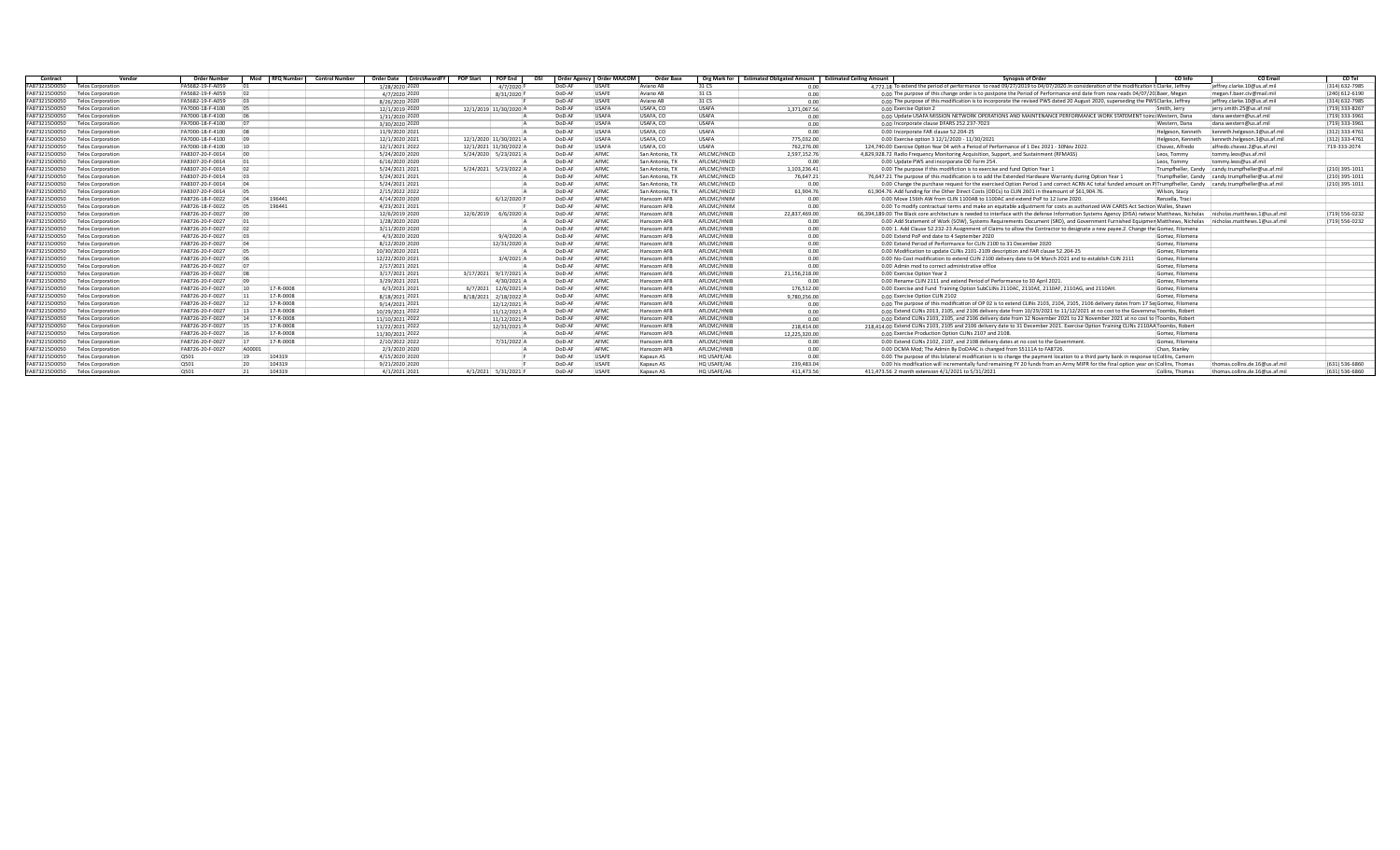| Contract | Vendor | Order Number | Mod | RFQ Number | Control Number | Order Date | CntrctAwardFY | POP Start | POP End | OSI | Order Agency | Order MAJCOM | Order Base | Org Mark for | Estimated Obligated Amount | Estimated Ceiling Amount | Synopsis of Order | CO Info | CO Email | CO Tel |
|---|---|---|---|---|---|---|---|---|---|---|---|---|---|---|---|---|---|---|---|---|
| FA873215D0050 | Telos Corporation | FA5682-19-F-A059 | 01 | | | 1/28/2020 | 2020 | | 4/7/2020 | F | DoD-AF | USAFE | Aviano AB | 31 CS | 0.00 | 4,772.18 | To extend the period of performance to read 09/27/2019 to 04/07/2020 in consideration of the modification t | Clarke, Jeffrey | jeffrey.clarke.10@us.af.mil | (314) 632-7985 |
| FA873215D0050 | Telos Corporation | FA5682-19-F-A059 | 02 | | | 4/7/2020 | 2020 | | 8/31/2020 | F | DoD-AF | USAFE | Aviano AB | 31 CS | 0.00 | 0.00 | The purpose of this change order is to postpone the Period of Performance end date from now reads 04/07/20 | Baer, Megan | megan.f.baer.civ@mail.mil | (240) 612-6190 |
| FA873215D0050 | Telos Corporation | FA5682-19-F-A059 | 03 | | | 8/26/2020 | 2020 | | | F | DoD-AF | USAFE | Aviano AB | 31 CS | 0.00 | 0.00 | The purpose of this modification is to incorporate the revised PWS dated 20 August 2020, superseding the PWS | Clarke, Jeffrey | jeffrey.clarke.10@us.af.mil | (314) 632-7985 |
| FA873215D0050 | Telos Corporation | FA7000-18-F-4100 | 05 | | | 12/1/2019 | 2020 | 12/1/2019 | 11/30/2020 | A | DoD-AF | USAFA | USAFA, CO | USAFA | 1,371,067.56 | 0.00 | Exercise Option 2 | Smith, Jerry | jerry.smith.25@us.af.mil | (719) 333-8267 |
| FA873215D0050 | Telos Corporation | FA7000-18-F-4100 | 06 | | | 1/31/2020 | 2020 | | | A | DoD-AF | USAFA | USAFA, CO | USAFA | 0.00 | 0.00 | Update USAFA MISSION NETWORK OPERATIONS AND MAINTENANCE PERFORMANCE WORK STATEMENT (cons | Western, Dana | dana.western@us.af.mil | (719) 333-3961 |
| FA873215D0050 | Telos Corporation | FA7000-18-F-4100 | 07 | | | 3/30/2020 | 2020 | | | A | DoD-AF | USAFA | USAFA, CO | USAFA | 0.00 | 0.00 | Incorporate clause DFARS 252.237-7023 | Western, Dana | dana.western@us.af.mil | (719) 333-3961 |
| FA873215D0050 | Telos Corporation | FA7000-18-F-4100 | 08 | | | 11/9/2020 | 2021 | | | A | DoD-AF | USAFA | USAFA, CO | USAFA | 0.00 | 0.00 | Incorporate FAR clause 52.204-25 | Helgeson, Kenneth | kenneth.helgeson.3@us.af.mil | (312) 333-4761 |
| FA873215D0050 | Telos Corporation | FA7000-18-F-4100 | 09 | | | 12/1/2020 | 2021 | 12/1/2020 | 11/30/2021 | A | DoD-AF | USAFA | USAFA, CO | USAFA | 775,032.00 | 0.00 | Exercise option 3 12/1/2020 - 11/30/2021 | Helgeson, Kenneth | kenneth.helgeson.3@us.af.mil | (312) 333-4761 |
| FA873215D0050 | Telos Corporation | FA7000-18-F-4100 | 10 | | | 12/1/2021 | 2022 | 12/1/2021 | 11/30/2022 | A | DoD-AF | USAFA | USAFA, CO | USAFA | 762,276.00 | 124,740.00 | Exercise Option Year 04 with a Period of Performance of 1 Dec 2021 - 30Nov 2022. | Chavez, Alfredo | alfredo.chavez.2@us.af.mil | 719-333-2074 |
| FA873215D0050 | Telos Corporation | FA8307-20-F-0014 | 00 | | | 5/24/2020 | 2020 | 5/24/2020 | 5/23/2021 | A | DoD-AF | AFMC | San Antonio, TX | AFLCMC/HNCD | 2,597,152.76 | 4,829,928.72 | Radio Frequency Monitoring Acquisition, Support, and Sustainment (RFMASS) | Leos, Tommy | tommy.leos@us.af.mil | |
| FA873215D0050 | Telos Corporation | FA8307-20-F-0014 | 01 | | | 6/18/2020 | 2020 | | | A | DoD-AF | AFMC | San Antonio, TX | AFLCMC/HNCD | 0.00 | 0.00 | Update PWS and incorporate DD Form 254. | Leos, Tommy | tommy.leos@us.af.mil | |
| FA873215D0050 | Telos Corporation | FA8307-20-F-0014 | 02 | | | 5/24/2021 | 2021 | 5/24/2021 | 5/23/2022 | A | DoD-AF | AFMC | San Antonio, TX | AFLCMC/HNCD | 1,100,236.41 | 0.00 | The purpose if this modification is to exercise and fund Option Year 1 | Trumpfheller, Candy | candy.trumpfheller@us.af.mil | (210) 395-1011 |
| FA873215D0050 | Telos Corporation | FA8307-20-F-0014 | 03 | | | 5/24/2021 | 2021 | | | A | DoD-AF | AFMC | San Antonio, TX | AFLCMC/HNCD | 76,647.21 | 76,647.21 | The purpose of this modification is to add the Extended Hardware Warranty during Option Year 1 | Trumpfheller, Candy | candy.trumpfheller@us.af.mil | (210) 395-1011 |
| FA873215D0050 | Telos Corporation | FA8307-20-F-0014 | 04 | | | 5/24/2021 | 2021 | | | A | DoD-AF | AFMC | San Antonio, TX | AFLCMC/HNCD | 0.00 | 0.00 | Change the purchase request for the exercised Option Period 1 and correct ACRN AC total funded amount on P | Trumpfheller, Candy | candy.trumpfheller@us.af.mil | (210) 395-1011 |
| FA873215D0050 | Telos Corporation | FA8307-20-F-0014 | 05 | | | 2/15/2022 | 2022 | | | A | DoD-AF | AFMC | San Antonio, TX | AFLCMC/HNCD | 61,904.76 | 61,904.76 | Add funding for the Other Direct Costs (ODCs) to CLIN 2601 in theamount of $61,904.76. | Wilson, Stacy | | |
| FA873215D0050 | Telos Corporation | FA8726-18-F-0022 | 04 | 196441 | | 4/14/2020 | 2020 | | 6/12/2020 | F | DoD-AF | AFMC | Hanscom AFB | AFLCMC/HNIM | 0.00 | 0.00 | Move 156th AW from CLIN 1100AB to 1100AC and extend PoP to 12 June 2020. | Renzella, Traci | | |
| FA873215D0050 | Telos Corporation | FA8726-18-F-0022 | 05 | 196441 | | 4/23/2021 | 2021 | | | F | DoD-AF | AFMC | Hanscom AFB | AFLCMC/HNIM | 0.00 | 0.00 | To modify contractual terms and make an equitable adjustment for costs as authorized IAW CARES Act Section | Walles, Shawn | | |
| FA873215D0050 | Telos Corporation | FA8726-20-F-0027 | 00 | | | 12/6/2019 | 2020 | 12/6/2019 | 6/6/2020 | A | DoD-AF | AFMC | Hanscom AFB | AFLCMC/HNIB | 22,837,469.00 | 66,394,189.00 | The Black core architecture is needed to interface with the defense Information Systems Agency (DISA) networ | Matthews, Nicholas | nicholas.matthews.1@us.af.mil | (719) 556-0232 |
| FA873215D0050 | Telos Corporation | FA8726-20-F-0027 | 01 | | | 1/28/2020 | 2020 | | | A | DoD-AF | AFMC | Hanscom AFB | AFLCMC/HNIB | 0.00 | 0.00 | Add Statement of Work (SOW), Systems Requirements Document (SRD), and Government Furnished Equipmen | Matthews, Nicholas | nicholas.matthews.1@us.af.mil | (719) 556-0232 |
| FA873215D0050 | Telos Corporation | FA8726-20-F-0027 | 02 | | | 3/11/2020 | 2020 | | | A | DoD-AF | AFMC | Hanscom AFB | AFLCMC/HNIB | 0.00 | 0.00 | 1. Add Clause 52.232-23 Assignment of Claims to allow the Contractor to designate a new payee.2. Change the | Gomez, Filomena | | |
| FA873215D0050 | Telos Corporation | FA8726-20-F-0027 | 03 | | | 4/3/2020 | 2020 | | 9/4/2020 | A | DoD-AF | AFMC | Hanscom AFB | AFLCMC/HNIB | 0.00 | 0.00 | Extend PoP end date to 4 September 2020 | Gomez, Filomena | | |
| FA873215D0050 | Telos Corporation | FA8726-20-F-0027 | 04 | | | 8/12/2020 | 2020 | | 12/31/2020 | A | DoD-AF | AFMC | Hanscom AFB | AFLCMC/HNIB | 0.00 | 0.00 | Extend Period of Performance for CLIN 2100 to 31 December 2020 | Gomez, Filomena | | |
| FA873215D0050 | Telos Corporation | FA8726-20-F-0027 | 05 | | | 10/30/2020 | 2021 | | | A | DoD-AF | AFMC | Hanscom AFB | AFLCMC/HNIB | 0.00 | 0.00 | Modification to update CLINs 2101-2109 description and FAR clause 52.204-25 | Gomez, Filomena | | |
| FA873215D0050 | Telos Corporation | FA8726-20-F-0027 | 06 | | | 12/22/2020 | 2021 | | 3/4/2021 | A | DoD-AF | AFMC | Hanscom AFB | AFLCMC/HNIB | 0.00 | 0.00 | No-Cost modification to extend CLIN 2100 delivery date to 04 March 2021 and to establish CLIN 2111. | Gomez, Filomena | | |
| FA873215D0050 | Telos Corporation | FA8726-20-F-0027 | 07 | | | 2/17/2021 | 2021 | | | A | DoD-AF | AFMC | Hanscom AFB | AFLCMC/HNIB | 0.00 | 0.00 | Admin mod to correct administrative office | Gomez, Filomena | | |
| FA873215D0050 | Telos Corporation | FA8726-20-F-0027 | 08 | | | 3/17/2021 | 2021 | 3/17/2021 | 9/17/2021 | A | DoD-AF | AFMC | Hanscom AFB | AFLCMC/HNIB | 21,156,218.00 | 0.00 | Exercise Option Year 2 | Gomez, Filomena | | |
| FA873215D0050 | Telos Corporation | FA8726-20-F-0027 | 09 | | | 3/29/2021 | 2021 | | 4/30/2021 | A | DoD-AF | AFMC | Hanscom AFB | AFLCMC/HNIB | 0.00 | 0.00 | Rename CLIN 2111 and extend Period of Performance to 30 April 2021. | Gomez, Filomena | | |
| FA873215D0050 | Telos Corporation | FA8726-20-F-0027 | 10 | 17-R-0008 | | 6/3/2021 | 2021 | 6/7/2021 | 12/6/2021 | A | DoD-AF | AFMC | Hanscom AFB | AFLCMC/HNIB | 176,512.00 | 0.00 | Exercise and Fund Training Option SubCLINs 2110AC, 2110AE, 2110AF, 2110AG, and 2110AH. | Gomez, Filomena | | |
| FA873215D0050 | Telos Corporation | FA8726-20-F-0027 | 11 | 17-R-0008 | | 8/18/2021 | 2021 | 8/18/2021 | 2/18/2022 | A | DoD-AF | AFMC | Hanscom AFB | AFLCMC/HNIB | 9,780,256.00 | 0.00 | Exercise Option CLIN 2102 | Gomez, Filomena | | |
| FA873215D0050 | Telos Corporation | FA8726-20-F-0027 | 12 | 17-R-0008 | | 9/14/2021 | 2021 | | 12/12/2021 | A | DoD-AF | AFMC | Hanscom AFB | AFLCMC/HNIB | 0.00 | 0.00 | The purpose of this modifcation of OP 02 is to extend CLINs 2103, 2104, 2105, 2106 delivery dates from 17 Sep | Gomez, Filomena | | |
| FA873215D0050 | Telos Corporation | FA8726-20-F-0027 | 13 | 17-R-0008 | | 10/29/2021 | 2022 | | 11/12/2021 | A | DoD-AF | AFMC | Hanscom AFB | AFLCMC/HNIB | 0.00 | 0.00 | Extend CLINs 2013, 2105, and 2106 delivery date from 10/29/2021 to 11/12/2021 at no cost to the Governme | Toombs, Robert | | |
| FA873215D0050 | Telos Corporation | FA8726-20-F-0027 | 14 | 17-R-0008 | | 11/10/2021 | 2022 | | 11/12/2021 | A | DoD-AF | AFMC | Hanscom AFB | AFLCMC/HNIB | 0.00 | 0.00 | Extend CLINs 2103, 2105, and 2106 delivery date from 12 November 2021 to 22 November 2021 at no cost to | Toombs, Robert | | |
| FA873215D0050 | Telos Corporation | FA8726-20-F-0027 | 15 | 17-R-0008 | | 11/22/2021 | 2022 | | 12/31/2021 | A | DoD-AF | AFMC | Hanscom AFB | AFLCMC/HNIB | 218,414.00 | 218,414.00 | Extend CLINs 2103, 2105 and 2106 delivery date to 31 December 2021. Exercise Option Training CLINs 2110AA | Toombs, Robert | | |
| FA873215D0050 | Telos Corporation | FA8726-20-F-0027 | 16 | 17-R-0008 | | 11/30/2021 | 2022 | | | A | DoD-AF | AFMC | Hanscom AFB | AFLCMC/HNIB | 12,225,320.00 | 0.00 | Exercise Production Option CLINs 2107 and 2108. | Gomez, Filomena | | |
| FA873215D0050 | Telos Corporation | FA8726-20-F-0027 | 17 | | | 2/10/2022 | 2022 | | 7/31/2022 | A | DoD-AF | AFMC | Hanscom AFB | AFLCMC/HNIB | 0.00 | 0.00 | Extend CLINs 2102, 2107, and 2108 delivery dates at no cost to the Government. | Gomez, Filomena | | |
| FA873215D0050 | Telos Corporation | FA8726-20-F-0027 | A00001 | | | 2/3/2020 | 2020 | | | A | DoD-AF | AFMC | Hanscom AFB | AFLCMC/HNIB | 0.00 | 0.00 | DCMA Mod; The Admin By DoDAAC is changed from S5111A to FA8726. | Chan, Stanley | | |
| FA873215D0050 | Telos Corporation | Q501 | 19 | 104319 | | 4/15/2020 | 2020 | | | F | DoD-AF | USAFE | Kapaun AS | HQ USAFE/A6 | 0.00 | 0.00 | The purpose of this bilateral modification is to change the payment location to a third party bank in response t | Collins, Camern | | |
| FA873215D0050 | Telos Corporation | Q501 | 20 | 104319 | | 9/21/2020 | 2020 | | | F | DoD-AF | USAFE | Kapaun AS | HQ USAFE/A6 | 239,483.04 | 0.00 | his modification will incrementally fund remaining FY 20 funds from an Army MIPR for the final option year on | Collins, Thomas | thomas.collins.de.16@us.af.mil | (631) 536-6860 |
| FA873215D0050 | Telos Corporation | Q501 | 21 | 104319 | | 4/1/2021 | 2021 | 4/1/2021 | 5/31/2021 | F | DoD-AF | USAFE | Kapaun AS | HQ USAFE/A6 | 411,473.56 | 411,473.56 | 2 month extension 4/1/2021 to 5/31/2021 | Collins, Thomas | thomas.collins.de.16@us.af.mil | (631) 536-6860 |